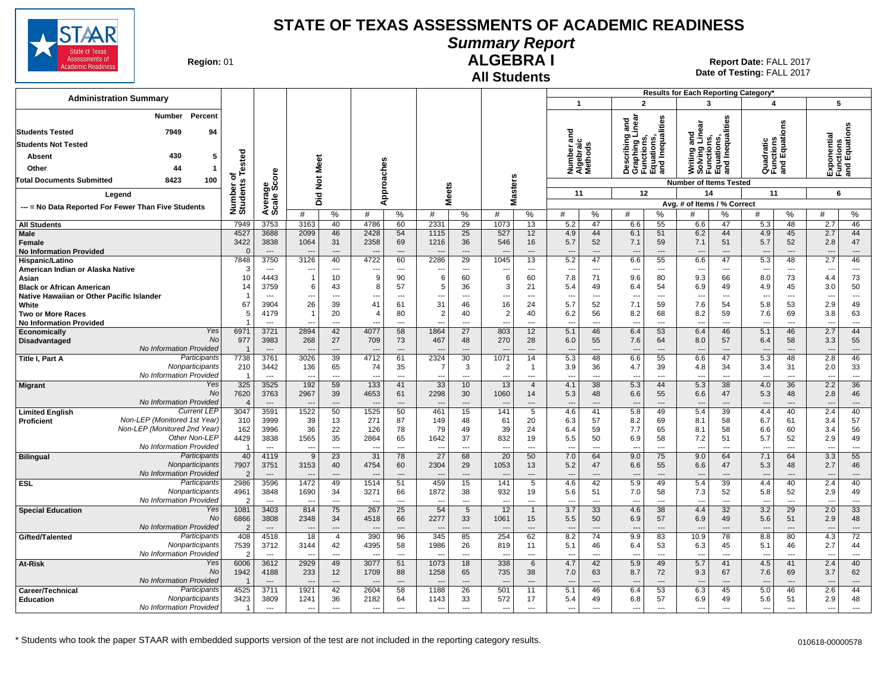# STATE OF TEXAS ASSESSMENTS OF ACADEMIC READINESS

## Summary Report

## ALGEBRA I

### All Students

**Region:** 01

**Report Date:** FALL 2017
**Date of Testing:** FALL 2017

**Administration Summary**

| | Number | Percent |
|---|---|---|
| Students Tested | 7949 | 94 |
| Students Not Tested | | |
| Absent | 430 | 5 |
| Other | 44 | 1 |
| Total Documents Submitted | 8423 | 100 |

**Legend**

--- = No Data Reported For Fewer Than Five Students

Results for Each Reporting Category*:
1. Number and Algebraic Methods (Number of Items Tested: 11)
2. Describing and Graphing Linear Functions, Equations, and Inequalities (Number of Items Tested: 12)
3. Writing and Solving Linear Functions, Equations, and Inequalities (Number of Items Tested: 14)
4. Quadratic Functions and Equations (Number of Items Tested: 11)
5. Exponential Functions and Equations (Number of Items Tested: 6)

Reporting category columns show Avg. # of Items / % Correct.

| Group | | Number of Students Tested | Average Scale Score | Did Not Meet # | Did Not Meet % | Approaches # | Approaches % | Meets # | Meets % | Masters # | Masters % | Cat 1 # | Cat 1 % | Cat 2 # | Cat 2 % | Cat 3 # | Cat 3 % | Cat 4 # | Cat 4 % | Cat 5 # | Cat 5 % |
|---|---|---|---|---|---|---|---|---|---|---|---|---|---|---|---|---|---|---|---|---|---|
| All Students | | 7949 | 3753 | 3163 | 40 | 4786 | 60 | 2331 | 29 | 1073 | 13 | 5.2 | 47 | 6.6 | 55 | 6.6 | 47 | 5.3 | 48 | 2.7 | 46 |
| Male | | 4527 | 3688 | 2099 | 46 | 2428 | 54 | 1115 | 25 | 527 | 12 | 4.9 | 44 | 6.1 | 51 | 6.2 | 44 | 4.9 | 45 | 2.7 | 44 |
| Female | | 3422 | 3838 | 1064 | 31 | 2358 | 69 | 1216 | 36 | 546 | 16 | 5.7 | 52 | 7.1 | 59 | 7.1 | 51 | 5.7 | 52 | 2.8 | 47 |
| No Information Provided | | 0 | --- | --- | --- | --- | --- | --- | --- | --- | --- | --- | --- | --- | --- | --- | --- | --- | --- | --- | --- |
| Hispanic/Latino | | 7848 | 3750 | 3126 | 40 | 4722 | 60 | 2286 | 29 | 1045 | 13 | 5.2 | 47 | 6.6 | 55 | 6.6 | 47 | 5.3 | 48 | 2.7 | 46 |
| American Indian or Alaska Native | | 3 | --- | --- | --- | --- | --- | --- | --- | --- | --- | --- | --- | --- | --- | --- | --- | --- | --- | --- | --- |
| Asian | | 10 | 4443 | 1 | 10 | 9 | 90 | 6 | 60 | 6 | 60 | 7.8 | 71 | 9.6 | 80 | 9.3 | 66 | 8.0 | 73 | 4.4 | 73 |
| Black or African American | | 14 | 3759 | 6 | 43 | 8 | 57 | 5 | 36 | 3 | 21 | 5.4 | 49 | 6.4 | 54 | 6.9 | 49 | 4.9 | 45 | 3.0 | 50 |
| Native Hawaiian or Other Pacific Islander | | 1 | --- | --- | --- | --- | --- | --- | --- | --- | --- | --- | --- | --- | --- | --- | --- | --- | --- | --- | --- |
| White | | 67 | 3904 | 26 | 39 | 41 | 61 | 31 | 46 | 16 | 24 | 5.7 | 52 | 7.1 | 59 | 7.6 | 54 | 5.8 | 53 | 2.9 | 49 |
| Two or More Races | | 5 | 4179 | 1 | 20 | 4 | 80 | 2 | 40 | 2 | 40 | 6.2 | 56 | 8.2 | 68 | 8.2 | 59 | 7.6 | 69 | 3.8 | 63 |
| No Information Provided | | 1 | --- | --- | --- | --- | --- | --- | --- | --- | --- | --- | --- | --- | --- | --- | --- | --- | --- | --- | --- |
| Economically Disadvantaged | Yes | 6971 | 3721 | 2894 | 42 | 4077 | 58 | 1864 | 27 | 803 | 12 | 5.1 | 46 | 6.4 | 53 | 6.4 | 46 | 5.1 | 46 | 2.7 | 44 |
| | No | 977 | 3983 | 268 | 27 | 709 | 73 | 467 | 48 | 270 | 28 | 6.0 | 55 | 7.6 | 64 | 8.0 | 57 | 6.4 | 58 | 3.3 | 55 |
| | No Information Provided | 1 | --- | --- | --- | --- | --- | --- | --- | --- | --- | --- | --- | --- | --- | --- | --- | --- | --- | --- | --- |
| Title I, Part A | Participants | 7738 | 3761 | 3026 | 39 | 4712 | 61 | 2324 | 30 | 1071 | 14 | 5.3 | 48 | 6.6 | 55 | 6.6 | 47 | 5.3 | 48 | 2.8 | 46 |
| | Nonparticipants | 210 | 3442 | 136 | 65 | 74 | 35 | 7 | 3 | 2 | 1 | 3.9 | 36 | 4.7 | 39 | 4.8 | 34 | 3.4 | 31 | 2.0 | 33 |
| | No Information Provided | 1 | --- | --- | --- | --- | --- | --- | --- | --- | --- | --- | --- | --- | --- | --- | --- | --- | --- | --- | --- |
| Migrant | Yes | 325 | 3525 | 192 | 59 | 133 | 41 | 33 | 10 | 13 | 4 | 4.1 | 38 | 5.3 | 44 | 5.3 | 38 | 4.0 | 36 | 2.2 | 36 |
| | No | 7620 | 3763 | 2967 | 39 | 4653 | 61 | 2298 | 30 | 1060 | 14 | 5.3 | 48 | 6.6 | 55 | 6.6 | 47 | 5.3 | 48 | 2.8 | 46 |
| | No Information Provided | 4 | --- | --- | --- | --- | --- | --- | --- | --- | --- | --- | --- | --- | --- | --- | --- | --- | --- | --- | --- |
| Limited English Proficient | Current LEP | 3047 | 3591 | 1522 | 50 | 1525 | 50 | 461 | 15 | 141 | 5 | 4.6 | 41 | 5.8 | 49 | 5.4 | 39 | 4.4 | 40 | 2.4 | 40 |
| | Non-LEP (Monitored 1st Year) | 310 | 3999 | 39 | 13 | 271 | 87 | 149 | 48 | 61 | 20 | 6.3 | 57 | 8.2 | 69 | 8.1 | 58 | 6.7 | 61 | 3.4 | 57 |
| | Non-LEP (Monitored 2nd Year) | 162 | 3996 | 36 | 22 | 126 | 78 | 79 | 49 | 39 | 24 | 6.4 | 59 | 7.7 | 65 | 8.1 | 58 | 6.6 | 60 | 3.4 | 56 |
| | Other Non-LEP | 4429 | 3838 | 1565 | 35 | 2864 | 65 | 1642 | 37 | 832 | 19 | 5.5 | 50 | 6.9 | 58 | 7.2 | 51 | 5.7 | 52 | 2.9 | 49 |
| | No Information Provided | 1 | --- | --- | --- | --- | --- | --- | --- | --- | --- | --- | --- | --- | --- | --- | --- | --- | --- | --- | --- |
| Bilingual | Participants | 40 | 4119 | 9 | 23 | 31 | 78 | 27 | 68 | 20 | 50 | 7.0 | 64 | 9.0 | 75 | 9.0 | 64 | 7.1 | 64 | 3.3 | 55 |
| | Nonparticipants | 7907 | 3751 | 3153 | 40 | 4754 | 60 | 2304 | 29 | 1053 | 13 | 5.2 | 47 | 6.6 | 55 | 6.6 | 47 | 5.3 | 48 | 2.7 | 46 |
| | No Information Provided | 2 | --- | --- | --- | --- | --- | --- | --- | --- | --- | --- | --- | --- | --- | --- | --- | --- | --- | --- | --- |
| ESL | Participants | 2986 | 3596 | 1472 | 49 | 1514 | 51 | 459 | 15 | 141 | 5 | 4.6 | 42 | 5.9 | 49 | 5.4 | 39 | 4.4 | 40 | 2.4 | 40 |
| | Nonparticipants | 4961 | 3848 | 1690 | 34 | 3271 | 66 | 1872 | 38 | 932 | 19 | 5.6 | 51 | 7.0 | 58 | 7.3 | 52 | 5.8 | 52 | 2.9 | 49 |
| | No Information Provided | 2 | --- | --- | --- | --- | --- | --- | --- | --- | --- | --- | --- | --- | --- | --- | --- | --- | --- | --- | --- |
| Special Education | Yes | 1081 | 3403 | 814 | 75 | 267 | 25 | 54 | 5 | 12 | 1 | 3.7 | 33 | 4.6 | 38 | 4.4 | 32 | 3.2 | 29 | 2.0 | 33 |
| | No | 6866 | 3808 | 2348 | 34 | 4518 | 66 | 2277 | 33 | 1061 | 15 | 5.5 | 50 | 6.9 | 57 | 6.9 | 49 | 5.6 | 51 | 2.9 | 48 |
| | No Information Provided | 2 | --- | --- | --- | --- | --- | --- | --- | --- | --- | --- | --- | --- | --- | --- | --- | --- | --- | --- | --- |
| Gifted/Talented | Participants | 408 | 4518 | 18 | 4 | 390 | 96 | 345 | 85 | 254 | 62 | 8.2 | 74 | 9.9 | 83 | 10.9 | 78 | 8.8 | 80 | 4.3 | 72 |
| | Nonparticipants | 7539 | 3712 | 3144 | 42 | 4395 | 58 | 1986 | 26 | 819 | 11 | 5.1 | 46 | 6.4 | 53 | 6.3 | 45 | 5.1 | 46 | 2.7 | 44 |
| | No Information Provided | 2 | --- | --- | --- | --- | --- | --- | --- | --- | --- | --- | --- | --- | --- | --- | --- | --- | --- | --- | --- |
| At-Risk | Yes | 6006 | 3612 | 2929 | 49 | 3077 | 51 | 1073 | 18 | 338 | 6 | 4.7 | 42 | 5.9 | 49 | 5.7 | 41 | 4.5 | 41 | 2.4 | 40 |
| | No | 1942 | 4188 | 233 | 12 | 1709 | 88 | 1258 | 65 | 735 | 38 | 7.0 | 63 | 8.7 | 72 | 9.3 | 67 | 7.6 | 69 | 3.7 | 62 |
| | No Information Provided | 1 | --- | --- | --- | --- | --- | --- | --- | --- | --- | --- | --- | --- | --- | --- | --- | --- | --- | --- | --- |
| Career/Technical Education | Participants | 4525 | 3711 | 1921 | 42 | 2604 | 58 | 1188 | 26 | 501 | 11 | 5.1 | 46 | 6.4 | 53 | 6.3 | 45 | 5.0 | 46 | 2.6 | 44 |
| | Nonparticipants | 3423 | 3809 | 1241 | 36 | 2182 | 64 | 1143 | 33 | 572 | 17 | 5.4 | 49 | 6.8 | 57 | 6.9 | 49 | 5.6 | 51 | 2.9 | 48 |
| | No Information Provided | 1 | --- | --- | --- | --- | --- | --- | --- | --- | --- | --- | --- | --- | --- | --- | --- | --- | --- | --- | --- |

\* Students who took the paper STAAR with embedded supports version of the test are not included in the reporting category results.

010618-00000578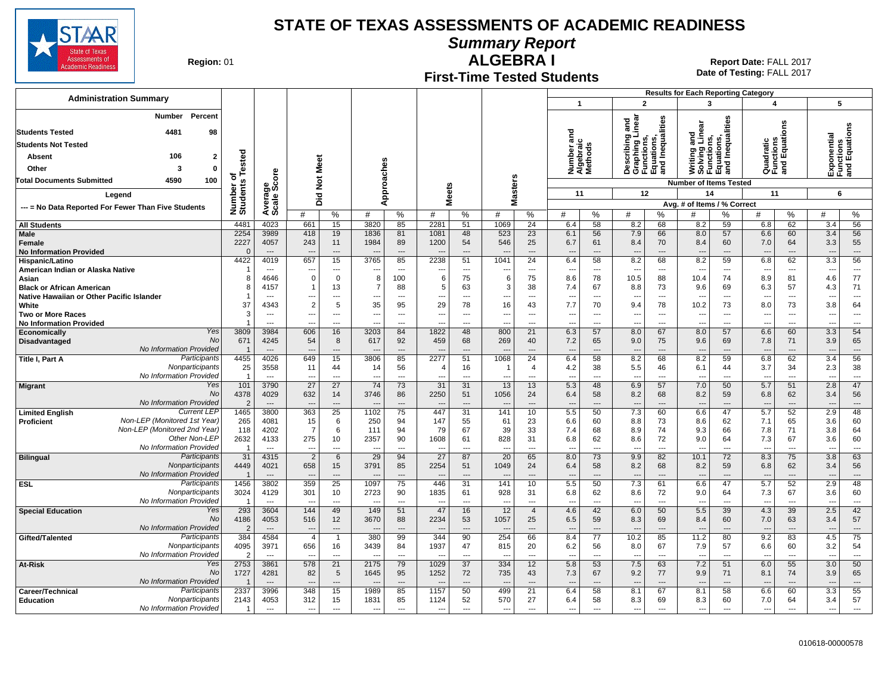# STATE OF TEXAS ASSESSMENTS OF ACADEMIC READINESS

## Summary Report

## ALGEBRA I

### First-Time Tested Students

**Region:** 01

**Report Date:** FALL 2017
**Date of Testing:** FALL 2017

**Administration Summary**

| | Number | Percent |
|---|---|---|
| **Students Tested** | 4481 | 98 |
| **Students Not Tested** | | |
| **Absent** | 106 | 2 |
| **Other** | 3 | 0 |
| **Total Documents Submitted** | 4590 | 100 |

**Legend**

--- = No Data Reported For Fewer Than Five Students

**Results for Each Reporting Category**

1: Number and Algebraic Methods (Number of Items Tested: 11)
2: Describing and Graphing Linear Functions, Equations, and Inequalities (Number of Items Tested: 12)
3: Writing and Solving Linear Functions, Equations, and Inequalities (Number of Items Tested: 14)
4: Quadratic Functions and Equations (Number of Items Tested: 11)
5: Exponential Functions and Equations (Number of Items Tested: 6)

Avg. # of Items / % Correct

| Group | Subgroup | Number of Students Tested | Average Scale Score | Did Not Meet # | Did Not Meet % | Approaches # | Approaches % | Meets # | Meets % | Masters # | Masters % | Cat 1 # | Cat 1 % | Cat 2 # | Cat 2 % | Cat 3 # | Cat 3 % | Cat 4 # | Cat 4 % | Cat 5 # | Cat 5 % |
|---|---|---|---|---|---|---|---|---|---|---|---|---|---|---|---|---|---|---|---|---|---|
| **All Students** | | 4481 | 4023 | 661 | 15 | 3820 | 85 | 2281 | 51 | 1069 | 24 | 6.4 | 58 | 8.2 | 68 | 8.2 | 59 | 6.8 | 62 | 3.4 | 56 |
| **Male** | | 2254 | 3989 | 418 | 19 | 1836 | 81 | 1081 | 48 | 523 | 23 | 6.1 | 56 | 7.9 | 66 | 8.0 | 57 | 6.6 | 60 | 3.4 | 56 |
| **Female** | | 2227 | 4057 | 243 | 11 | 1984 | 89 | 1200 | 54 | 546 | 25 | 6.7 | 61 | 8.4 | 70 | 8.4 | 60 | 7.0 | 64 | 3.3 | 55 |
| **No Information Provided** | | 0 | --- | --- | --- | --- | --- | --- | --- | --- | --- | --- | --- | --- | --- | --- | --- | --- | --- | --- | --- |
| **Hispanic/Latino** | | 4422 | 4019 | 657 | 15 | 3765 | 85 | 2238 | 51 | 1041 | 24 | 6.4 | 58 | 8.2 | 68 | 8.2 | 59 | 6.8 | 62 | 3.3 | 56 |
| **American Indian or Alaska Native** | | 1 | --- | --- | --- | --- | --- | --- | --- | --- | --- | --- | --- | --- | --- | --- | --- | --- | --- | --- | --- |
| **Asian** | | 8 | 4646 | 0 | 0 | 8 | 100 | 6 | 75 | 6 | 75 | 8.6 | 78 | 10.5 | 88 | 10.4 | 74 | 8.9 | 81 | 4.6 | 77 |
| **Black or African American** | | 8 | 4157 | 1 | 13 | 7 | 88 | 5 | 63 | 3 | 38 | 7.4 | 67 | 8.8 | 73 | 9.6 | 69 | 6.3 | 57 | 4.3 | 71 |
| **Native Hawaiian or Other Pacific Islander** | | 1 | --- | --- | --- | --- | --- | --- | --- | --- | --- | --- | --- | --- | --- | --- | --- | --- | --- | --- | --- |
| **White** | | 37 | 4343 | 2 | 5 | 35 | 95 | 29 | 78 | 16 | 43 | 7.7 | 70 | 9.4 | 78 | 10.2 | 73 | 8.0 | 73 | 3.8 | 64 |
| **Two or More Races** | | 3 | --- | --- | --- | --- | --- | --- | --- | --- | --- | --- | --- | --- | --- | --- | --- | --- | --- | --- | --- |
| **No Information Provided** | | 1 | --- | --- | --- | --- | --- | --- | --- | --- | --- | --- | --- | --- | --- | --- | --- | --- | --- | --- | --- |
| **Economically Disadvantaged** | *Yes* | 3809 | 3984 | 606 | 16 | 3203 | 84 | 1822 | 48 | 800 | 21 | 6.3 | 57 | 8.0 | 67 | 8.0 | 57 | 6.6 | 60 | 3.3 | 54 |
| | *No* | 671 | 4245 | 54 | 8 | 617 | 92 | 459 | 68 | 269 | 40 | 7.2 | 65 | 9.0 | 75 | 9.6 | 69 | 7.8 | 71 | 3.9 | 65 |
| | *No Information Provided* | 1 | --- | --- | --- | --- | --- | --- | --- | --- | --- | --- | --- | --- | --- | --- | --- | --- | --- | --- | --- |
| **Title I, Part A** | *Participants* | 4455 | 4026 | 649 | 15 | 3806 | 85 | 2277 | 51 | 1068 | 24 | 6.4 | 58 | 8.2 | 68 | 8.2 | 59 | 6.8 | 62 | 3.4 | 56 |
| | *Nonparticipants* | 25 | 3558 | 11 | 44 | 14 | 56 | 4 | 16 | 1 | 4 | 4.2 | 38 | 5.5 | 46 | 6.1 | 44 | 3.7 | 34 | 2.3 | 38 |
| | *No Information Provided* | 1 | --- | --- | --- | --- | --- | --- | --- | --- | --- | --- | --- | --- | --- | --- | --- | --- | --- | --- | --- |
| **Migrant** | *Yes* | 101 | 3790 | 27 | 27 | 74 | 73 | 31 | 31 | 13 | 13 | 5.3 | 48 | 6.9 | 57 | 7.0 | 50 | 5.7 | 51 | 2.8 | 47 |
| | *No* | 4378 | 4029 | 632 | 14 | 3746 | 86 | 2250 | 51 | 1056 | 24 | 6.4 | 58 | 8.2 | 68 | 8.2 | 59 | 6.8 | 62 | 3.4 | 56 |
| | *No Information Provided* | 2 | --- | --- | --- | --- | --- | --- | --- | --- | --- | --- | --- | --- | --- | --- | --- | --- | --- | --- | --- |
| **Limited English Proficient** | *Current LEP* | 1465 | 3800 | 363 | 25 | 1102 | 75 | 447 | 31 | 141 | 10 | 5.5 | 50 | 7.3 | 60 | 6.6 | 47 | 5.7 | 52 | 2.9 | 48 |
| | *Non-LEP (Monitored 1st Year)* | 265 | 4081 | 15 | 6 | 250 | 94 | 147 | 55 | 61 | 23 | 6.6 | 60 | 8.8 | 73 | 8.6 | 62 | 7.1 | 65 | 3.6 | 60 |
| | *Non-LEP (Monitored 2nd Year)* | 118 | 4202 | 7 | 6 | 111 | 94 | 79 | 67 | 39 | 33 | 7.4 | 68 | 8.9 | 74 | 9.3 | 66 | 7.8 | 71 | 3.8 | 64 |
| | *Other Non-LEP* | 2632 | 4133 | 275 | 10 | 2357 | 90 | 1608 | 61 | 828 | 31 | 6.8 | 62 | 8.6 | 72 | 9.0 | 64 | 7.3 | 67 | 3.6 | 60 |
| | *No Information Provided* | 1 | --- | --- | --- | --- | --- | --- | --- | --- | --- | --- | --- | --- | --- | --- | --- | --- | --- | --- | --- |
| **Bilingual** | *Participants* | 31 | 4315 | 2 | 6 | 29 | 94 | 27 | 87 | 20 | 65 | 8.0 | 73 | 9.9 | 82 | 10.1 | 72 | 8.3 | 75 | 3.8 | 63 |
| | *Nonparticipants* | 4449 | 4021 | 658 | 15 | 3791 | 85 | 2254 | 51 | 1049 | 24 | 6.4 | 58 | 8.2 | 68 | 8.2 | 59 | 6.8 | 62 | 3.4 | 56 |
| | *No Information Provided* | 1 | --- | --- | --- | --- | --- | --- | --- | --- | --- | --- | --- | --- | --- | --- | --- | --- | --- | --- | --- |
| **ESL** | *Participants* | 1456 | 3802 | 359 | 25 | 1097 | 75 | 446 | 31 | 141 | 10 | 5.5 | 50 | 7.3 | 61 | 6.6 | 47 | 5.7 | 52 | 2.9 | 48 |
| | *Nonparticipants* | 3024 | 4129 | 301 | 10 | 2723 | 90 | 1835 | 61 | 928 | 31 | 6.8 | 62 | 8.6 | 72 | 9.0 | 64 | 7.3 | 67 | 3.6 | 60 |
| | *No Information Provided* | 1 | --- | --- | --- | --- | --- | --- | --- | --- | --- | --- | --- | --- | --- | --- | --- | --- | --- | --- | --- |
| **Special Education** | *Yes* | 293 | 3604 | 144 | 49 | 149 | 51 | 47 | 16 | 12 | 4 | 4.6 | 42 | 6.0 | 50 | 5.5 | 39 | 4.3 | 39 | 2.5 | 42 |
| | *No* | 4186 | 4053 | 516 | 12 | 3670 | 88 | 2234 | 53 | 1057 | 25 | 6.5 | 59 | 8.3 | 69 | 8.4 | 60 | 7.0 | 63 | 3.4 | 57 |
| | *No Information Provided* | 2 | --- | --- | --- | --- | --- | --- | --- | --- | --- | --- | --- | --- | --- | --- | --- | --- | --- | --- | --- |
| **Gifted/Talented** | *Participants* | 384 | 4584 | 4 | 1 | 380 | 99 | 344 | 90 | 254 | 66 | 8.4 | 77 | 10.2 | 85 | 11.2 | 80 | 9.2 | 83 | 4.5 | 75 |
| | *Nonparticipants* | 4095 | 3971 | 656 | 16 | 3439 | 84 | 1937 | 47 | 815 | 20 | 6.2 | 56 | 8.0 | 67 | 7.9 | 57 | 6.6 | 60 | 3.2 | 54 |
| | *No Information Provided* | 2 | --- | --- | --- | --- | --- | --- | --- | --- | --- | --- | --- | --- | --- | --- | --- | --- | --- | --- | --- |
| **At-Risk** | *Yes* | 2753 | 3861 | 578 | 21 | 2175 | 79 | 1029 | 37 | 334 | 12 | 5.8 | 53 | 7.5 | 63 | 7.2 | 51 | 6.0 | 55 | 3.0 | 50 |
| | *No* | 1727 | 4281 | 82 | 5 | 1645 | 95 | 1252 | 72 | 735 | 43 | 7.3 | 67 | 9.2 | 77 | 9.9 | 71 | 8.1 | 74 | 3.9 | 65 |
| | *No Information Provided* | 1 | --- | --- | --- | --- | --- | --- | --- | --- | --- | --- | --- | --- | --- | --- | --- | --- | --- | --- | --- |
| **Career/Technical Education** | *Participants* | 2337 | 3996 | 348 | 15 | 1989 | 85 | 1157 | 50 | 499 | 21 | 6.4 | 58 | 8.1 | 67 | 8.1 | 58 | 6.6 | 60 | 3.3 | 55 |
| | *Nonparticipants* | 2143 | 4053 | 312 | 15 | 1831 | 85 | 1124 | 52 | 570 | 27 | 6.4 | 58 | 8.3 | 69 | 8.3 | 60 | 7.0 | 64 | 3.4 | 57 |
| | *No Information Provided* | 1 | --- | --- | --- | --- | --- | --- | --- | --- | --- | --- | --- | --- | --- | --- | --- | --- | --- | --- | --- |

010618-00000578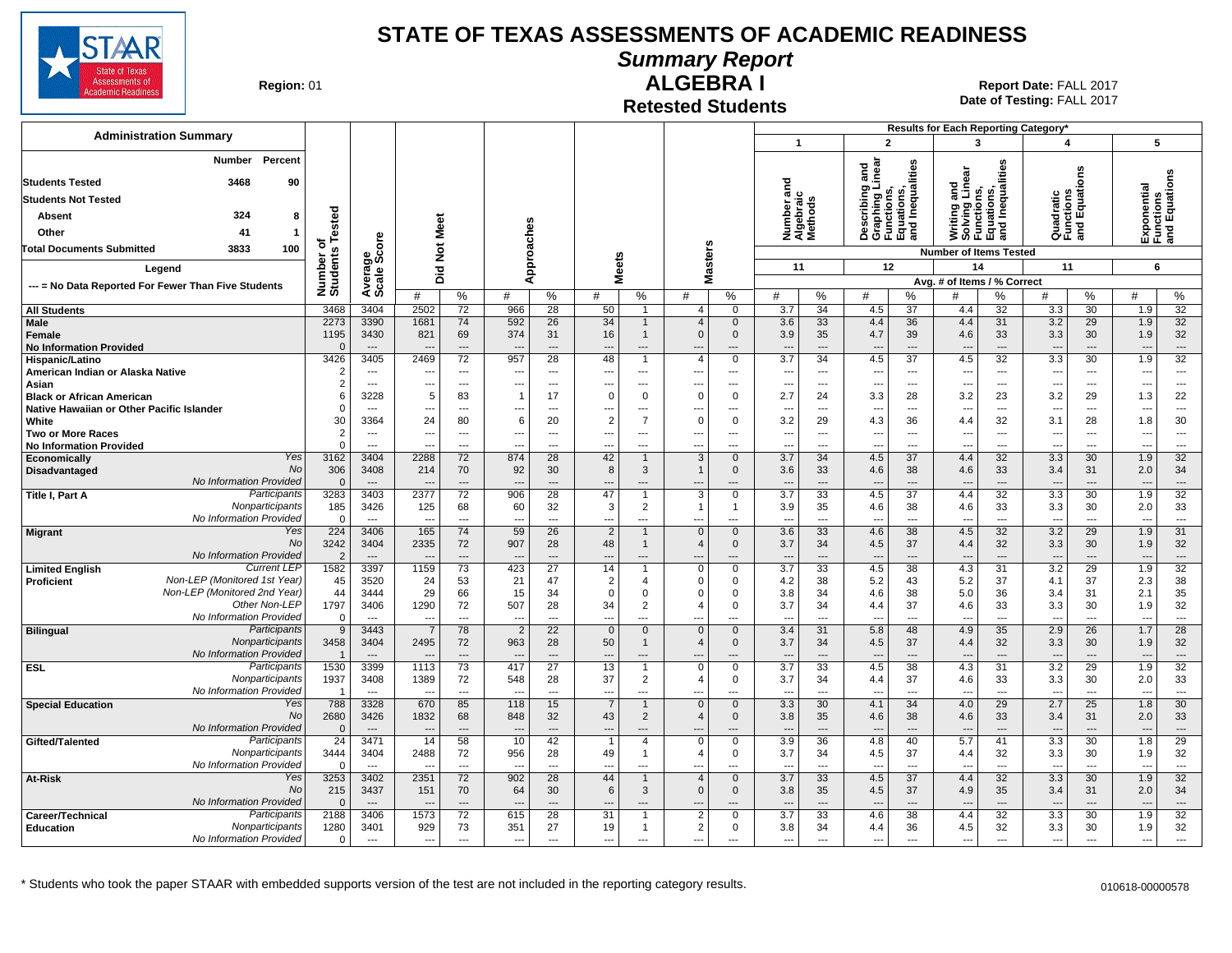# STATE OF TEXAS ASSESSMENTS OF ACADEMIC READINESS

## Summary Report

## ALGEBRA I

### Retested Students

**Region:** 01

**Report Date:** FALL 2017
**Date of Testing:** FALL 2017

**Administration Summary**

| | Number | Percent |
|---|---|---|
| **Students Tested** | 3468 | 90 |
| **Students Not Tested** | | |
| Absent | 324 | 8 |
| Other | 41 | 1 |
| **Total Documents Submitted** | 3833 | 100 |

**Legend**

--- = No Data Reported For Fewer Than Five Students

Results for Each Reporting Category*: 1 = Number and Algebraic Methods (11 items); 2 = Describing and Graphing Linear Functions, Equations, and Inequalities (12 items); 3 = Writing and Solving Linear Functions, Equations, and Inequalities (14 items); 4 = Quadratic Functions and Equations (11 items); 5 = Exponential Functions and Equations (6 items). Values are Avg. # of Items / % Correct.

| Group | | Number of Students Tested | Average Scale Score | Did Not Meet # | Did Not Meet % | Approaches # | Approaches % | Meets # | Meets % | Masters # | Masters % | Cat 1 # | Cat 1 % | Cat 2 # | Cat 2 % | Cat 3 # | Cat 3 % | Cat 4 # | Cat 4 % | Cat 5 # | Cat 5 % |
|---|---|---|---|---|---|---|---|---|---|---|---|---|---|---|---|---|---|---|---|---|---|
| **All Students** | | 3468 | 3404 | 2502 | 72 | 966 | 28 | 50 | 1 | 4 | 0 | 3.7 | 34 | 4.5 | 37 | 4.4 | 32 | 3.3 | 30 | 1.9 | 32 |
| **Male** | | 2273 | 3390 | 1681 | 74 | 592 | 26 | 34 | 1 | 4 | 0 | 3.6 | 33 | 4.4 | 36 | 4.4 | 31 | 3.2 | 29 | 1.9 | 32 |
| **Female** | | 1195 | 3430 | 821 | 69 | 374 | 31 | 16 | 1 | 0 | 0 | 3.9 | 35 | 4.7 | 39 | 4.6 | 33 | 3.3 | 30 | 1.9 | 32 |
| **No Information Provided** | | 0 | --- | --- | --- | --- | --- | --- | --- | --- | --- | --- | --- | --- | --- | --- | --- | --- | --- | --- | --- |
| **Hispanic/Latino** | | 3426 | 3405 | 2469 | 72 | 957 | 28 | 48 | 1 | 4 | 0 | 3.7 | 34 | 4.5 | 37 | 4.5 | 32 | 3.3 | 30 | 1.9 | 32 |
| **American Indian or Alaska Native** | | 2 | --- | --- | --- | --- | --- | --- | --- | --- | --- | --- | --- | --- | --- | --- | --- | --- | --- | --- | --- |
| **Asian** | | 2 | --- | --- | --- | --- | --- | --- | --- | --- | --- | --- | --- | --- | --- | --- | --- | --- | --- | --- | --- |
| **Black or African American** | | 6 | 3228 | 5 | 83 | 1 | 17 | 0 | 0 | 0 | 0 | 2.7 | 24 | 3.3 | 28 | 3.2 | 23 | 3.2 | 29 | 1.3 | 22 |
| **Native Hawaiian or Other Pacific Islander** | | 0 | --- | --- | --- | --- | --- | --- | --- | --- | --- | --- | --- | --- | --- | --- | --- | --- | --- | --- | --- |
| **White** | | 30 | 3364 | 24 | 80 | 6 | 20 | 2 | 7 | 0 | 0 | 3.2 | 29 | 4.3 | 36 | 4.4 | 32 | 3.1 | 28 | 1.8 | 30 |
| **Two or More Races** | | 2 | --- | --- | --- | --- | --- | --- | --- | --- | --- | --- | --- | --- | --- | --- | --- | --- | --- | --- | --- |
| **No Information Provided** | | 0 | --- | --- | --- | --- | --- | --- | --- | --- | --- | --- | --- | --- | --- | --- | --- | --- | --- | --- | --- |
| **Economically Disadvantaged** | *Yes* | 3162 | 3404 | 2288 | 72 | 874 | 28 | 42 | 1 | 3 | 0 | 3.7 | 34 | 4.5 | 37 | 4.4 | 32 | 3.3 | 30 | 1.9 | 32 |
| | *No* | 306 | 3408 | 214 | 70 | 92 | 30 | 8 | 3 | 1 | 0 | 3.6 | 33 | 4.6 | 38 | 4.6 | 33 | 3.4 | 31 | 2.0 | 34 |
| | *No Information Provided* | 0 | --- | --- | --- | --- | --- | --- | --- | --- | --- | --- | --- | --- | --- | --- | --- | --- | --- | --- | --- |
| **Title I, Part A** | *Participants* | 3283 | 3403 | 2377 | 72 | 906 | 28 | 47 | 1 | 3 | 0 | 3.7 | 33 | 4.5 | 37 | 4.4 | 32 | 3.3 | 30 | 1.9 | 32 |
| | *Nonparticipants* | 185 | 3426 | 125 | 68 | 60 | 32 | 3 | 2 | 1 | 1 | 3.9 | 35 | 4.6 | 38 | 4.6 | 33 | 3.3 | 30 | 2.0 | 33 |
| | *No Information Provided* | 0 | --- | --- | --- | --- | --- | --- | --- | --- | --- | --- | --- | --- | --- | --- | --- | --- | --- | --- | --- |
| **Migrant** | *Yes* | 224 | 3406 | 165 | 74 | 59 | 26 | 2 | 1 | 0 | 0 | 3.6 | 33 | 4.6 | 38 | 4.5 | 32 | 3.2 | 29 | 1.9 | 31 |
| | *No* | 3242 | 3404 | 2335 | 72 | 907 | 28 | 48 | 1 | 4 | 0 | 3.7 | 34 | 4.5 | 37 | 4.4 | 32 | 3.3 | 30 | 1.9 | 32 |
| | *No Information Provided* | 2 | --- | --- | --- | --- | --- | --- | --- | --- | --- | --- | --- | --- | --- | --- | --- | --- | --- | --- | --- |
| **Limited English Proficient** | *Current LEP* | 1582 | 3397 | 1159 | 73 | 423 | 27 | 14 | 1 | 0 | 0 | 3.7 | 33 | 4.5 | 38 | 4.3 | 31 | 3.2 | 29 | 1.9 | 32 |
| | *Non-LEP (Monitored 1st Year)* | 45 | 3520 | 24 | 53 | 21 | 47 | 2 | 4 | 0 | 0 | 4.2 | 38 | 5.2 | 43 | 5.2 | 37 | 4.1 | 37 | 2.3 | 38 |
| | *Non-LEP (Monitored 2nd Year)* | 44 | 3444 | 29 | 66 | 15 | 34 | 0 | 0 | 0 | 0 | 3.8 | 34 | 4.6 | 38 | 5.0 | 36 | 3.4 | 31 | 2.1 | 35 |
| | *Other Non-LEP* | 1797 | 3406 | 1290 | 72 | 507 | 28 | 34 | 2 | 4 | 0 | 3.7 | 34 | 4.4 | 37 | 4.6 | 33 | 3.3 | 30 | 1.9 | 32 |
| | *No Information Provided* | 0 | --- | --- | --- | --- | --- | --- | --- | --- | --- | --- | --- | --- | --- | --- | --- | --- | --- | --- | --- |
| **Bilingual** | *Participants* | 9 | 3443 | 7 | 78 | 2 | 22 | 0 | 0 | 0 | 0 | 3.4 | 31 | 5.8 | 48 | 4.9 | 35 | 2.9 | 26 | 1.7 | 28 |
| | *Nonparticipants* | 3458 | 3404 | 2495 | 72 | 963 | 28 | 50 | 1 | 4 | 0 | 3.7 | 34 | 4.5 | 37 | 4.4 | 32 | 3.3 | 30 | 1.9 | 32 |
| | *No Information Provided* | 1 | --- | --- | --- | --- | --- | --- | --- | --- | --- | --- | --- | --- | --- | --- | --- | --- | --- | --- | --- |
| **ESL** | *Participants* | 1530 | 3399 | 1113 | 73 | 417 | 27 | 13 | 1 | 0 | 0 | 3.7 | 33 | 4.5 | 38 | 4.3 | 31 | 3.2 | 29 | 1.9 | 32 |
| | *Nonparticipants* | 1937 | 3408 | 1389 | 72 | 548 | 28 | 37 | 2 | 4 | 0 | 3.7 | 34 | 4.4 | 37 | 4.6 | 33 | 3.3 | 30 | 2.0 | 33 |
| | *No Information Provided* | 1 | --- | --- | --- | --- | --- | --- | --- | --- | --- | --- | --- | --- | --- | --- | --- | --- | --- | --- | --- |
| **Special Education** | *Yes* | 788 | 3328 | 670 | 85 | 118 | 15 | 7 | 1 | 0 | 0 | 3.3 | 30 | 4.1 | 34 | 4.0 | 29 | 2.7 | 25 | 1.8 | 30 |
| | *No* | 2680 | 3426 | 1832 | 68 | 848 | 32 | 43 | 2 | 4 | 0 | 3.8 | 35 | 4.6 | 38 | 4.6 | 33 | 3.4 | 31 | 2.0 | 33 |
| | *No Information Provided* | 0 | --- | --- | --- | --- | --- | --- | --- | --- | --- | --- | --- | --- | --- | --- | --- | --- | --- | --- | --- |
| **Gifted/Talented** | *Participants* | 24 | 3471 | 14 | 58 | 10 | 42 | 1 | 4 | 0 | 0 | 3.9 | 36 | 4.8 | 40 | 5.7 | 41 | 3.3 | 30 | 1.8 | 29 |
| | *Nonparticipants* | 3444 | 3404 | 2488 | 72 | 956 | 28 | 49 | 1 | 4 | 0 | 3.7 | 34 | 4.5 | 37 | 4.4 | 32 | 3.3 | 30 | 1.9 | 32 |
| | *No Information Provided* | 0 | --- | --- | --- | --- | --- | --- | --- | --- | --- | --- | --- | --- | --- | --- | --- | --- | --- | --- | --- |
| **At-Risk** | *Yes* | 3253 | 3402 | 2351 | 72 | 902 | 28 | 44 | 1 | 4 | 0 | 3.7 | 33 | 4.5 | 37 | 4.4 | 32 | 3.3 | 30 | 1.9 | 32 |
| | *No* | 215 | 3437 | 151 | 70 | 64 | 30 | 6 | 3 | 0 | 0 | 3.8 | 35 | 4.5 | 37 | 4.9 | 35 | 3.4 | 31 | 2.0 | 34 |
| | *No Information Provided* | 0 | --- | --- | --- | --- | --- | --- | --- | --- | --- | --- | --- | --- | --- | --- | --- | --- | --- | --- | --- |
| **Career/Technical Education** | *Participants* | 2188 | 3406 | 1573 | 72 | 615 | 28 | 31 | 1 | 2 | 0 | 3.7 | 33 | 4.6 | 38 | 4.4 | 32 | 3.3 | 30 | 1.9 | 32 |
| | *Nonparticipants* | 1280 | 3401 | 929 | 73 | 351 | 27 | 19 | 1 | 2 | 0 | 3.8 | 34 | 4.4 | 36 | 4.5 | 32 | 3.3 | 30 | 1.9 | 32 |
| | *No Information Provided* | 0 | --- | --- | --- | --- | --- | --- | --- | --- | --- | --- | --- | --- | --- | --- | --- | --- | --- | --- | --- |

\* Students who took the paper STAAR with embedded supports version of the test are not included in the reporting category results.

010618-00000578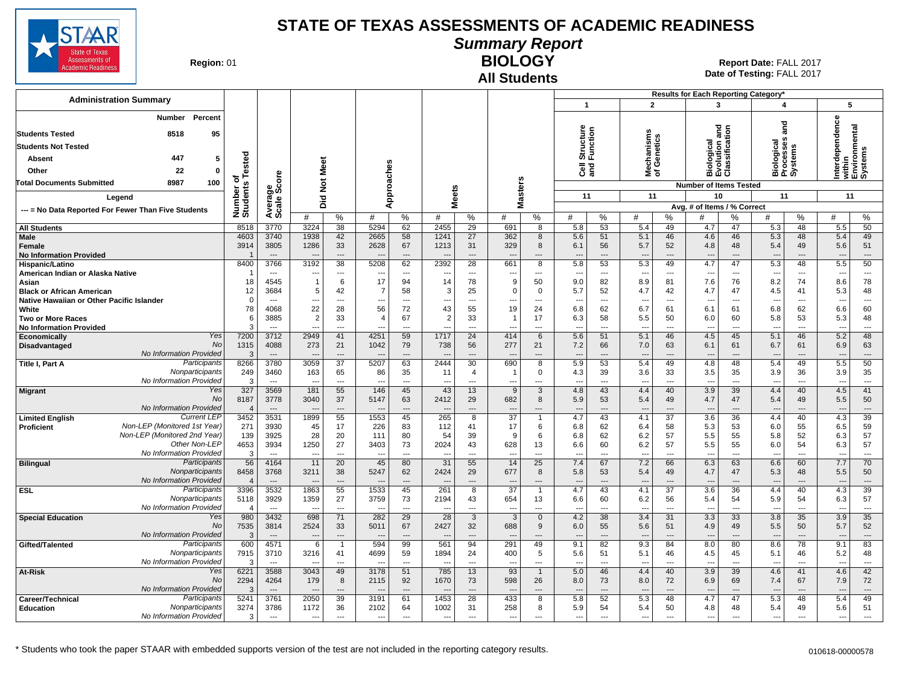# STATE OF TEXAS ASSESSMENTS OF ACADEMIC READINESS

## Summary Report

## BIOLOGY

### All Students

**Region:** 01

**Report Date:** FALL 2017
**Date of Testing:** FALL 2017

**Administration Summary**

| | Number | Percent |
|---|---|---|
| Students Tested | 8518 | 95 |
| Students Not Tested | | |
| Absent | 447 | 5 |
| Other | 22 | 0 |
| Total Documents Submitted | 8987 | 100 |

**Legend**

--- = No Data Reported For Fewer Than Five Students

Results for Each Reporting Category*: 1 = Cell Structure and Function (11 items); 2 = Mechanisms of Genetics (11 items); 3 = Biological Evolution and Classification (10 items); 4 = Biological Processes and Systems (11 items); 5 = Interdependence within Environmental Systems (11 items). Values are Avg. # of Items / % Correct.

| Group | | Number of Students Tested | Average Scale Score | Did Not Meet # | Did Not Meet % | Approaches # | Approaches % | Meets # | Meets % | Masters # | Masters % | 1 # | 1 % | 2 # | 2 % | 3 # | 3 % | 4 # | 4 % | 5 # | 5 % |
|---|---|---|---|---|---|---|---|---|---|---|---|---|---|---|---|---|---|---|---|---|---|
| All Students | | 8518 | 3770 | 3224 | 38 | 5294 | 62 | 2455 | 29 | 691 | 8 | 5.8 | 53 | 5.4 | 49 | 4.7 | 47 | 5.3 | 48 | 5.5 | 50 |
| Male | | 4603 | 3740 | 1938 | 42 | 2665 | 58 | 1241 | 27 | 362 | 8 | 5.6 | 51 | 5.1 | 46 | 4.6 | 46 | 5.3 | 48 | 5.4 | 49 |
| Female | | 3914 | 3805 | 1286 | 33 | 2628 | 67 | 1213 | 31 | 329 | 8 | 6.1 | 56 | 5.7 | 52 | 4.8 | 48 | 5.4 | 49 | 5.6 | 51 |
| No Information Provided | | 1 | --- | --- | --- | --- | --- | --- | --- | --- | --- | --- | --- | --- | --- | --- | --- | --- | --- | --- | --- |
| Hispanic/Latino | | 8400 | 3766 | 3192 | 38 | 5208 | 62 | 2392 | 28 | 661 | 8 | 5.8 | 53 | 5.3 | 49 | 4.7 | 47 | 5.3 | 48 | 5.5 | 50 |
| American Indian or Alaska Native | | 1 | --- | --- | --- | --- | --- | --- | --- | --- | --- | --- | --- | --- | --- | --- | --- | --- | --- | --- | --- |
| Asian | | 18 | 4545 | 1 | 6 | 17 | 94 | 14 | 78 | 9 | 50 | 9.0 | 82 | 8.9 | 81 | 7.6 | 76 | 8.2 | 74 | 8.6 | 78 |
| Black or African American | | 12 | 3684 | 5 | 42 | 7 | 58 | 3 | 25 | 0 | 0 | 5.7 | 52 | 4.7 | 42 | 4.7 | 47 | 4.5 | 41 | 5.3 | 48 |
| Native Hawaiian or Other Pacific Islander | | 0 | --- | --- | --- | --- | --- | --- | --- | --- | --- | --- | --- | --- | --- | --- | --- | --- | --- | --- | --- |
| White | | 78 | 4068 | 22 | 28 | 56 | 72 | 43 | 55 | 19 | 24 | 6.8 | 62 | 6.7 | 61 | 6.1 | 61 | 6.8 | 62 | 6.6 | 60 |
| Two or More Races | | 6 | 3885 | 2 | 33 | 4 | 67 | 2 | 33 | 1 | 17 | 6.3 | 58 | 5.5 | 50 | 6.0 | 60 | 5.8 | 53 | 5.3 | 48 |
| No Information Provided | | 3 | --- | --- | --- | --- | --- | --- | --- | --- | --- | --- | --- | --- | --- | --- | --- | --- | --- | --- | --- |
| Economically Disadvantaged | Yes | 7200 | 3712 | 2949 | 41 | 4251 | 59 | 1717 | 24 | 414 | 6 | 5.6 | 51 | 5.1 | 46 | 4.5 | 45 | 5.1 | 46 | 5.2 | 48 |
| | No | 1315 | 4088 | 273 | 21 | 1042 | 79 | 738 | 56 | 277 | 21 | 7.2 | 66 | 7.0 | 63 | 6.1 | 61 | 6.7 | 61 | 6.9 | 63 |
| | No Information Provided | 3 | --- | --- | --- | --- | --- | --- | --- | --- | --- | --- | --- | --- | --- | --- | --- | --- | --- | --- | --- |
| Title I, Part A | Participants | 8266 | 3780 | 3059 | 37 | 5207 | 63 | 2444 | 30 | 690 | 8 | 5.9 | 53 | 5.4 | 49 | 4.8 | 48 | 5.4 | 49 | 5.5 | 50 |
| | Nonparticipants | 249 | 3460 | 163 | 65 | 86 | 35 | 11 | 4 | 1 | 0 | 4.3 | 39 | 3.6 | 33 | 3.5 | 35 | 3.9 | 36 | 3.9 | 35 |
| | No Information Provided | 3 | --- | --- | --- | --- | --- | --- | --- | --- | --- | --- | --- | --- | --- | --- | --- | --- | --- | --- | --- |
| Migrant | Yes | 327 | 3569 | 181 | 55 | 146 | 45 | 43 | 13 | 9 | 3 | 4.8 | 43 | 4.4 | 40 | 3.9 | 39 | 4.4 | 40 | 4.5 | 41 |
| | No | 8187 | 3778 | 3040 | 37 | 5147 | 63 | 2412 | 29 | 682 | 8 | 5.9 | 53 | 5.4 | 49 | 4.7 | 47 | 5.4 | 49 | 5.5 | 50 |
| | No Information Provided | 4 | --- | --- | --- | --- | --- | --- | --- | --- | --- | --- | --- | --- | --- | --- | --- | --- | --- | --- | --- |
| Limited English Proficient | Current LEP | 3452 | 3531 | 1899 | 55 | 1553 | 45 | 265 | 8 | 37 | 1 | 4.7 | 43 | 4.1 | 37 | 3.6 | 36 | 4.4 | 40 | 4.3 | 39 |
| | Non-LEP (Monitored 1st Year) | 271 | 3930 | 45 | 17 | 226 | 83 | 112 | 41 | 17 | 6 | 6.8 | 62 | 6.4 | 58 | 5.3 | 53 | 6.0 | 55 | 6.5 | 59 |
| | Non-LEP (Monitored 2nd Year) | 139 | 3925 | 28 | 20 | 111 | 80 | 54 | 39 | 9 | 6 | 6.8 | 62 | 6.2 | 57 | 5.5 | 55 | 5.8 | 52 | 6.3 | 57 |
| | Other Non-LEP | 4653 | 3934 | 1250 | 27 | 3403 | 73 | 2024 | 43 | 628 | 13 | 6.6 | 60 | 6.2 | 57 | 5.5 | 55 | 6.0 | 54 | 6.3 | 57 |
| | No Information Provided | 3 | --- | --- | --- | --- | --- | --- | --- | --- | --- | --- | --- | --- | --- | --- | --- | --- | --- | --- | --- |
| Bilingual | Participants | 56 | 4164 | 11 | 20 | 45 | 80 | 31 | 55 | 14 | 25 | 7.4 | 67 | 7.2 | 66 | 6.3 | 63 | 6.6 | 60 | 7.7 | 70 |
| | Nonparticipants | 8458 | 3768 | 3211 | 38 | 5247 | 62 | 2424 | 29 | 677 | 8 | 5.8 | 53 | 5.4 | 49 | 4.7 | 47 | 5.3 | 48 | 5.5 | 50 |
| | No Information Provided | 4 | --- | --- | --- | --- | --- | --- | --- | --- | --- | --- | --- | --- | --- | --- | --- | --- | --- | --- | --- |
| ESL | Participants | 3396 | 3532 | 1863 | 55 | 1533 | 45 | 261 | 8 | 37 | 1 | 4.7 | 43 | 4.1 | 37 | 3.6 | 36 | 4.4 | 40 | 4.3 | 39 |
| | Nonparticipants | 5118 | 3929 | 1359 | 27 | 3759 | 73 | 2194 | 43 | 654 | 13 | 6.6 | 60 | 6.2 | 56 | 5.4 | 54 | 5.9 | 54 | 6.3 | 57 |
| | No Information Provided | 4 | --- | --- | --- | --- | --- | --- | --- | --- | --- | --- | --- | --- | --- | --- | --- | --- | --- | --- | --- |
| Special Education | Yes | 980 | 3432 | 698 | 71 | 282 | 29 | 28 | 3 | 3 | 0 | 4.2 | 38 | 3.4 | 31 | 3.3 | 33 | 3.8 | 35 | 3.9 | 35 |
| | No | 7535 | 3814 | 2524 | 33 | 5011 | 67 | 2427 | 32 | 688 | 9 | 6.0 | 55 | 5.6 | 51 | 4.9 | 49 | 5.5 | 50 | 5.7 | 52 |
| | No Information Provided | 3 | --- | --- | --- | --- | --- | --- | --- | --- | --- | --- | --- | --- | --- | --- | --- | --- | --- | --- | --- |
| Gifted/Talented | Participants | 600 | 4571 | 6 | 1 | 594 | 99 | 561 | 94 | 291 | 49 | 9.1 | 82 | 9.3 | 84 | 8.0 | 80 | 8.6 | 78 | 9.1 | 83 |
| | Nonparticipants | 7915 | 3710 | 3216 | 41 | 4699 | 59 | 1894 | 24 | 400 | 5 | 5.6 | 51 | 5.1 | 46 | 4.5 | 45 | 5.1 | 46 | 5.2 | 48 |
| | No Information Provided | 3 | --- | --- | --- | --- | --- | --- | --- | --- | --- | --- | --- | --- | --- | --- | --- | --- | --- | --- | --- |
| At-Risk | Yes | 6221 | 3588 | 3043 | 49 | 3178 | 51 | 785 | 13 | 93 | 1 | 5.0 | 46 | 4.4 | 40 | 3.9 | 39 | 4.6 | 41 | 4.6 | 42 |
| | No | 2294 | 4264 | 179 | 8 | 2115 | 92 | 1670 | 73 | 598 | 26 | 8.0 | 73 | 8.0 | 72 | 6.9 | 69 | 7.4 | 67 | 7.9 | 72 |
| | No Information Provided | 3 | --- | --- | --- | --- | --- | --- | --- | --- | --- | --- | --- | --- | --- | --- | --- | --- | --- | --- | --- |
| Career/Technical Education | Participants | 5241 | 3761 | 2050 | 39 | 3191 | 61 | 1453 | 28 | 433 | 8 | 5.8 | 52 | 5.3 | 48 | 4.7 | 47 | 5.3 | 48 | 5.4 | 49 |
| | Nonparticipants | 3274 | 3786 | 1172 | 36 | 2102 | 64 | 1002 | 31 | 258 | 8 | 5.9 | 54 | 5.4 | 50 | 4.8 | 48 | 5.4 | 49 | 5.6 | 51 |
| | No Information Provided | 3 | --- | --- | --- | --- | --- | --- | --- | --- | --- | --- | --- | --- | --- | --- | --- | --- | --- | --- | --- |

* Students who took the paper STAAR with embedded supports version of the test are not included in the reporting category results.

010618-00000578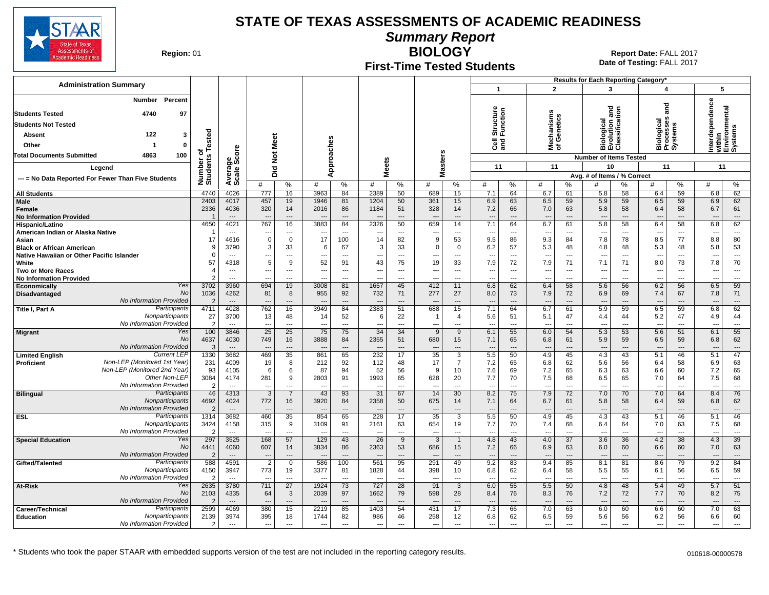# STATE OF TEXAS ASSESSMENTS OF ACADEMIC READINESS

## Summary Report

## BIOLOGY

## First-Time Tested Students

**Region:** 01

**Report Date:** FALL 2017
**Date of Testing:** FALL 2017

### Administration Summary

| | Number | Percent |
|---|---|---|
| **Students Tested** | 4740 | 97 |
| **Students Not Tested** | | |
| Absent | 122 | 3 |
| Other | 1 | 0 |
| **Total Documents Submitted** | 4863 | 100 |

**Legend**

--- = No Data Reported For Fewer Than Five Students

Results for Each Reporting Category*: 1 = Cell Structure and Function (11 items); 2 = Mechanisms of Genetics (11 items); 3 = Biological Evolution and Classification (10 items); 4 = Biological Processes and Systems (11 items); 5 = Interdependence within Environmental Systems (11 items). Values shown are Avg. # of Items / % Correct.

| Group | | Number of Students Tested | Average Scale Score | Did Not Meet # | Did Not Meet % | Approaches # | Approaches % | Meets # | Meets % | Masters # | Masters % | 1 # | 1 % | 2 # | 2 % | 3 # | 3 % | 4 # | 4 % | 5 # | 5 % |
|---|---|---|---|---|---|---|---|---|---|---|---|---|---|---|---|---|---|---|---|---|---|
| All Students | | 4740 | 4026 | 777 | 16 | 3963 | 84 | 2389 | 50 | 689 | 15 | 7.1 | 64 | 6.7 | 61 | 5.8 | 58 | 6.4 | 59 | 6.8 | 62 |
| Male | | 2403 | 4017 | 457 | 19 | 1946 | 81 | 1204 | 50 | 361 | 15 | 6.9 | 63 | 6.5 | 59 | 5.9 | 59 | 6.5 | 59 | 6.9 | 62 |
| Female | | 2336 | 4036 | 320 | 14 | 2016 | 86 | 1184 | 51 | 328 | 14 | 7.2 | 66 | 7.0 | 63 | 5.8 | 58 | 6.4 | 58 | 6.7 | 61 |
| No Information Provided | | 1 | --- | --- | --- | --- | --- | --- | --- | --- | --- | --- | --- | --- | --- | --- | --- | --- | --- | --- | --- |
| Hispanic/Latino | | 4650 | 4021 | 767 | 16 | 3883 | 84 | 2326 | 50 | 659 | 14 | 7.1 | 64 | 6.7 | 61 | 5.8 | 58 | 6.4 | 58 | 6.8 | 62 |
| American Indian or Alaska Native | | 1 | --- | --- | --- | --- | --- | --- | --- | --- | --- | --- | --- | --- | --- | --- | --- | --- | --- | --- | --- |
| Asian | | 17 | 4616 | 0 | 0 | 17 | 100 | 14 | 82 | 9 | 53 | 9.5 | 86 | 9.3 | 84 | 7.8 | 78 | 8.5 | 77 | 8.8 | 80 |
| Black or African American | | 9 | 3790 | 3 | 33 | 6 | 67 | 3 | 33 | 0 | 0 | 6.2 | 57 | 5.3 | 48 | 4.8 | 48 | 5.3 | 48 | 5.8 | 53 |
| Native Hawaiian or Other Pacific Islander | | 0 | --- | --- | --- | --- | --- | --- | --- | --- | --- | --- | --- | --- | --- | --- | --- | --- | --- | --- | --- |
| White | | 57 | 4318 | 5 | 9 | 52 | 91 | 43 | 75 | 19 | 33 | 7.9 | 72 | 7.9 | 71 | 7.1 | 71 | 8.0 | 73 | 7.8 | 70 |
| Two or More Races | | 4 | --- | --- | --- | --- | --- | --- | --- | --- | --- | --- | --- | --- | --- | --- | --- | --- | --- | --- | --- |
| No Information Provided | | 2 | --- | --- | --- | --- | --- | --- | --- | --- | --- | --- | --- | --- | --- | --- | --- | --- | --- | --- | --- |
| Economically Disadvantaged | Yes | 3702 | 3960 | 694 | 19 | 3008 | 81 | 1657 | 45 | 412 | 11 | 6.8 | 62 | 6.4 | 58 | 5.6 | 56 | 6.2 | 56 | 6.5 | 59 |
| | No | 1036 | 4262 | 81 | 8 | 955 | 92 | 732 | 71 | 277 | 27 | 8.0 | 73 | 7.9 | 72 | 6.9 | 69 | 7.4 | 67 | 7.8 | 71 |
| | No Information Provided | 2 | --- | --- | --- | --- | --- | --- | --- | --- | --- | --- | --- | --- | --- | --- | --- | --- | --- | --- | --- |
| Title I, Part A | Participants | 4711 | 4028 | 762 | 16 | 3949 | 84 | 2383 | 51 | 688 | 15 | 7.1 | 64 | 6.7 | 61 | 5.9 | 59 | 6.5 | 59 | 6.8 | 62 |
| | Nonparticipants | 27 | 3700 | 13 | 48 | 14 | 52 | 6 | 22 | 1 | 4 | 5.6 | 51 | 5.1 | 47 | 4.4 | 44 | 5.2 | 47 | 4.9 | 44 |
| | No Information Provided | 2 | --- | --- | --- | --- | --- | --- | --- | --- | --- | --- | --- | --- | --- | --- | --- | --- | --- | --- | --- |
| Migrant | Yes | 100 | 3846 | 25 | 25 | 75 | 75 | 34 | 34 | 9 | 9 | 6.1 | 55 | 6.0 | 54 | 5.3 | 53 | 5.6 | 51 | 6.1 | 55 |
| | No | 4637 | 4030 | 749 | 16 | 3888 | 84 | 2355 | 51 | 680 | 15 | 7.1 | 65 | 6.8 | 61 | 5.9 | 59 | 6.5 | 59 | 6.8 | 62 |
| | No Information Provided | 3 | --- | --- | --- | --- | --- | --- | --- | --- | --- | --- | --- | --- | --- | --- | --- | --- | --- | --- | --- |
| Limited English Proficient | Current LEP | 1330 | 3682 | 469 | 35 | 861 | 65 | 232 | 17 | 35 | 3 | 5.5 | 50 | 4.9 | 45 | 4.3 | 43 | 5.1 | 46 | 5.1 | 47 |
| | Non-LEP (Monitored 1st Year) | 231 | 4009 | 19 | 8 | 212 | 92 | 112 | 48 | 17 | 7 | 7.2 | 65 | 6.8 | 62 | 5.6 | 56 | 6.4 | 58 | 6.9 | 63 |
| | Non-LEP (Monitored 2nd Year) | 93 | 4105 | 6 | 6 | 87 | 94 | 52 | 56 | 9 | 10 | 7.6 | 69 | 7.2 | 65 | 6.3 | 63 | 6.6 | 60 | 7.2 | 65 |
| | Other Non-LEP | 3084 | 4174 | 281 | 9 | 2803 | 91 | 1993 | 65 | 628 | 20 | 7.7 | 70 | 7.5 | 68 | 6.5 | 65 | 7.0 | 64 | 7.5 | 68 |
| | No Information Provided | 2 | --- | --- | --- | --- | --- | --- | --- | --- | --- | --- | --- | --- | --- | --- | --- | --- | --- | --- | --- |
| Bilingual | Participants | 46 | 4313 | 3 | 7 | 43 | 93 | 31 | 67 | 14 | 30 | 8.2 | 75 | 7.9 | 72 | 7.0 | 70 | 7.0 | 64 | 8.4 | 76 |
| | Nonparticipants | 4692 | 4024 | 772 | 16 | 3920 | 84 | 2358 | 50 | 675 | 14 | 7.1 | 64 | 6.7 | 61 | 5.8 | 58 | 6.4 | 59 | 6.8 | 62 |
| | No Information Provided | 2 | --- | --- | --- | --- | --- | --- | --- | --- | --- | --- | --- | --- | --- | --- | --- | --- | --- | --- | --- |
| ESL | Participants | 1314 | 3682 | 460 | 35 | 854 | 65 | 228 | 17 | 35 | 3 | 5.5 | 50 | 4.9 | 45 | 4.3 | 43 | 5.1 | 46 | 5.1 | 46 |
| | Nonparticipants | 3424 | 4158 | 315 | 9 | 3109 | 91 | 2161 | 63 | 654 | 19 | 7.7 | 70 | 7.4 | 68 | 6.4 | 64 | 7.0 | 63 | 7.5 | 68 |
| | No Information Provided | 2 | --- | --- | --- | --- | --- | --- | --- | --- | --- | --- | --- | --- | --- | --- | --- | --- | --- | --- | --- |
| Special Education | Yes | 297 | 3525 | 168 | 57 | 129 | 43 | 26 | 9 | 3 | 1 | 4.8 | 43 | 4.0 | 37 | 3.6 | 36 | 4.2 | 38 | 4.3 | 39 |
| | No | 4441 | 4060 | 607 | 14 | 3834 | 86 | 2363 | 53 | 686 | 15 | 7.2 | 66 | 6.9 | 63 | 6.0 | 60 | 6.6 | 60 | 7.0 | 63 |
| | No Information Provided | 2 | --- | --- | --- | --- | --- | --- | --- | --- | --- | --- | --- | --- | --- | --- | --- | --- | --- | --- | --- |
| Gifted/Talented | Participants | 588 | 4591 | 2 | 0 | 586 | 100 | 561 | 95 | 291 | 49 | 9.2 | 83 | 9.4 | 85 | 8.1 | 81 | 8.6 | 79 | 9.2 | 84 |
| | Nonparticipants | 4150 | 3947 | 773 | 19 | 3377 | 81 | 1828 | 44 | 398 | 10 | 6.8 | 62 | 6.4 | 58 | 5.5 | 55 | 6.1 | 56 | 6.5 | 59 |
| | No Information Provided | 2 | --- | --- | --- | --- | --- | --- | --- | --- | --- | --- | --- | --- | --- | --- | --- | --- | --- | --- | --- |
| At-Risk | Yes | 2635 | 3780 | 711 | 27 | 1924 | 73 | 727 | 28 | 91 | 3 | 6.0 | 55 | 5.5 | 50 | 4.8 | 48 | 5.4 | 49 | 5.7 | 51 |
| | No | 2103 | 4335 | 64 | 3 | 2039 | 97 | 1662 | 79 | 598 | 28 | 8.4 | 76 | 8.3 | 76 | 7.2 | 72 | 7.7 | 70 | 8.2 | 75 |
| | No Information Provided | 2 | --- | --- | --- | --- | --- | --- | --- | --- | --- | --- | --- | --- | --- | --- | --- | --- | --- | --- | --- |
| Career/Technical Education | Participants | 2599 | 4069 | 380 | 15 | 2219 | 85 | 1403 | 54 | 431 | 17 | 7.3 | 66 | 7.0 | 63 | 6.0 | 60 | 6.6 | 60 | 7.0 | 63 |
| | Nonparticipants | 2139 | 3974 | 395 | 18 | 1744 | 82 | 986 | 46 | 258 | 12 | 6.8 | 62 | 6.5 | 59 | 5.6 | 56 | 6.2 | 56 | 6.6 | 60 |
| | No Information Provided | 2 | --- | --- | --- | --- | --- | --- | --- | --- | --- | --- | --- | --- | --- | --- | --- | --- | --- | --- | --- |

\* Students who took the paper STAAR with embedded supports version of the test are not included in the reporting category results.

010618-00000578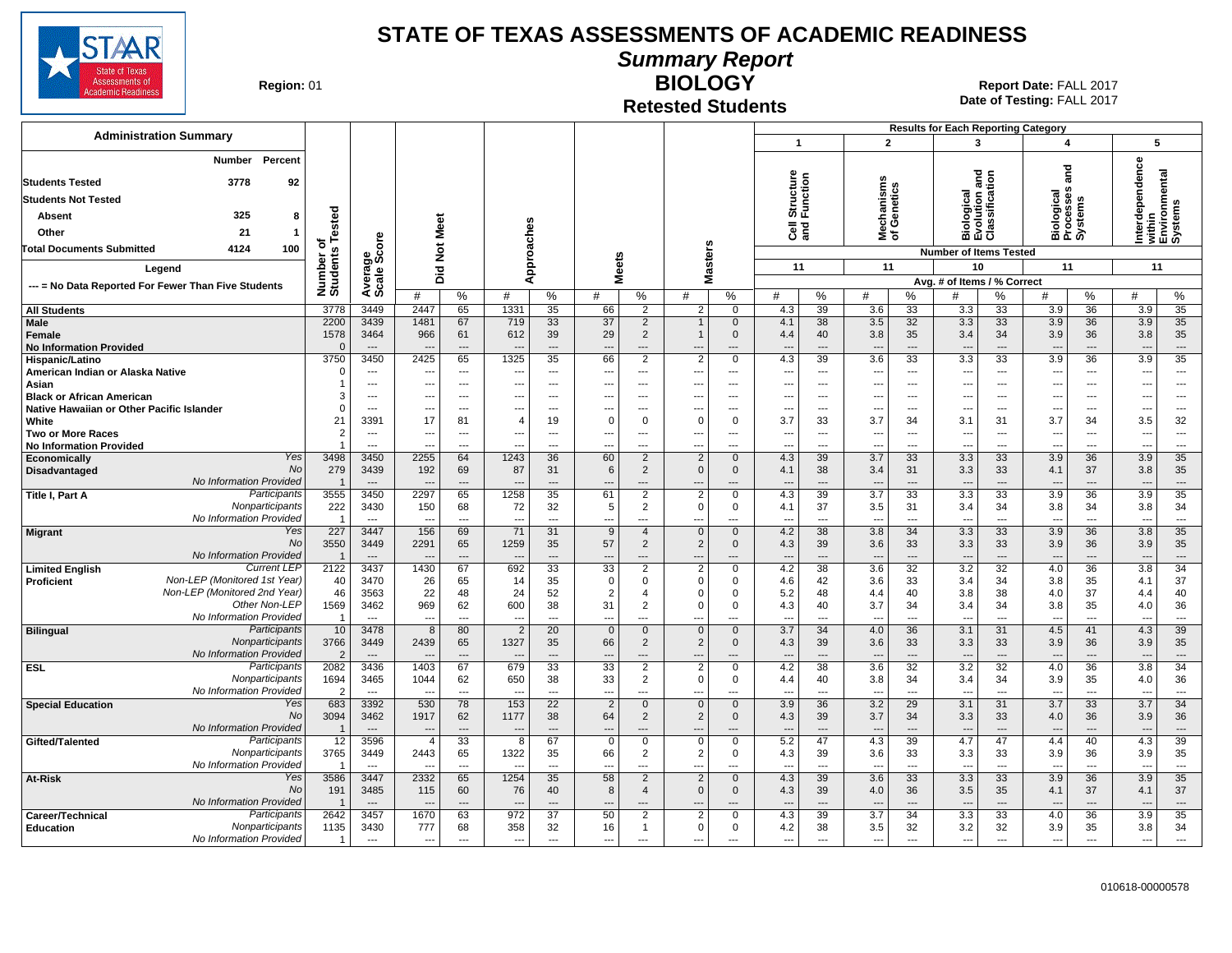# STATE OF TEXAS ASSESSMENTS OF ACADEMIC READINESS

## Summary Report

## BIOLOGY

### Retested Students

**Region:** 01

**Report Date:** FALL 2017
**Date of Testing:** FALL 2017

**Administration Summary**

| | Number | Percent |
|---|---|---|
| Students Tested | 3778 | 92 |
| Students Not Tested | | |
| Absent | 325 | 8 |
| Other | 21 | 1 |
| Total Documents Submitted | 4124 | 100 |

**Legend**

--- = No Data Reported For Fewer Than Five Students

Results for Each Reporting Category: 1 = Cell Structure and Function (Number of Items Tested: 11); 2 = Mechanisms of Genetics (11); 3 = Biological Evolution and Classification (10); 4 = Biological Processes and Systems (11); 5 = Interdependence within Environmental Systems (11). Reporting category values are Avg. # of Items / % Correct.

| Group | | Number of Students Tested | Average Scale Score | Did Not Meet # | Did Not Meet % | Approaches # | Approaches % | Meets # | Meets % | Masters # | Masters % | 1 # | 1 % | 2 # | 2 % | 3 # | 3 % | 4 # | 4 % | 5 # | 5 % |
|---|---|---|---|---|---|---|---|---|---|---|---|---|---|---|---|---|---|---|---|---|---|
| All Students | | 3778 | 3449 | 2447 | 65 | 1331 | 35 | 66 | 2 | 2 | 0 | 4.3 | 39 | 3.6 | 33 | 3.3 | 33 | 3.9 | 36 | 3.9 | 35 |
| Male | | 2200 | 3439 | 1481 | 67 | 719 | 33 | 37 | 2 | 1 | 0 | 4.1 | 38 | 3.5 | 32 | 3.3 | 33 | 3.9 | 36 | 3.9 | 35 |
| Female | | 1578 | 3464 | 966 | 61 | 612 | 39 | 29 | 2 | 1 | 0 | 4.4 | 40 | 3.8 | 35 | 3.4 | 34 | 3.9 | 36 | 3.8 | 35 |
| No Information Provided | | 0 | --- | --- | --- | --- | --- | --- | --- | --- | --- | --- | --- | --- | --- | --- | --- | --- | --- | --- | --- |
| Hispanic/Latino | | 3750 | 3450 | 2425 | 65 | 1325 | 35 | 66 | 2 | 2 | 0 | 4.3 | 39 | 3.6 | 33 | 3.3 | 33 | 3.9 | 36 | 3.9 | 35 |
| American Indian or Alaska Native | | 0 | --- | --- | --- | --- | --- | --- | --- | --- | --- | --- | --- | --- | --- | --- | --- | --- | --- | --- | --- |
| Asian | | 1 | --- | --- | --- | --- | --- | --- | --- | --- | --- | --- | --- | --- | --- | --- | --- | --- | --- | --- | --- |
| Black or African American | | 3 | --- | --- | --- | --- | --- | --- | --- | --- | --- | --- | --- | --- | --- | --- | --- | --- | --- | --- | --- |
| Native Hawaiian or Other Pacific Islander | | 0 | --- | --- | --- | --- | --- | --- | --- | --- | --- | --- | --- | --- | --- | --- | --- | --- | --- | --- | --- |
| White | | 21 | 3391 | 17 | 81 | 4 | 19 | 0 | 0 | 0 | 0 | 3.7 | 33 | 3.7 | 34 | 3.1 | 31 | 3.7 | 34 | 3.5 | 32 |
| Two or More Races | | 2 | --- | --- | --- | --- | --- | --- | --- | --- | --- | --- | --- | --- | --- | --- | --- | --- | --- | --- | --- |
| No Information Provided | | 1 | --- | --- | --- | --- | --- | --- | --- | --- | --- | --- | --- | --- | --- | --- | --- | --- | --- | --- | --- |
| Economically Disadvantaged | Yes | 3498 | 3450 | 2255 | 64 | 1243 | 36 | 60 | 2 | 2 | 0 | 4.3 | 39 | 3.7 | 33 | 3.3 | 33 | 3.9 | 36 | 3.9 | 35 |
| | No | 279 | 3439 | 192 | 69 | 87 | 31 | 6 | 2 | 0 | 0 | 4.1 | 38 | 3.4 | 31 | 3.3 | 33 | 4.1 | 37 | 3.8 | 35 |
| | No Information Provided | 1 | --- | --- | --- | --- | --- | --- | --- | --- | --- | --- | --- | --- | --- | --- | --- | --- | --- | --- | --- |
| Title I, Part A | Participants | 3555 | 3450 | 2297 | 65 | 1258 | 35 | 61 | 2 | 2 | 0 | 4.3 | 39 | 3.7 | 33 | 3.3 | 33 | 3.9 | 36 | 3.9 | 35 |
| | Nonparticipants | 222 | 3430 | 150 | 68 | 72 | 32 | 5 | 2 | 0 | 0 | 4.1 | 37 | 3.5 | 31 | 3.4 | 34 | 3.8 | 34 | 3.8 | 34 |
| | No Information Provided | 1 | --- | --- | --- | --- | --- | --- | --- | --- | --- | --- | --- | --- | --- | --- | --- | --- | --- | --- | --- |
| Migrant | Yes | 227 | 3447 | 156 | 69 | 71 | 31 | 9 | 4 | 0 | 0 | 4.2 | 38 | 3.8 | 34 | 3.3 | 33 | 3.9 | 36 | 3.8 | 35 |
| | No | 3550 | 3449 | 2291 | 65 | 1259 | 35 | 57 | 2 | 2 | 0 | 4.3 | 39 | 3.6 | 33 | 3.3 | 33 | 3.9 | 36 | 3.9 | 35 |
| | No Information Provided | 1 | --- | --- | --- | --- | --- | --- | --- | --- | --- | --- | --- | --- | --- | --- | --- | --- | --- | --- | --- |
| Limited English Proficient | Current LEP | 2122 | 3437 | 1430 | 67 | 692 | 33 | 33 | 2 | 2 | 0 | 4.2 | 38 | 3.6 | 32 | 3.2 | 32 | 4.0 | 36 | 3.8 | 34 |
| | Non-LEP (Monitored 1st Year) | 40 | 3470 | 26 | 65 | 14 | 35 | 0 | 0 | 0 | 0 | 4.6 | 42 | 3.6 | 33 | 3.4 | 34 | 3.8 | 35 | 4.1 | 37 |
| | Non-LEP (Monitored 2nd Year) | 46 | 3563 | 22 | 48 | 24 | 52 | 2 | 4 | 0 | 0 | 5.2 | 48 | 4.4 | 40 | 3.8 | 38 | 4.0 | 37 | 4.4 | 40 |
| | Other Non-LEP | 1569 | 3462 | 969 | 62 | 600 | 38 | 31 | 2 | 0 | 0 | 4.3 | 40 | 3.7 | 34 | 3.4 | 34 | 3.8 | 35 | 4.0 | 36 |
| | No Information Provided | 1 | --- | --- | --- | --- | --- | --- | --- | --- | --- | --- | --- | --- | --- | --- | --- | --- | --- | --- | --- |
| Bilingual | Participants | 10 | 3478 | 8 | 80 | 2 | 20 | 0 | 0 | 0 | 0 | 3.7 | 34 | 4.0 | 36 | 3.1 | 31 | 4.5 | 41 | 4.3 | 39 |
| | Nonparticipants | 3766 | 3449 | 2439 | 65 | 1327 | 35 | 66 | 2 | 2 | 0 | 4.3 | 39 | 3.6 | 33 | 3.3 | 33 | 3.9 | 36 | 3.9 | 35 |
| | No Information Provided | 2 | --- | --- | --- | --- | --- | --- | --- | --- | --- | --- | --- | --- | --- | --- | --- | --- | --- | --- | --- |
| ESL | Participants | 2082 | 3436 | 1403 | 67 | 679 | 33 | 33 | 2 | 2 | 0 | 4.2 | 38 | 3.6 | 32 | 3.2 | 32 | 4.0 | 36 | 3.8 | 34 |
| | Nonparticipants | 1694 | 3465 | 1044 | 62 | 650 | 38 | 33 | 2 | 0 | 0 | 4.4 | 40 | 3.8 | 34 | 3.4 | 34 | 3.9 | 35 | 4.0 | 36 |
| | No Information Provided | 2 | --- | --- | --- | --- | --- | --- | --- | --- | --- | --- | --- | --- | --- | --- | --- | --- | --- | --- | --- |
| Special Education | Yes | 683 | 3392 | 530 | 78 | 153 | 22 | 2 | 0 | 0 | 0 | 3.9 | 36 | 3.2 | 29 | 3.1 | 31 | 3.7 | 33 | 3.7 | 34 |
| | No | 3094 | 3462 | 1917 | 62 | 1177 | 38 | 64 | 2 | 2 | 0 | 4.3 | 39 | 3.7 | 34 | 3.3 | 33 | 4.0 | 36 | 3.9 | 36 |
| | No Information Provided | 1 | --- | --- | --- | --- | --- | --- | --- | --- | --- | --- | --- | --- | --- | --- | --- | --- | --- | --- | --- |
| Gifted/Talented | Participants | 12 | 3596 | 4 | 33 | 8 | 67 | 0 | 0 | 0 | 0 | 5.2 | 47 | 4.3 | 39 | 4.7 | 47 | 4.4 | 40 | 4.3 | 39 |
| | Nonparticipants | 3765 | 3449 | 2443 | 65 | 1322 | 35 | 66 | 2 | 2 | 0 | 4.3 | 39 | 3.6 | 33 | 3.3 | 33 | 3.9 | 36 | 3.9 | 35 |
| | No Information Provided | 1 | --- | --- | --- | --- | --- | --- | --- | --- | --- | --- | --- | --- | --- | --- | --- | --- | --- | --- | --- |
| At-Risk | Yes | 3586 | 3447 | 2332 | 65 | 1254 | 35 | 58 | 2 | 2 | 0 | 4.3 | 39 | 3.6 | 33 | 3.3 | 33 | 3.9 | 36 | 3.9 | 35 |
| | No | 191 | 3485 | 115 | 60 | 76 | 40 | 8 | 4 | 0 | 0 | 4.3 | 39 | 4.0 | 36 | 3.5 | 35 | 4.1 | 37 | 4.1 | 37 |
| | No Information Provided | 1 | --- | --- | --- | --- | --- | --- | --- | --- | --- | --- | --- | --- | --- | --- | --- | --- | --- | --- | --- |
| Career/Technical Education | Participants | 2642 | 3457 | 1670 | 63 | 972 | 37 | 50 | 2 | 2 | 0 | 4.3 | 39 | 3.7 | 34 | 3.3 | 33 | 4.0 | 36 | 3.9 | 35 |
| | Nonparticipants | 1135 | 3430 | 777 | 68 | 358 | 32 | 16 | 1 | 0 | 0 | 4.2 | 38 | 3.5 | 32 | 3.2 | 32 | 3.9 | 35 | 3.8 | 34 |
| | No Information Provided | 1 | --- | --- | --- | --- | --- | --- | --- | --- | --- | --- | --- | --- | --- | --- | --- | --- | --- | --- | --- |

010618-00000578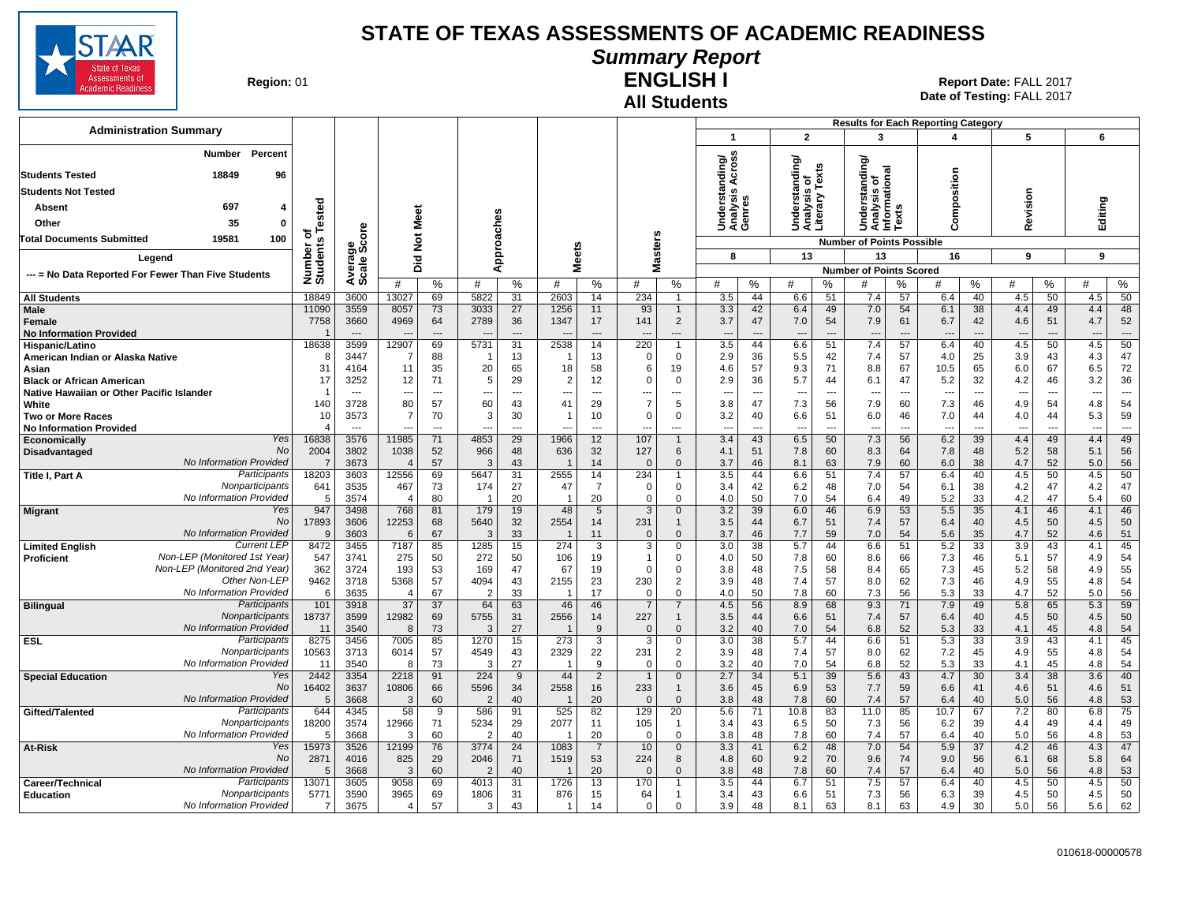# STATE OF TEXAS ASSESSMENTS OF ACADEMIC READINESS

## Summary Report

## ENGLISH I

## All Students

**Region:** 01

**Report Date:** FALL 2017
**Date of Testing:** FALL 2017

### Administration Summary

| | Number | Percent |
|---|---|---|
| Students Tested | 18849 | 96 |
| Students Not Tested | | |
| Absent | 697 | 4 |
| Other | 35 | 0 |
| Total Documents Submitted | 19581 | 100 |

Legend: --- = No Data Reported For Fewer Than Five Students

Results for Each Reporting Category: 1 = Understanding/Analysis Across Genres (8 points possible); 2 = Understanding/Analysis of Literary Texts (13); 3 = Understanding/Analysis of Informational Texts (13); 4 = Composition (16); 5 = Revision (9); 6 = Editing (9). Values are Number of Points Scored (#) and %.

| Group | | Number of Students Tested | Average Scale Score | Did Not Meet # | Did Not Meet % | Approaches # | Approaches % | Meets # | Meets % | Masters # | Masters % | 1 # | 1 % | 2 # | 2 % | 3 # | 3 % | 4 # | 4 % | 5 # | 5 % | 6 # | 6 % |
|---|---|---|---|---|---|---|---|---|---|---|---|---|---|---|---|---|---|---|---|---|---|---|---|
| All Students | | 18849 | 3600 | 13027 | 69 | 5822 | 31 | 2603 | 14 | 234 | 1 | 3.5 | 44 | 6.6 | 51 | 7.4 | 57 | 6.4 | 40 | 4.5 | 50 | 4.5 | 50 |
| Male | | 11090 | 3559 | 8057 | 73 | 3033 | 27 | 1256 | 11 | 93 | 1 | 3.3 | 42 | 6.4 | 49 | 7.0 | 54 | 6.1 | 38 | 4.4 | 49 | 4.4 | 48 |
| Female | | 7758 | 3660 | 4969 | 64 | 2789 | 36 | 1347 | 17 | 141 | 2 | 3.7 | 47 | 7.0 | 54 | 7.9 | 61 | 6.7 | 42 | 4.6 | 51 | 4.7 | 52 |
| No Information Provided | | 1 | --- | --- | --- | --- | --- | --- | --- | --- | --- | --- | --- | --- | --- | --- | --- | --- | --- | --- | --- | --- | --- |
| Hispanic/Latino | | 18638 | 3599 | 12907 | 69 | 5731 | 31 | 2538 | 14 | 220 | 1 | 3.5 | 44 | 6.6 | 51 | 7.4 | 57 | 6.4 | 40 | 4.5 | 50 | 4.5 | 50 |
| American Indian or Alaska Native | | 8 | 3447 | 7 | 88 | 1 | 13 | 1 | 13 | 0 | 0 | 2.9 | 36 | 5.5 | 42 | 7.4 | 57 | 4.0 | 25 | 3.9 | 43 | 4.3 | 47 |
| Asian | | 31 | 4164 | 11 | 35 | 20 | 65 | 18 | 58 | 6 | 19 | 4.6 | 57 | 9.3 | 71 | 8.8 | 67 | 10.5 | 65 | 6.0 | 67 | 6.5 | 72 |
| Black or African American | | 17 | 3252 | 12 | 71 | 5 | 29 | 2 | 12 | 0 | 0 | 2.9 | 36 | 5.7 | 44 | 6.1 | 47 | 5.2 | 32 | 4.2 | 46 | 3.2 | 36 |
| Native Hawaiian or Other Pacific Islander | | 1 | --- | --- | --- | --- | --- | --- | --- | --- | --- | --- | --- | --- | --- | --- | --- | --- | --- | --- | --- | --- | --- |
| White | | 140 | 3728 | 80 | 57 | 60 | 43 | 41 | 29 | 7 | 5 | 3.8 | 47 | 7.3 | 56 | 7.9 | 60 | 7.3 | 46 | 4.9 | 54 | 4.8 | 54 |
| Two or More Races | | 10 | 3573 | 7 | 70 | 3 | 30 | 1 | 10 | 0 | 0 | 3.2 | 40 | 6.6 | 51 | 6.0 | 46 | 7.0 | 44 | 4.0 | 44 | 5.3 | 59 |
| No Information Provided | | 4 | --- | --- | --- | --- | --- | --- | --- | --- | --- | --- | --- | --- | --- | --- | --- | --- | --- | --- | --- | --- | --- |
| Economically Disadvantaged | Yes | 16838 | 3576 | 11985 | 71 | 4853 | 29 | 1966 | 12 | 107 | 1 | 3.4 | 43 | 6.5 | 50 | 7.3 | 56 | 6.2 | 39 | 4.4 | 49 | 4.4 | 49 |
| | No | 2004 | 3802 | 1038 | 52 | 966 | 48 | 636 | 32 | 127 | 6 | 4.1 | 51 | 7.8 | 60 | 8.3 | 64 | 7.8 | 48 | 5.2 | 58 | 5.1 | 56 |
| | No Information Provided | 7 | 3673 | 4 | 57 | 3 | 43 | 1 | 14 | 0 | 0 | 3.7 | 46 | 8.1 | 63 | 7.9 | 60 | 6.0 | 38 | 4.7 | 52 | 5.0 | 56 |
| Title I, Part A | Participants | 18203 | 3603 | 12556 | 69 | 5647 | 31 | 2555 | 14 | 234 | 1 | 3.5 | 44 | 6.6 | 51 | 7.4 | 57 | 6.4 | 40 | 4.5 | 50 | 4.5 | 50 |
| | Nonparticipants | 641 | 3535 | 467 | 73 | 174 | 27 | 47 | 7 | 0 | 0 | 3.4 | 42 | 6.2 | 48 | 7.0 | 54 | 6.1 | 38 | 4.2 | 47 | 4.2 | 47 |
| | No Information Provided | 5 | 3574 | 4 | 80 | 1 | 20 | 1 | 20 | 0 | 0 | 4.0 | 50 | 7.0 | 54 | 6.4 | 49 | 5.2 | 33 | 4.2 | 47 | 5.4 | 60 |
| Migrant | Yes | 947 | 3498 | 768 | 81 | 179 | 19 | 48 | 5 | 3 | 0 | 3.2 | 39 | 6.0 | 46 | 6.9 | 53 | 5.5 | 35 | 4.1 | 46 | 4.1 | 46 |
| | No | 17893 | 3606 | 12253 | 68 | 5640 | 32 | 2554 | 14 | 231 | 1 | 3.5 | 44 | 6.7 | 51 | 7.4 | 57 | 6.4 | 40 | 4.5 | 50 | 4.5 | 50 |
| | No Information Provided | 9 | 3603 | 6 | 67 | 3 | 33 | 1 | 11 | 0 | 0 | 3.7 | 46 | 7.7 | 59 | 7.0 | 54 | 5.6 | 35 | 4.7 | 52 | 4.6 | 51 |
| Limited English Proficient | Current LEP | 8472 | 3455 | 7187 | 85 | 1285 | 15 | 274 | 3 | 3 | 0 | 3.0 | 38 | 5.7 | 44 | 6.6 | 51 | 5.2 | 33 | 3.9 | 43 | 4.1 | 45 |
| | Non-LEP (Monitored 1st Year) | 547 | 3741 | 275 | 50 | 272 | 50 | 106 | 19 | 1 | 0 | 4.0 | 50 | 7.8 | 60 | 8.6 | 66 | 7.3 | 46 | 5.1 | 57 | 4.9 | 54 |
| | Non-LEP (Monitored 2nd Year) | 362 | 3724 | 193 | 53 | 169 | 47 | 67 | 19 | 0 | 0 | 3.8 | 48 | 7.5 | 58 | 8.4 | 65 | 7.3 | 45 | 5.2 | 58 | 4.9 | 55 |
| | Other Non-LEP | 9462 | 3718 | 5368 | 57 | 4094 | 43 | 2155 | 23 | 230 | 2 | 3.9 | 48 | 7.4 | 57 | 8.0 | 62 | 7.3 | 46 | 4.9 | 55 | 4.8 | 54 |
| | No Information Provided | 6 | 3635 | 4 | 67 | 2 | 33 | 1 | 17 | 0 | 0 | 4.0 | 50 | 7.8 | 60 | 7.3 | 56 | 5.3 | 33 | 4.7 | 52 | 5.0 | 56 |
| Bilingual | Participants | 101 | 3918 | 37 | 37 | 64 | 63 | 46 | 46 | 7 | 7 | 4.5 | 56 | 8.9 | 68 | 9.3 | 71 | 7.9 | 49 | 5.8 | 65 | 5.3 | 59 |
| | Nonparticipants | 18737 | 3599 | 12982 | 69 | 5755 | 31 | 2556 | 14 | 227 | 1 | 3.5 | 44 | 6.6 | 51 | 7.4 | 57 | 6.4 | 40 | 4.5 | 50 | 4.5 | 50 |
| | No Information Provided | 11 | 3540 | 8 | 73 | 3 | 27 | 1 | 9 | 0 | 0 | 3.2 | 40 | 7.0 | 54 | 6.8 | 52 | 5.3 | 33 | 4.1 | 45 | 4.8 | 54 |
| ESL | Participants | 8275 | 3456 | 7005 | 85 | 1270 | 15 | 273 | 3 | 3 | 0 | 3.0 | 38 | 5.7 | 44 | 6.6 | 51 | 5.3 | 33 | 3.9 | 43 | 4.1 | 45 |
| | Nonparticipants | 10563 | 3713 | 6014 | 57 | 4549 | 43 | 2329 | 22 | 231 | 2 | 3.9 | 48 | 7.4 | 57 | 8.0 | 62 | 7.2 | 45 | 4.9 | 55 | 4.8 | 54 |
| | No Information Provided | 11 | 3540 | 8 | 73 | 3 | 27 | 1 | 9 | 0 | 0 | 3.2 | 40 | 7.0 | 54 | 6.8 | 52 | 5.3 | 33 | 4.1 | 45 | 4.8 | 54 |
| Special Education | Yes | 2442 | 3354 | 2218 | 91 | 224 | 9 | 44 | 2 | 1 | 0 | 2.7 | 34 | 5.1 | 39 | 5.6 | 43 | 4.7 | 30 | 3.4 | 38 | 3.6 | 40 |
| | No | 16402 | 3637 | 10806 | 66 | 5596 | 34 | 2558 | 16 | 233 | 1 | 3.6 | 45 | 6.9 | 53 | 7.7 | 59 | 6.6 | 41 | 4.6 | 51 | 4.6 | 51 |
| | No Information Provided | 5 | 3668 | 3 | 60 | 2 | 40 | 1 | 20 | 0 | 0 | 3.8 | 48 | 7.8 | 60 | 7.4 | 57 | 6.4 | 40 | 5.0 | 56 | 4.8 | 53 |
| Gifted/Talented | Participants | 644 | 4345 | 58 | 9 | 586 | 91 | 525 | 82 | 129 | 20 | 5.6 | 71 | 10.8 | 83 | 11.0 | 85 | 10.7 | 67 | 7.2 | 80 | 6.8 | 75 |
| | Nonparticipants | 18200 | 3574 | 12966 | 71 | 5234 | 29 | 2077 | 11 | 105 | 1 | 3.4 | 43 | 6.5 | 50 | 7.3 | 56 | 6.2 | 39 | 4.4 | 49 | 4.4 | 49 |
| | No Information Provided | 5 | 3668 | 3 | 60 | 2 | 40 | 1 | 20 | 0 | 0 | 3.8 | 48 | 7.8 | 60 | 7.4 | 57 | 6.4 | 40 | 5.0 | 56 | 4.8 | 53 |
| At-Risk | Yes | 15973 | 3526 | 12199 | 76 | 3774 | 24 | 1083 | 7 | 10 | 0 | 3.3 | 41 | 6.2 | 48 | 7.0 | 54 | 5.9 | 37 | 4.2 | 46 | 4.3 | 47 |
| | No | 2871 | 4016 | 825 | 29 | 2046 | 71 | 1519 | 53 | 224 | 8 | 4.8 | 60 | 9.2 | 70 | 9.6 | 74 | 9.0 | 56 | 6.1 | 68 | 5.8 | 64 |
| | No Information Provided | 5 | 3668 | 3 | 60 | 2 | 40 | 1 | 20 | 0 | 0 | 3.8 | 48 | 7.8 | 60 | 7.4 | 57 | 6.4 | 40 | 5.0 | 56 | 4.8 | 53 |
| Career/Technical Education | Participants | 13071 | 3605 | 9058 | 69 | 4013 | 31 | 1726 | 13 | 170 | 1 | 3.5 | 44 | 6.7 | 51 | 7.5 | 57 | 6.4 | 40 | 4.5 | 50 | 4.5 | 50 |
| | Nonparticipants | 5771 | 3590 | 3965 | 69 | 1806 | 31 | 876 | 15 | 64 | 1 | 3.4 | 43 | 6.6 | 51 | 7.3 | 56 | 6.3 | 39 | 4.5 | 50 | 4.5 | 50 |
| | No Information Provided | 7 | 3675 | 4 | 57 | 3 | 43 | 1 | 14 | 0 | 0 | 3.9 | 48 | 8.1 | 63 | 8.1 | 63 | 4.9 | 30 | 5.0 | 56 | 5.6 | 62 |

010618-00000578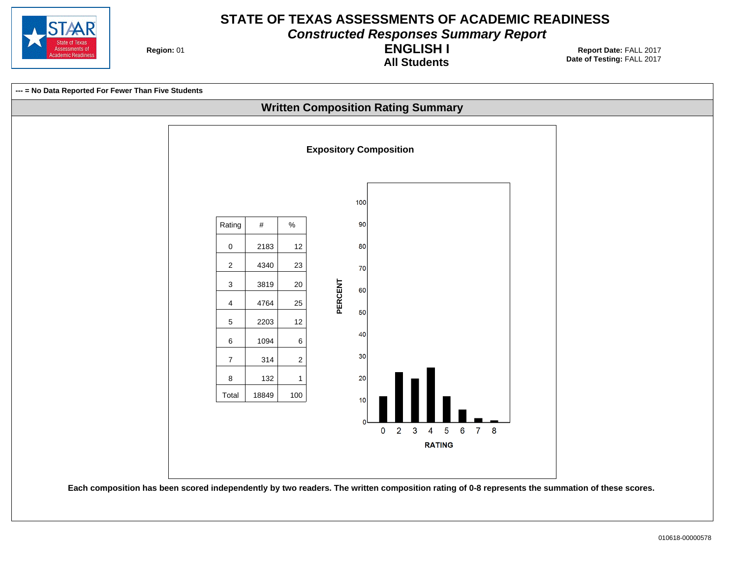# STATE OF TEXAS ASSESSMENTS OF ACADEMIC READINESS

## *Constructed Responses Summary Report*

## ENGLISH I

### All Students

**Region:** 01

**Report Date:** FALL 2017
**Date of Testing:** FALL 2017

**--- = No Data Reported For Fewer Than Five Students**

## Written Composition Rating Summary

### Expository Composition

| Rating | # | % |
|---|---|---|
| 0 | 2183 | 12 |
| 2 | 4340 | 23 |
| 3 | 3819 | 20 |
| 4 | 4764 | 25 |
| 5 | 2203 | 12 |
| 6 | 1094 | 6 |
| 7 | 314 | 2 |
| 8 | 132 | 1 |
| Total | 18849 | 100 |

**Each composition has been scored independently by two readers. The written composition rating of 0-8 represents the summation of these scores.**

010618-00000578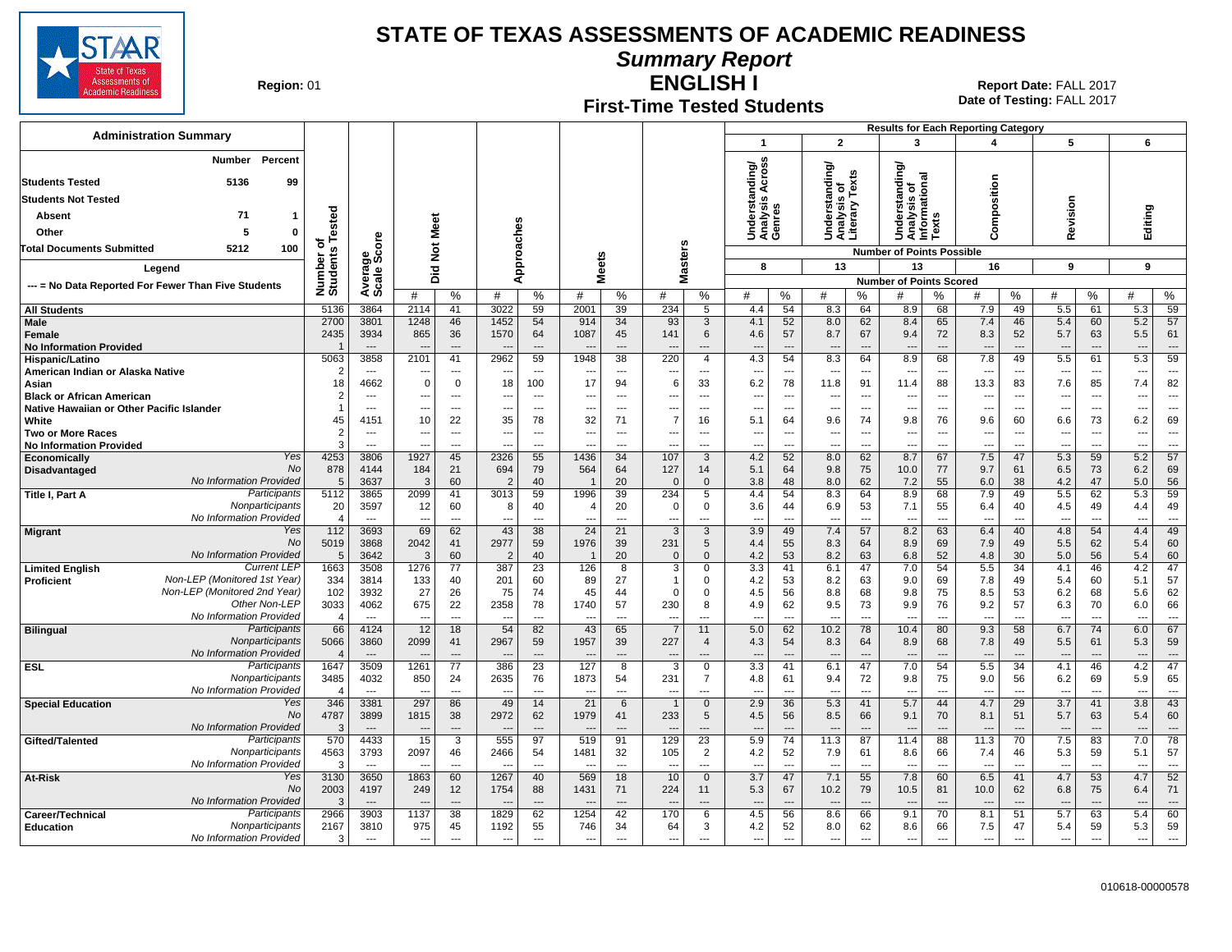# STATE OF TEXAS ASSESSMENTS OF ACADEMIC READINESS

## Summary Report

## ENGLISH I

### First-Time Tested Students

Region: 01

Report Date: FALL 2017
Date of Testing: FALL 2017

**Administration Summary**

| | Number | Percent |
|---|---|---|
| Students Tested | 5136 | 99 |
| Students Not Tested | | |
| Absent | 71 | 1 |
| Other | 5 | 0 |
| Total Documents Submitted | 5212 | 100 |

Legend: --- = No Data Reported For Fewer Than Five Students

Results for Each Reporting Category: 1 = Understanding/Analysis Across Genres (8 points possible); 2 = Understanding/Analysis of Literary Texts (13); 3 = Understanding/Analysis of Informational Texts (13); 4 = Composition (16); 5 = Revision (9); 6 = Editing (9). Values are Number of Points Scored (#) and %.

| Group | | Number of Students Tested | Average Scale Score | Did Not Meet # | Did Not Meet % | Approaches # | Approaches % | Meets # | Meets % | Masters # | Masters % | 1 # | 1 % | 2 # | 2 % | 3 # | 3 % | 4 # | 4 % | 5 # | 5 % | 6 # | 6 % |
|---|---|---|---|---|---|---|---|---|---|---|---|---|---|---|---|---|---|---|---|---|---|---|---|
| All Students | | 5136 | 3864 | 2114 | 41 | 3022 | 59 | 2001 | 39 | 234 | 5 | 4.4 | 54 | 8.3 | 64 | 8.9 | 68 | 7.9 | 49 | 5.5 | 61 | 5.3 | 59 |
| Male | | 2700 | 3801 | 1248 | 46 | 1452 | 54 | 914 | 34 | 93 | 3 | 4.1 | 52 | 8.0 | 62 | 8.4 | 65 | 7.4 | 46 | 5.4 | 60 | 5.2 | 57 |
| Female | | 2435 | 3934 | 865 | 36 | 1570 | 64 | 1087 | 45 | 141 | 6 | 4.6 | 57 | 8.7 | 67 | 9.4 | 72 | 8.3 | 52 | 5.7 | 63 | 5.5 | 61 |
| No Information Provided | | 1 | --- | --- | --- | --- | --- | --- | --- | --- | --- | --- | --- | --- | --- | --- | --- | --- | --- | --- | --- | --- | --- |
| Hispanic/Latino | | 5063 | 3858 | 2101 | 41 | 2962 | 59 | 1948 | 38 | 220 | 4 | 4.3 | 54 | 8.3 | 64 | 8.9 | 68 | 7.8 | 49 | 5.5 | 61 | 5.3 | 59 |
| American Indian or Alaska Native | | 2 | --- | --- | --- | --- | --- | --- | --- | --- | --- | --- | --- | --- | --- | --- | --- | --- | --- | --- | --- | --- | --- |
| Asian | | 18 | 4662 | 0 | 0 | 18 | 100 | 17 | 94 | 6 | 33 | 6.2 | 78 | 11.8 | 91 | 11.4 | 88 | 13.3 | 83 | 7.6 | 85 | 7.4 | 82 |
| Black or African American | | 2 | --- | --- | --- | --- | --- | --- | --- | --- | --- | --- | --- | --- | --- | --- | --- | --- | --- | --- | --- | --- | --- |
| Native Hawaiian or Other Pacific Islander | | 1 | --- | --- | --- | --- | --- | --- | --- | --- | --- | --- | --- | --- | --- | --- | --- | --- | --- | --- | --- | --- | --- |
| White | | 45 | 4151 | 10 | 22 | 35 | 78 | 32 | 71 | 7 | 16 | 5.1 | 64 | 9.6 | 74 | 9.8 | 76 | 9.6 | 60 | 6.6 | 73 | 6.2 | 69 |
| Two or More Races | | 2 | --- | --- | --- | --- | --- | --- | --- | --- | --- | --- | --- | --- | --- | --- | --- | --- | --- | --- | --- | --- | --- |
| No Information Provided | | 3 | --- | --- | --- | --- | --- | --- | --- | --- | --- | --- | --- | --- | --- | --- | --- | --- | --- | --- | --- | --- | --- |
| Economically Disadvantaged | Yes | 4253 | 3806 | 1927 | 45 | 2326 | 55 | 1436 | 34 | 107 | 3 | 4.2 | 52 | 8.0 | 62 | 8.7 | 67 | 7.5 | 47 | 5.3 | 59 | 5.2 | 57 |
| | No | 878 | 4144 | 184 | 21 | 694 | 79 | 564 | 64 | 127 | 14 | 5.1 | 64 | 9.8 | 75 | 10.0 | 77 | 9.7 | 61 | 6.5 | 73 | 6.2 | 69 |
| | No Information Provided | 5 | 3637 | 3 | 60 | 2 | 40 | 1 | 20 | 0 | 0 | 3.8 | 48 | 8.0 | 62 | 7.2 | 55 | 6.0 | 38 | 4.2 | 47 | 5.0 | 56 |
| Title I, Part A | Participants | 5112 | 3865 | 2099 | 41 | 3013 | 59 | 1996 | 39 | 234 | 5 | 4.4 | 54 | 8.3 | 64 | 8.9 | 68 | 7.9 | 49 | 5.5 | 62 | 5.3 | 59 |
| | Nonparticipants | 20 | 3597 | 12 | 60 | 8 | 40 | 4 | 20 | 0 | 0 | 3.6 | 44 | 6.9 | 53 | 7.1 | 55 | 6.4 | 40 | 4.5 | 49 | 4.4 | 49 |
| | No Information Provided | 4 | --- | --- | --- | --- | --- | --- | --- | --- | --- | --- | --- | --- | --- | --- | --- | --- | --- | --- | --- | --- | --- |
| Migrant | Yes | 112 | 3693 | 69 | 62 | 43 | 38 | 24 | 21 | 3 | 3 | 3.9 | 49 | 7.4 | 57 | 8.2 | 63 | 6.4 | 40 | 4.8 | 54 | 4.4 | 49 |
| | No | 5019 | 3868 | 2042 | 41 | 2977 | 59 | 1976 | 39 | 231 | 5 | 4.4 | 55 | 8.3 | 64 | 8.9 | 69 | 7.9 | 49 | 5.5 | 62 | 5.4 | 60 |
| | No Information Provided | 5 | 3642 | 3 | 60 | 2 | 40 | 1 | 20 | 0 | 0 | 4.2 | 53 | 8.2 | 63 | 6.8 | 52 | 4.8 | 30 | 5.0 | 56 | 5.4 | 60 |
| Limited English Proficient | Current LEP | 1663 | 3508 | 1276 | 77 | 387 | 23 | 126 | 8 | 3 | 0 | 3.3 | 41 | 6.1 | 47 | 7.0 | 54 | 5.5 | 34 | 4.1 | 46 | 4.2 | 47 |
| | Non-LEP (Monitored 1st Year) | 334 | 3814 | 133 | 40 | 201 | 60 | 89 | 27 | 1 | 0 | 4.2 | 53 | 8.2 | 63 | 9.0 | 69 | 7.8 | 49 | 5.4 | 60 | 5.1 | 57 |
| | Non-LEP (Monitored 2nd Year) | 102 | 3932 | 27 | 26 | 75 | 74 | 45 | 44 | 0 | 0 | 4.5 | 56 | 8.8 | 68 | 9.8 | 75 | 8.5 | 53 | 6.2 | 68 | 5.6 | 62 |
| | Other Non-LEP | 3033 | 4062 | 675 | 22 | 2358 | 78 | 1740 | 57 | 230 | 8 | 4.9 | 62 | 9.5 | 73 | 9.9 | 76 | 9.2 | 57 | 6.3 | 70 | 6.0 | 66 |
| | No Information Provided | 4 | --- | --- | --- | --- | --- | --- | --- | --- | --- | --- | --- | --- | --- | --- | --- | --- | --- | --- | --- | --- | --- |
| Bilingual | Participants | 66 | 4124 | 12 | 18 | 54 | 82 | 43 | 65 | 7 | 11 | 5.0 | 62 | 10.2 | 78 | 10.4 | 80 | 9.3 | 58 | 6.7 | 74 | 6.0 | 67 |
| | Nonparticipants | 5066 | 3860 | 2099 | 41 | 2967 | 59 | 1957 | 39 | 227 | 4 | 4.3 | 54 | 8.3 | 64 | 8.9 | 68 | 7.8 | 49 | 5.5 | 61 | 5.3 | 59 |
| | No Information Provided | 4 | --- | --- | --- | --- | --- | --- | --- | --- | --- | --- | --- | --- | --- | --- | --- | --- | --- | --- | --- | --- | --- |
| ESL | Participants | 1647 | 3509 | 1261 | 77 | 386 | 23 | 127 | 8 | 3 | 0 | 3.3 | 41 | 6.1 | 47 | 7.0 | 54 | 5.5 | 34 | 4.1 | 46 | 4.2 | 47 |
| | Nonparticipants | 3485 | 4032 | 850 | 24 | 2635 | 76 | 1873 | 54 | 231 | 7 | 4.8 | 61 | 9.4 | 72 | 9.8 | 75 | 9.0 | 56 | 6.2 | 69 | 5.9 | 65 |
| | No Information Provided | 4 | --- | --- | --- | --- | --- | --- | --- | --- | --- | --- | --- | --- | --- | --- | --- | --- | --- | --- | --- | --- | --- |
| Special Education | Yes | 346 | 3381 | 297 | 86 | 49 | 14 | 21 | 6 | 1 | 0 | 2.9 | 36 | 5.3 | 41 | 5.7 | 44 | 4.7 | 29 | 3.7 | 41 | 3.8 | 43 |
| | No | 4787 | 3899 | 1815 | 38 | 2972 | 62 | 1979 | 41 | 233 | 5 | 4.5 | 56 | 8.5 | 66 | 9.1 | 70 | 8.1 | 51 | 5.7 | 63 | 5.4 | 60 |
| | No Information Provided | 3 | --- | --- | --- | --- | --- | --- | --- | --- | --- | --- | --- | --- | --- | --- | --- | --- | --- | --- | --- | --- | --- |
| Gifted/Talented | Participants | 570 | 4433 | 15 | 3 | 555 | 97 | 519 | 91 | 129 | 23 | 5.9 | 74 | 11.3 | 87 | 11.4 | 88 | 11.3 | 70 | 7.5 | 83 | 7.0 | 78 |
| | Nonparticipants | 4563 | 3793 | 2097 | 46 | 2466 | 54 | 1481 | 32 | 105 | 2 | 4.2 | 52 | 7.9 | 61 | 8.6 | 66 | 7.4 | 46 | 5.3 | 59 | 5.1 | 57 |
| | No Information Provided | 3 | --- | --- | --- | --- | --- | --- | --- | --- | --- | --- | --- | --- | --- | --- | --- | --- | --- | --- | --- | --- | --- |
| At-Risk | Yes | 3130 | 3650 | 1863 | 60 | 1267 | 40 | 569 | 18 | 10 | 0 | 3.7 | 47 | 7.1 | 55 | 7.8 | 60 | 6.5 | 41 | 4.7 | 53 | 4.7 | 52 |
| | No | 2003 | 4197 | 249 | 12 | 1754 | 88 | 1431 | 71 | 224 | 11 | 5.3 | 67 | 10.2 | 79 | 10.5 | 81 | 10.0 | 62 | 6.8 | 75 | 6.4 | 71 |
| | No Information Provided | 3 | --- | --- | --- | --- | --- | --- | --- | --- | --- | --- | --- | --- | --- | --- | --- | --- | --- | --- | --- | --- | --- |
| Career/Technical Education | Participants | 2966 | 3903 | 1137 | 38 | 1829 | 62 | 1254 | 42 | 170 | 6 | 4.5 | 56 | 8.6 | 66 | 9.1 | 70 | 8.1 | 51 | 5.7 | 63 | 5.4 | 60 |
| | Nonparticipants | 2167 | 3810 | 975 | 45 | 1192 | 55 | 746 | 34 | 64 | 3 | 4.2 | 52 | 8.0 | 62 | 8.6 | 66 | 7.5 | 47 | 5.4 | 59 | 5.3 | 59 |
| | No Information Provided | 3 | --- | --- | --- | --- | --- | --- | --- | --- | --- | --- | --- | --- | --- | --- | --- | --- | --- | --- | --- | --- | --- |

010618-00000578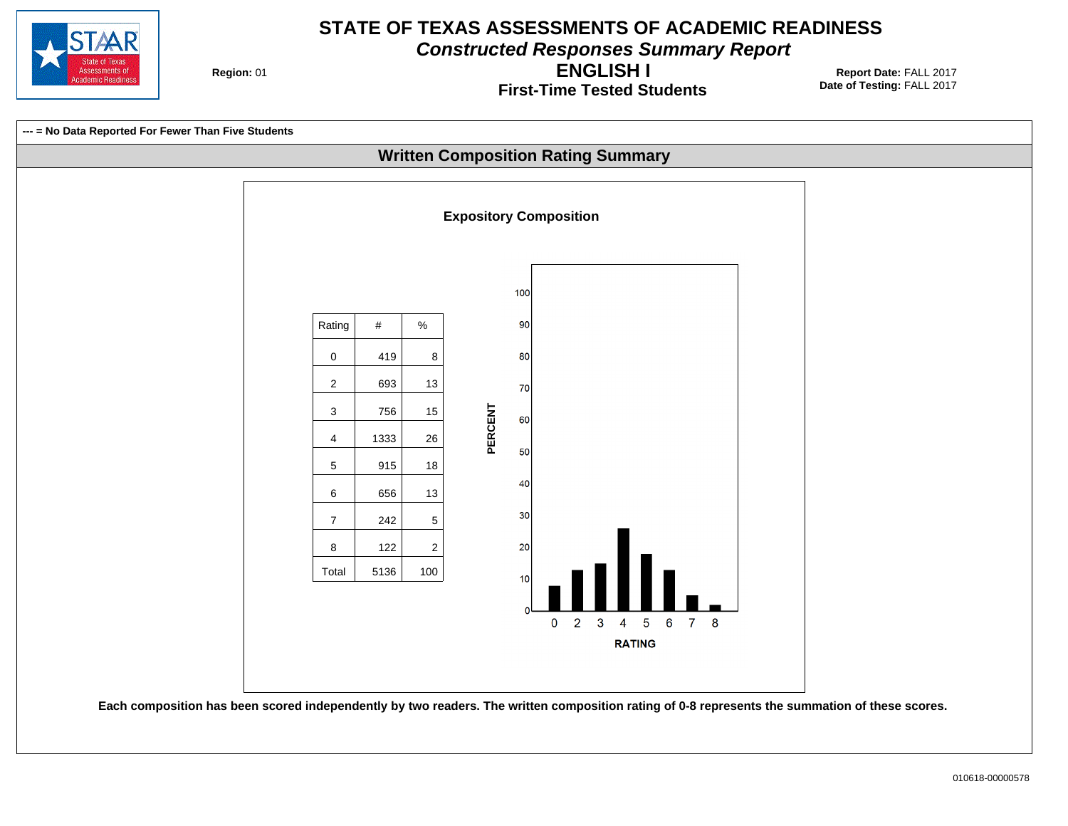# STATE OF TEXAS ASSESSMENTS OF ACADEMIC READINESS

## *Constructed Responses Summary Report*

## ENGLISH I

### First-Time Tested Students

**Region:** 01

**Report Date:** FALL 2017
**Date of Testing:** FALL 2017

**--- = No Data Reported For Fewer Than Five Students**

## Written Composition Rating Summary

### Expository Composition

| Rating | # | % |
|---|---|---|
| 0 | 419 | 8 |
| 2 | 693 | 13 |
| 3 | 756 | 15 |
| 4 | 1333 | 26 |
| 5 | 915 | 18 |
| 6 | 656 | 13 |
| 7 | 242 | 5 |
| 8 | 122 | 2 |
| Total | 5136 | 100 |

**Each composition has been scored independently by two readers. The written composition rating of 0-8 represents the summation of these scores.**

010618-00000578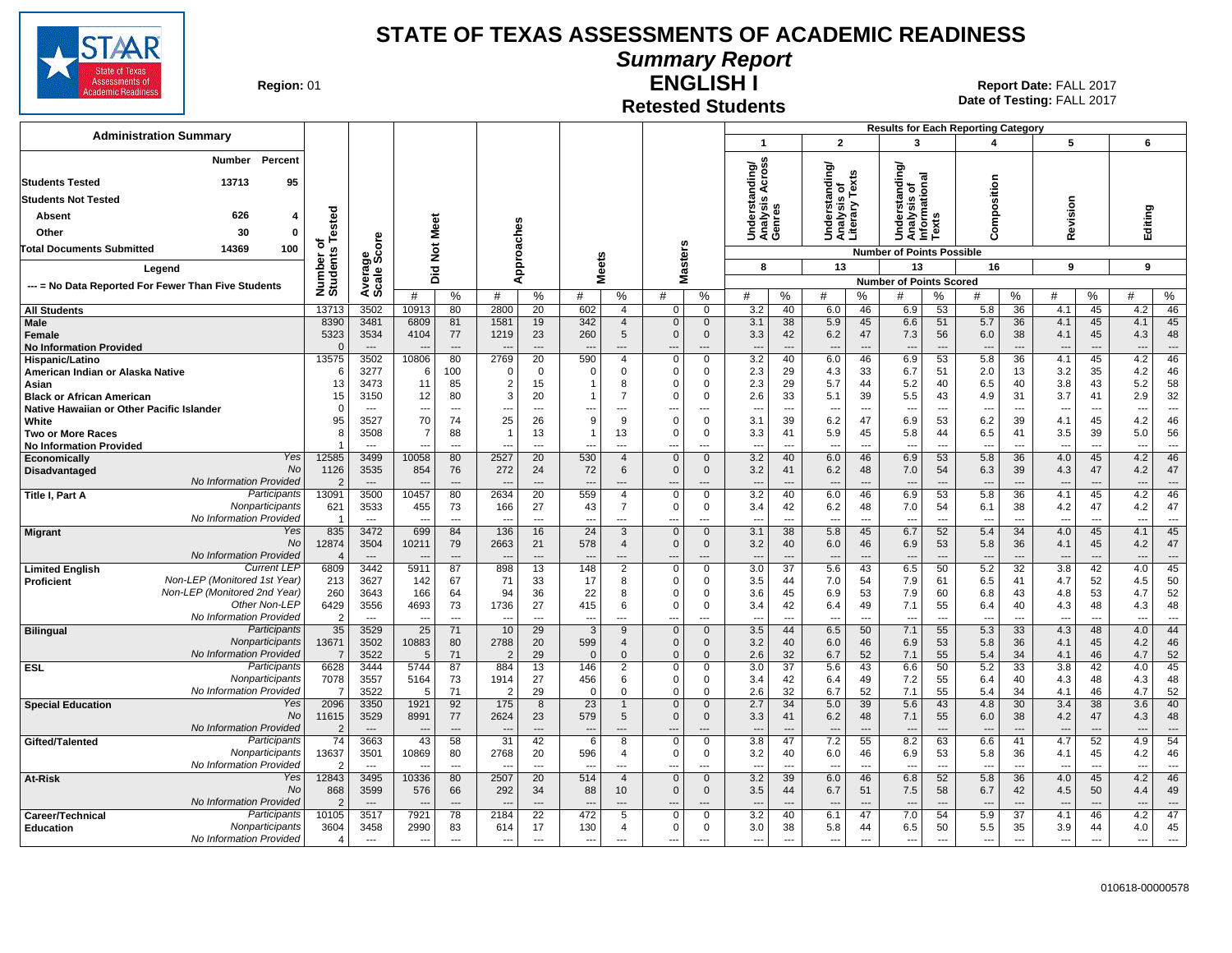# STATE OF TEXAS ASSESSMENTS OF ACADEMIC READINESS

## Summary Report

## ENGLISH I

### Retested Students

**Region:** 01

**Report Date:** FALL 2017
**Date of Testing:** FALL 2017

**Administration Summary**

| | Number | Percent |
|---|---|---|
| Students Tested | 13713 | 95 |
| Students Not Tested | | |
| Absent | 626 | 4 |
| Other | 30 | 0 |
| Total Documents Submitted | 14369 | 100 |

**Legend**

--- = No Data Reported For Fewer Than Five Students

**Results for Each Reporting Category** (Number of Points Possible: 1 = 8; 2 = 13; 3 = 13; 4 = 16; 5 = 9; 6 = 9)

1. Understanding/Analysis Across Genres
2. Understanding/Analysis of Literary Texts
3. Understanding/Analysis of Informational Texts
4. Composition
5. Revision
6. Editing

| Group | Number of Students Tested | Average Scale Score | Did Not Meet # | Did Not Meet % | Approaches # | Approaches % | Meets # | Meets % | Masters # | Masters % | Cat 1 # | Cat 1 % | Cat 2 # | Cat 2 % | Cat 3 # | Cat 3 % | Cat 4 # | Cat 4 % | Cat 5 # | Cat 5 % | Cat 6 # | Cat 6 % |
|---|---|---|---|---|---|---|---|---|---|---|---|---|---|---|---|---|---|---|---|---|---|---|
| All Students | 13713 | 3502 | 10913 | 80 | 2800 | 20 | 602 | 4 | 0 | 0 | 3.2 | 40 | 6.0 | 46 | 6.9 | 53 | 5.8 | 36 | 4.1 | 45 | 4.2 | 46 |
| Male | 8390 | 3481 | 6809 | 81 | 1581 | 19 | 342 | 4 | 0 | 0 | 3.1 | 38 | 5.9 | 45 | 6.6 | 51 | 5.7 | 36 | 4.1 | 45 | 4.1 | 45 |
| Female | 5323 | 3534 | 4104 | 77 | 1219 | 23 | 260 | 5 | 0 | 0 | 3.3 | 42 | 6.2 | 47 | 7.3 | 56 | 6.0 | 38 | 4.1 | 45 | 4.3 | 48 |
| No Information Provided | 0 | --- | --- | --- | --- | --- | --- | --- | --- | --- | --- | --- | --- | --- | --- | --- | --- | --- | --- | --- | --- | --- |
| Hispanic/Latino | 13575 | 3502 | 10806 | 80 | 2769 | 20 | 590 | 4 | 0 | 0 | 3.2 | 40 | 6.0 | 46 | 6.9 | 53 | 5.8 | 36 | 4.1 | 45 | 4.2 | 46 |
| American Indian or Alaska Native | 6 | 3277 | 6 | 100 | 0 | 0 | 0 | 0 | 0 | 0 | 2.3 | 29 | 4.3 | 33 | 6.7 | 51 | 2.0 | 13 | 3.2 | 35 | 4.2 | 46 |
| Asian | 13 | 3473 | 11 | 85 | 2 | 15 | 1 | 8 | 0 | 0 | 2.3 | 29 | 5.7 | 44 | 5.2 | 40 | 6.5 | 40 | 3.8 | 43 | 5.2 | 58 |
| Black or African American | 15 | 3150 | 12 | 80 | 3 | 20 | 1 | 7 | 0 | 0 | 2.6 | 33 | 5.1 | 39 | 5.5 | 43 | 4.9 | 31 | 3.7 | 41 | 2.9 | 32 |
| Native Hawaiian or Other Pacific Islander | 0 | --- | --- | --- | --- | --- | --- | --- | --- | --- | --- | --- | --- | --- | --- | --- | --- | --- | --- | --- | --- | --- |
| White | 95 | 3527 | 70 | 74 | 25 | 26 | 9 | 9 | 0 | 0 | 3.1 | 39 | 6.2 | 47 | 6.9 | 53 | 6.2 | 39 | 4.1 | 45 | 4.2 | 46 |
| Two or More Races | 8 | 3508 | 7 | 88 | 1 | 13 | 1 | 13 | 0 | 0 | 3.3 | 41 | 5.9 | 45 | 5.8 | 44 | 6.5 | 41 | 3.5 | 39 | 5.0 | 56 |
| No Information Provided | 1 | --- | --- | --- | --- | --- | --- | --- | --- | --- | --- | --- | --- | --- | --- | --- | --- | --- | --- | --- | --- | --- |
| Economically Disadvantaged: Yes | 12585 | 3499 | 10058 | 80 | 2527 | 20 | 530 | 4 | 0 | 0 | 3.2 | 40 | 6.0 | 46 | 6.9 | 53 | 5.8 | 36 | 4.0 | 45 | 4.2 | 46 |
| Economically Disadvantaged: No | 1126 | 3535 | 854 | 76 | 272 | 24 | 72 | 6 | 0 | 0 | 3.2 | 41 | 6.2 | 48 | 7.0 | 54 | 6.3 | 39 | 4.3 | 47 | 4.2 | 47 |
| Economically Disadvantaged: No Information Provided | 2 | --- | --- | --- | --- | --- | --- | --- | --- | --- | --- | --- | --- | --- | --- | --- | --- | --- | --- | --- | --- | --- |
| Title I, Part A: Participants | 13091 | 3500 | 10457 | 80 | 2634 | 20 | 559 | 4 | 0 | 0 | 3.2 | 40 | 6.0 | 46 | 6.9 | 53 | 5.8 | 36 | 4.1 | 45 | 4.2 | 46 |
| Title I, Part A: Nonparticipants | 621 | 3533 | 455 | 73 | 166 | 27 | 43 | 7 | 0 | 0 | 3.4 | 42 | 6.2 | 48 | 7.0 | 54 | 6.1 | 38 | 4.2 | 47 | 4.2 | 47 |
| Title I, Part A: No Information Provided | 1 | --- | --- | --- | --- | --- | --- | --- | --- | --- | --- | --- | --- | --- | --- | --- | --- | --- | --- | --- | --- | --- |
| Migrant: Yes | 835 | 3472 | 699 | 84 | 136 | 16 | 24 | 3 | 0 | 0 | 3.1 | 38 | 5.8 | 45 | 6.7 | 52 | 5.4 | 34 | 4.0 | 45 | 4.1 | 45 |
| Migrant: No | 12874 | 3504 | 10211 | 79 | 2663 | 21 | 578 | 4 | 0 | 0 | 3.2 | 40 | 6.0 | 46 | 6.9 | 53 | 5.8 | 36 | 4.1 | 45 | 4.2 | 47 |
| Migrant: No Information Provided | 4 | --- | --- | --- | --- | --- | --- | --- | --- | --- | --- | --- | --- | --- | --- | --- | --- | --- | --- | --- | --- | --- |
| Limited English Proficient: Current LEP | 6809 | 3442 | 5911 | 87 | 898 | 13 | 148 | 2 | 0 | 0 | 3.0 | 37 | 5.6 | 43 | 6.5 | 50 | 5.2 | 32 | 3.8 | 42 | 4.0 | 45 |
| Limited English Proficient: Non-LEP (Monitored 1st Year) | 213 | 3627 | 142 | 67 | 71 | 33 | 17 | 8 | 0 | 0 | 3.5 | 44 | 7.0 | 54 | 7.9 | 61 | 6.5 | 41 | 4.7 | 52 | 4.5 | 50 |
| Limited English Proficient: Non-LEP (Monitored 2nd Year) | 260 | 3643 | 166 | 64 | 94 | 36 | 22 | 8 | 0 | 0 | 3.6 | 45 | 6.9 | 53 | 7.9 | 60 | 6.8 | 43 | 4.8 | 53 | 4.7 | 52 |
| Limited English Proficient: Other Non-LEP | 6429 | 3556 | 4693 | 73 | 1736 | 27 | 415 | 6 | 0 | 0 | 3.4 | 42 | 6.4 | 49 | 7.1 | 55 | 6.4 | 40 | 4.3 | 48 | 4.3 | 48 |
| Limited English Proficient: No Information Provided | 2 | --- | --- | --- | --- | --- | --- | --- | --- | --- | --- | --- | --- | --- | --- | --- | --- | --- | --- | --- | --- | --- |
| Bilingual: Participants | 35 | 3529 | 25 | 71 | 10 | 29 | 3 | 9 | 0 | 0 | 3.5 | 44 | 6.5 | 50 | 7.1 | 55 | 5.3 | 33 | 4.3 | 48 | 4.0 | 44 |
| Bilingual: Nonparticipants | 13671 | 3502 | 10883 | 80 | 2788 | 20 | 599 | 4 | 0 | 0 | 3.2 | 40 | 6.0 | 46 | 6.9 | 53 | 5.8 | 36 | 4.1 | 45 | 4.2 | 46 |
| Bilingual: No Information Provided | 7 | 3522 | 5 | 71 | 2 | 29 | 0 | 0 | 0 | 0 | 2.6 | 32 | 6.7 | 52 | 7.1 | 55 | 5.4 | 34 | 4.1 | 46 | 4.7 | 52 |
| ESL: Participants | 6628 | 3444 | 5744 | 87 | 884 | 13 | 146 | 2 | 0 | 0 | 3.0 | 37 | 5.6 | 43 | 6.6 | 50 | 5.2 | 33 | 3.8 | 42 | 4.0 | 45 |
| ESL: Nonparticipants | 7078 | 3557 | 5164 | 73 | 1914 | 27 | 456 | 6 | 0 | 0 | 3.4 | 42 | 6.4 | 49 | 7.2 | 55 | 6.4 | 40 | 4.3 | 48 | 4.3 | 48 |
| ESL: No Information Provided | 7 | 3522 | 5 | 71 | 2 | 29 | 0 | 0 | 0 | 0 | 2.6 | 32 | 6.7 | 52 | 7.1 | 55 | 5.4 | 34 | 4.1 | 46 | 4.7 | 52 |
| Special Education: Yes | 2096 | 3350 | 1921 | 92 | 175 | 8 | 23 | 1 | 0 | 0 | 2.7 | 34 | 5.0 | 39 | 5.6 | 43 | 4.8 | 30 | 3.4 | 38 | 3.6 | 40 |
| Special Education: No | 11615 | 3529 | 8991 | 77 | 2624 | 23 | 579 | 5 | 0 | 0 | 3.3 | 41 | 6.2 | 48 | 7.1 | 55 | 6.0 | 38 | 4.2 | 47 | 4.3 | 48 |
| Special Education: No Information Provided | 2 | --- | --- | --- | --- | --- | --- | --- | --- | --- | --- | --- | --- | --- | --- | --- | --- | --- | --- | --- | --- | --- |
| Gifted/Talented: Participants | 74 | 3663 | 43 | 58 | 31 | 42 | 6 | 8 | 0 | 0 | 3.8 | 47 | 7.2 | 55 | 8.2 | 63 | 6.6 | 41 | 4.7 | 52 | 4.9 | 54 |
| Gifted/Talented: Nonparticipants | 13637 | 3501 | 10869 | 80 | 2768 | 20 | 596 | 4 | 0 | 0 | 3.2 | 40 | 6.0 | 46 | 6.9 | 53 | 5.8 | 36 | 4.1 | 45 | 4.2 | 46 |
| Gifted/Talented: No Information Provided | 2 | --- | --- | --- | --- | --- | --- | --- | --- | --- | --- | --- | --- | --- | --- | --- | --- | --- | --- | --- | --- | --- |
| At-Risk: Yes | 12843 | 3495 | 10336 | 80 | 2507 | 20 | 514 | 4 | 0 | 0 | 3.2 | 39 | 6.0 | 46 | 6.8 | 52 | 5.8 | 36 | 4.0 | 45 | 4.2 | 46 |
| At-Risk: No | 868 | 3599 | 576 | 66 | 292 | 34 | 88 | 10 | 0 | 0 | 3.5 | 44 | 6.7 | 51 | 7.5 | 58 | 6.7 | 42 | 4.5 | 50 | 4.4 | 49 |
| At-Risk: No Information Provided | 2 | --- | --- | --- | --- | --- | --- | --- | --- | --- | --- | --- | --- | --- | --- | --- | --- | --- | --- | --- | --- | --- |
| Career/Technical Education: Participants | 10105 | 3517 | 7921 | 78 | 2184 | 22 | 472 | 5 | 0 | 0 | 3.2 | 40 | 6.1 | 47 | 7.0 | 54 | 5.9 | 37 | 4.1 | 46 | 4.2 | 47 |
| Career/Technical Education: Nonparticipants | 3604 | 3458 | 2990 | 83 | 614 | 17 | 130 | 4 | 0 | 0 | 3.0 | 38 | 5.8 | 44 | 6.5 | 50 | 5.5 | 35 | 3.9 | 44 | 4.0 | 45 |
| Career/Technical Education: No Information Provided | 4 | --- | --- | --- | --- | --- | --- | --- | --- | --- | --- | --- | --- | --- | --- | --- | --- | --- | --- | --- | --- | --- |

010618-00000578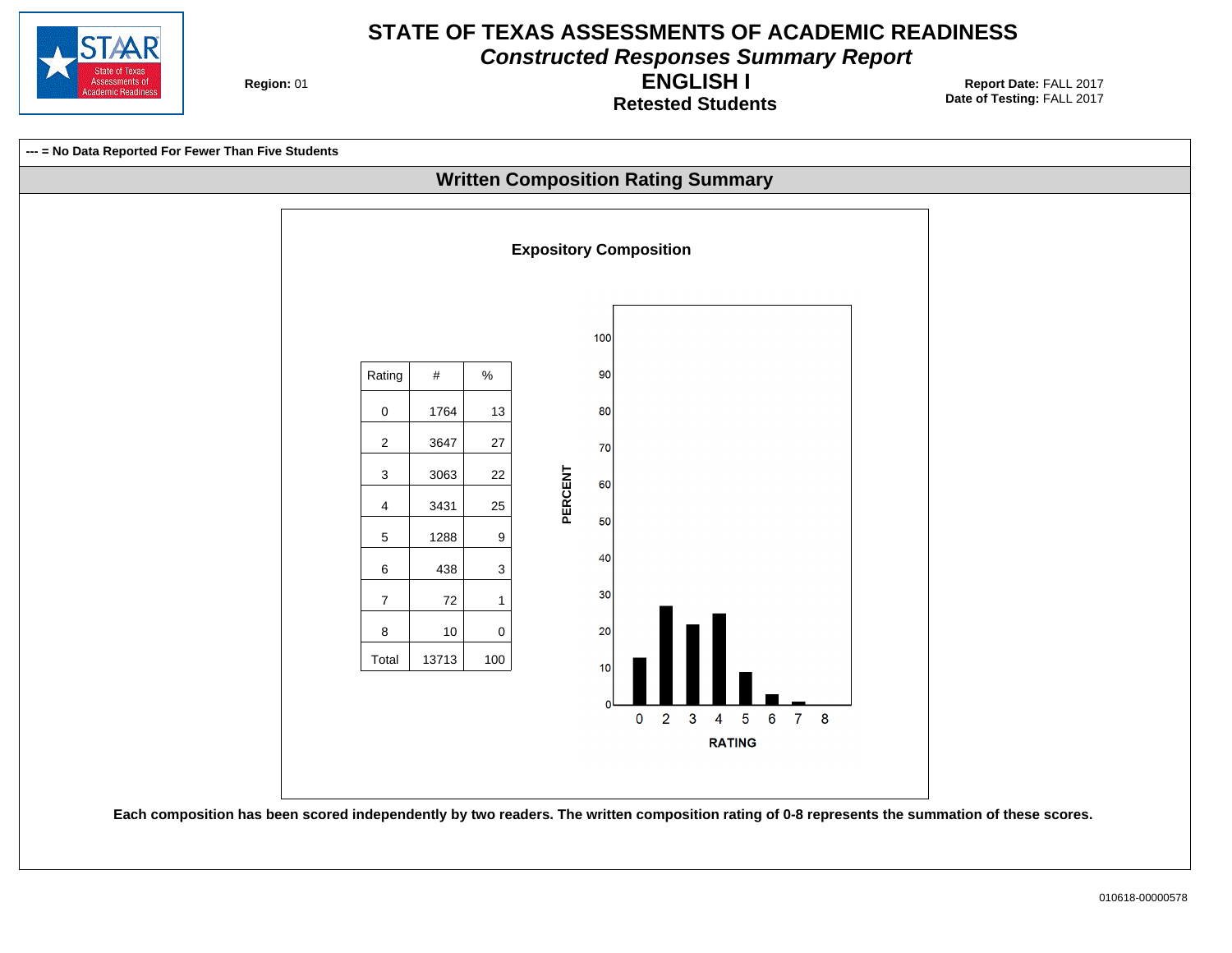# STATE OF TEXAS ASSESSMENTS OF ACADEMIC READINESS

## *Constructed Responses Summary Report*

## ENGLISH I

### Retested Students

**Region:** 01

**Report Date:** FALL 2017
**Date of Testing:** FALL 2017

**--- = No Data Reported For Fewer Than Five Students**

## Written Composition Rating Summary

### Expository Composition

| Rating | # | % |
|---|---|---|
| 0 | 1764 | 13 |
| 2 | 3647 | 27 |
| 3 | 3063 | 22 |
| 4 | 3431 | 25 |
| 5 | 1288 | 9 |
| 6 | 438 | 3 |
| 7 | 72 | 1 |
| 8 | 10 | 0 |
| Total | 13713 | 100 |

**Each composition has been scored independently by two readers. The written composition rating of 0-8 represents the summation of these scores.**

010618-00000578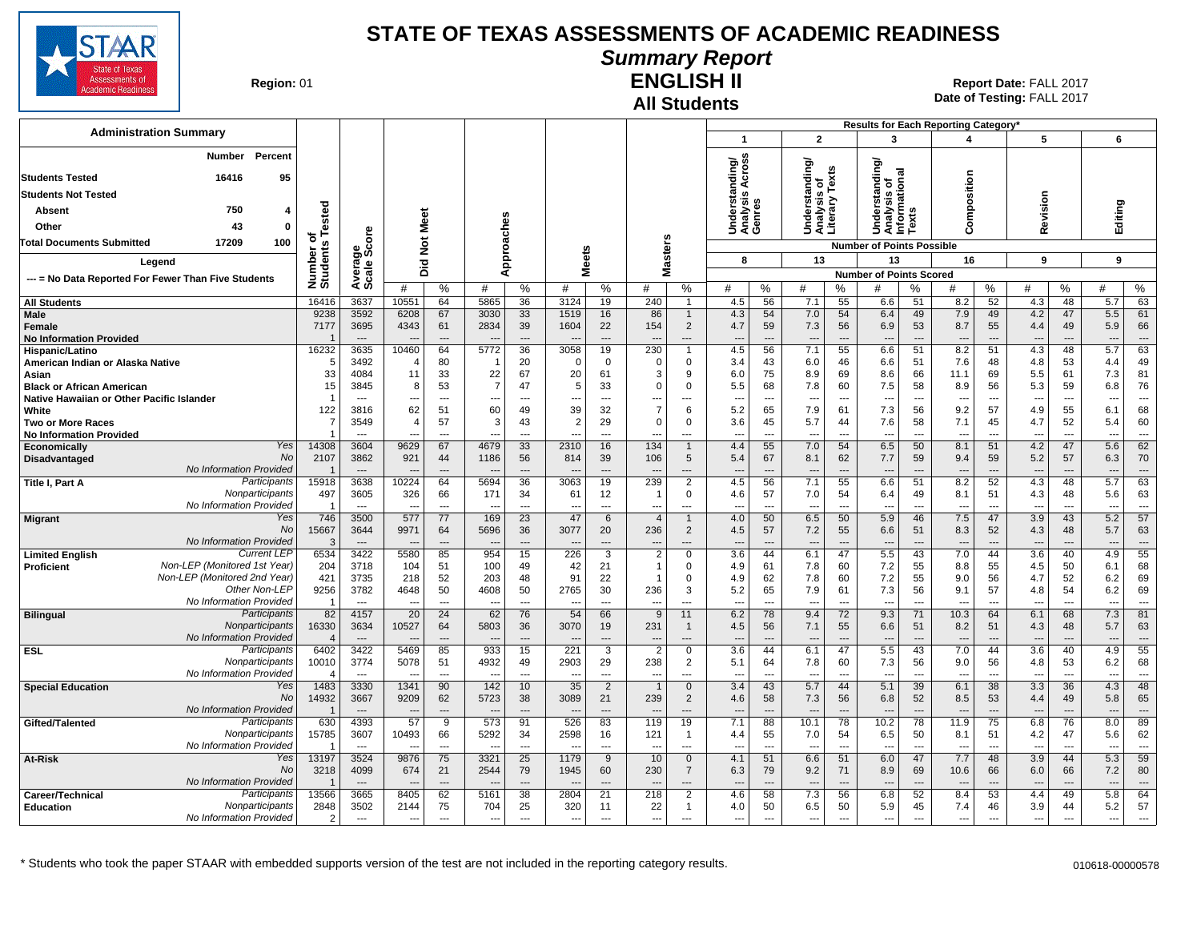# STATE OF TEXAS ASSESSMENTS OF ACADEMIC READINESS

## Summary Report

## ENGLISH II

## All Students

**Region:** 01

**Report Date:** FALL 2017
**Date of Testing:** FALL 2017

### Administration Summary

| | Number | Percent |
|---|---|---|
| Students Tested | 16416 | 95 |
| Students Not Tested | | |
| Absent | 750 | 4 |
| Other | 43 | 0 |
| Total Documents Submitted | 17209 | 100 |

Legend

--- = No Data Reported For Fewer Than Five Students

Results for Each Reporting Category*: 1 = Understanding/Analysis Across Genres (8 points possible); 2 = Understanding/Analysis of Literary Texts (13); 3 = Understanding/Analysis of Informational Texts (13); 4 = Composition (16); 5 = Revision (9); 6 = Editing (9). Values are Number of Points Scored.

| Group | | Number of Students Tested | Average Scale Score | Did Not Meet # | Did Not Meet % | Approaches # | Approaches % | Meets # | Meets % | Masters # | Masters % | Cat 1 # | Cat 1 % | Cat 2 # | Cat 2 % | Cat 3 # | Cat 3 % | Cat 4 # | Cat 4 % | Cat 5 # | Cat 5 % | Cat 6 # | Cat 6 % |
|---|---|---|---|---|---|---|---|---|---|---|---|---|---|---|---|---|---|---|---|---|---|---|---|
| All Students | | 16416 | 3637 | 10551 | 64 | 5865 | 36 | 3124 | 19 | 240 | 1 | 4.5 | 56 | 7.1 | 55 | 6.6 | 51 | 8.2 | 52 | 4.3 | 48 | 5.7 | 63 |
| Male | | 9238 | 3592 | 6208 | 67 | 3030 | 33 | 1519 | 16 | 86 | 1 | 4.3 | 54 | 7.0 | 54 | 6.4 | 49 | 7.9 | 49 | 4.2 | 47 | 5.5 | 61 |
| Female | | 7177 | 3695 | 4343 | 61 | 2834 | 39 | 1604 | 22 | 154 | 2 | 4.7 | 59 | 7.3 | 56 | 6.9 | 53 | 8.7 | 55 | 4.4 | 49 | 5.9 | 66 |
| No Information Provided | | 1 | --- | --- | --- | --- | --- | --- | --- | --- | --- | --- | --- | --- | --- | --- | --- | --- | --- | --- | --- | --- | --- |
| Hispanic/Latino | | 16232 | 3635 | 10460 | 64 | 5772 | 36 | 3058 | 19 | 230 | 1 | 4.5 | 56 | 7.1 | 55 | 6.6 | 51 | 8.2 | 51 | 4.3 | 48 | 5.7 | 63 |
| American Indian or Alaska Native | | 5 | 3492 | 4 | 80 | 1 | 20 | 0 | 0 | 0 | 0 | 3.4 | 43 | 6.0 | 46 | 6.6 | 51 | 7.6 | 48 | 4.8 | 53 | 4.4 | 49 |
| Asian | | 33 | 4084 | 11 | 33 | 22 | 67 | 20 | 61 | 3 | 9 | 6.0 | 75 | 8.9 | 69 | 8.6 | 66 | 11.1 | 69 | 5.5 | 61 | 7.3 | 81 |
| Black or African American | | 15 | 3845 | 8 | 53 | 7 | 47 | 5 | 33 | 0 | 0 | 5.5 | 68 | 7.8 | 60 | 7.5 | 58 | 8.9 | 56 | 5.3 | 59 | 6.8 | 76 |
| Native Hawaiian or Other Pacific Islander | | 1 | --- | --- | --- | --- | --- | --- | --- | --- | --- | --- | --- | --- | --- | --- | --- | --- | --- | --- | --- | --- | --- |
| White | | 122 | 3816 | 62 | 51 | 60 | 49 | 39 | 32 | 7 | 6 | 5.2 | 65 | 7.9 | 61 | 7.3 | 56 | 9.2 | 57 | 4.9 | 55 | 6.1 | 68 |
| Two or More Races | | 7 | 3549 | 4 | 57 | 3 | 43 | 2 | 29 | 0 | 0 | 3.6 | 45 | 5.7 | 44 | 7.6 | 58 | 7.1 | 45 | 4.7 | 52 | 5.4 | 60 |
| No Information Provided | | 1 | --- | --- | --- | --- | --- | --- | --- | --- | --- | --- | --- | --- | --- | --- | --- | --- | --- | --- | --- | --- | --- |
| Economically Disadvantaged | Yes | 14308 | 3604 | 9629 | 67 | 4679 | 33 | 2310 | 16 | 134 | 1 | 4.4 | 55 | 7.0 | 54 | 6.5 | 50 | 8.1 | 51 | 4.2 | 47 | 5.6 | 62 |
| | No | 2107 | 3862 | 921 | 44 | 1186 | 56 | 814 | 39 | 106 | 5 | 5.4 | 67 | 8.1 | 62 | 7.7 | 59 | 9.4 | 59 | 5.2 | 57 | 6.3 | 70 |
| | No Information Provided | 1 | --- | --- | --- | --- | --- | --- | --- | --- | --- | --- | --- | --- | --- | --- | --- | --- | --- | --- | --- | --- | --- |
| Title I, Part A | Participants | 15918 | 3638 | 10224 | 64 | 5694 | 36 | 3063 | 19 | 239 | 2 | 4.5 | 56 | 7.1 | 55 | 6.6 | 51 | 8.2 | 52 | 4.3 | 48 | 5.7 | 63 |
| | Nonparticipants | 497 | 3605 | 326 | 66 | 171 | 34 | 61 | 12 | 1 | 0 | 4.6 | 57 | 7.0 | 54 | 6.4 | 49 | 8.1 | 51 | 4.3 | 48 | 5.6 | 63 |
| | No Information Provided | 1 | --- | --- | --- | --- | --- | --- | --- | --- | --- | --- | --- | --- | --- | --- | --- | --- | --- | --- | --- | --- | --- |
| Migrant | Yes | 746 | 3500 | 577 | 77 | 169 | 23 | 47 | 6 | 4 | 1 | 4.0 | 50 | 6.5 | 50 | 5.9 | 46 | 7.5 | 47 | 3.9 | 43 | 5.2 | 57 |
| | No | 15667 | 3644 | 9971 | 64 | 5696 | 36 | 3077 | 20 | 236 | 2 | 4.5 | 57 | 7.2 | 55 | 6.6 | 51 | 8.3 | 52 | 4.3 | 48 | 5.7 | 63 |
| | No Information Provided | 3 | --- | --- | --- | --- | --- | --- | --- | --- | --- | --- | --- | --- | --- | --- | --- | --- | --- | --- | --- | --- | --- |
| Limited English Proficient | Current LEP | 6534 | 3422 | 5580 | 85 | 954 | 15 | 226 | 3 | 2 | 0 | 3.6 | 44 | 6.1 | 47 | 5.5 | 43 | 7.0 | 44 | 3.6 | 40 | 4.9 | 55 |
| | Non-LEP (Monitored 1st Year) | 204 | 3718 | 104 | 51 | 100 | 49 | 42 | 21 | 1 | 0 | 4.9 | 61 | 7.8 | 60 | 7.2 | 55 | 8.8 | 55 | 4.5 | 50 | 6.1 | 68 |
| | Non-LEP (Monitored 2nd Year) | 421 | 3735 | 218 | 52 | 203 | 48 | 91 | 22 | 1 | 0 | 4.9 | 62 | 7.8 | 60 | 7.2 | 55 | 9.0 | 56 | 4.7 | 52 | 6.2 | 69 |
| | Other Non-LEP | 9256 | 3782 | 4648 | 50 | 4608 | 50 | 2765 | 30 | 236 | 3 | 5.2 | 65 | 7.9 | 61 | 7.3 | 56 | 9.1 | 57 | 4.8 | 54 | 6.2 | 69 |
| | No Information Provided | 1 | --- | --- | --- | --- | --- | --- | --- | --- | --- | --- | --- | --- | --- | --- | --- | --- | --- | --- | --- | --- | --- |
| Bilingual | Participants | 82 | 4157 | 20 | 24 | 62 | 76 | 54 | 66 | 9 | 11 | 6.2 | 78 | 9.4 | 72 | 9.3 | 71 | 10.3 | 64 | 6.1 | 68 | 7.3 | 81 |
| | Nonparticipants | 16330 | 3634 | 10527 | 64 | 5803 | 36 | 3070 | 19 | 231 | 1 | 4.5 | 56 | 7.1 | 55 | 6.6 | 51 | 8.2 | 51 | 4.3 | 48 | 5.7 | 63 |
| | No Information Provided | 4 | --- | --- | --- | --- | --- | --- | --- | --- | --- | --- | --- | --- | --- | --- | --- | --- | --- | --- | --- | --- | --- |
| ESL | Participants | 6402 | 3422 | 5469 | 85 | 933 | 15 | 221 | 3 | 2 | 0 | 3.6 | 44 | 6.1 | 47 | 5.5 | 43 | 7.0 | 44 | 3.6 | 40 | 4.9 | 55 |
| | Nonparticipants | 10010 | 3774 | 5078 | 51 | 4932 | 49 | 2903 | 29 | 238 | 2 | 5.1 | 64 | 7.8 | 60 | 7.3 | 56 | 9.0 | 56 | 4.8 | 53 | 6.2 | 68 |
| | No Information Provided | 4 | --- | --- | --- | --- | --- | --- | --- | --- | --- | --- | --- | --- | --- | --- | --- | --- | --- | --- | --- | --- | --- |
| Special Education | Yes | 1483 | 3330 | 1341 | 90 | 142 | 10 | 35 | 2 | 1 | 0 | 3.4 | 43 | 5.7 | 44 | 5.1 | 39 | 6.1 | 38 | 3.3 | 36 | 4.3 | 48 |
| | No | 14932 | 3667 | 9209 | 62 | 5723 | 38 | 3089 | 21 | 239 | 2 | 4.6 | 58 | 7.3 | 56 | 6.8 | 52 | 8.5 | 53 | 4.4 | 49 | 5.8 | 65 |
| | No Information Provided | 1 | --- | --- | --- | --- | --- | --- | --- | --- | --- | --- | --- | --- | --- | --- | --- | --- | --- | --- | --- | --- | --- |
| Gifted/Talented | Participants | 630 | 4393 | 57 | 9 | 573 | 91 | 526 | 83 | 119 | 19 | 7.1 | 88 | 10.1 | 78 | 10.2 | 78 | 11.9 | 75 | 6.8 | 76 | 8.0 | 89 |
| | Nonparticipants | 15785 | 3607 | 10493 | 66 | 5292 | 34 | 2598 | 16 | 121 | 1 | 4.4 | 55 | 7.0 | 54 | 6.5 | 50 | 8.1 | 51 | 4.2 | 47 | 5.6 | 62 |
| | No Information Provided | 1 | --- | --- | --- | --- | --- | --- | --- | --- | --- | --- | --- | --- | --- | --- | --- | --- | --- | --- | --- | --- | --- |
| At-Risk | Yes | 13197 | 3524 | 9876 | 75 | 3321 | 25 | 1179 | 9 | 10 | 0 | 4.1 | 51 | 6.6 | 51 | 6.0 | 47 | 7.7 | 48 | 3.9 | 44 | 5.3 | 59 |
| | No | 3218 | 4099 | 674 | 21 | 2544 | 79 | 1945 | 60 | 230 | 7 | 6.3 | 79 | 9.2 | 71 | 8.9 | 69 | 10.6 | 66 | 6.0 | 66 | 7.2 | 80 |
| | No Information Provided | 1 | --- | --- | --- | --- | --- | --- | --- | --- | --- | --- | --- | --- | --- | --- | --- | --- | --- | --- | --- | --- | --- |
| Career/Technical Education | Participants | 13566 | 3665 | 8405 | 62 | 5161 | 38 | 2804 | 21 | 218 | 2 | 4.6 | 58 | 7.3 | 56 | 6.8 | 52 | 8.4 | 53 | 4.4 | 49 | 5.8 | 64 |
| | Nonparticipants | 2848 | 3502 | 2144 | 75 | 704 | 25 | 320 | 11 | 22 | 1 | 4.0 | 50 | 6.5 | 50 | 5.9 | 45 | 7.4 | 46 | 3.9 | 44 | 5.2 | 57 |
| | No Information Provided | 2 | --- | --- | --- | --- | --- | --- | --- | --- | --- | --- | --- | --- | --- | --- | --- | --- | --- | --- | --- | --- | --- |

\* Students who took the paper STAAR with embedded supports version of the test are not included in the reporting category results.

010618-00000578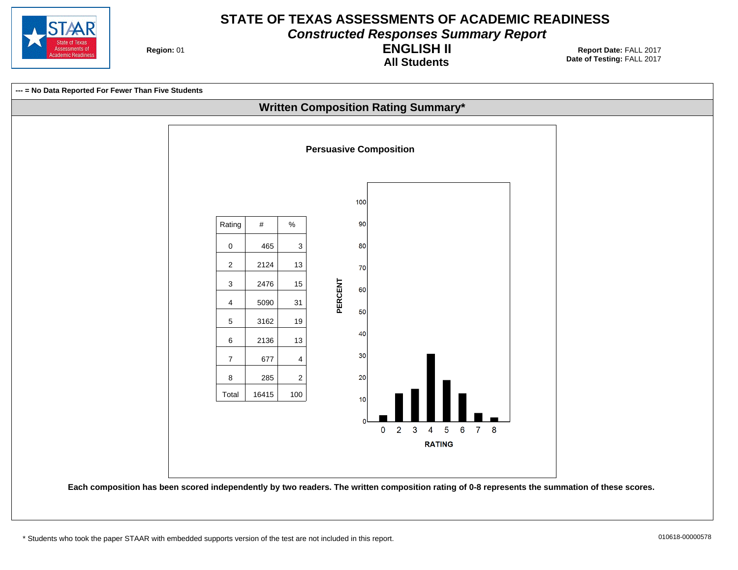# STATE OF TEXAS ASSESSMENTS OF ACADEMIC READINESS

## *Constructed Responses Summary Report*

## ENGLISH II

### All Students

**Region:** 01

**Report Date:** FALL 2017
**Date of Testing:** FALL 2017

**--- = No Data Reported For Fewer Than Five Students**

## Written Composition Rating Summary*

### Persuasive Composition

| Rating | # | % |
|---|---|---|
| 0 | 465 | 3 |
| 2 | 2124 | 13 |
| 3 | 2476 | 15 |
| 4 | 5090 | 31 |
| 5 | 3162 | 19 |
| 6 | 2136 | 13 |
| 7 | 677 | 4 |
| 8 | 285 | 2 |
| Total | 16415 | 100 |

**Each composition has been scored independently by two readers. The written composition rating of 0-8 represents the summation of these scores.**

* Students who took the paper STAAR with embedded supports version of the test are not included in this report.

010618-00000578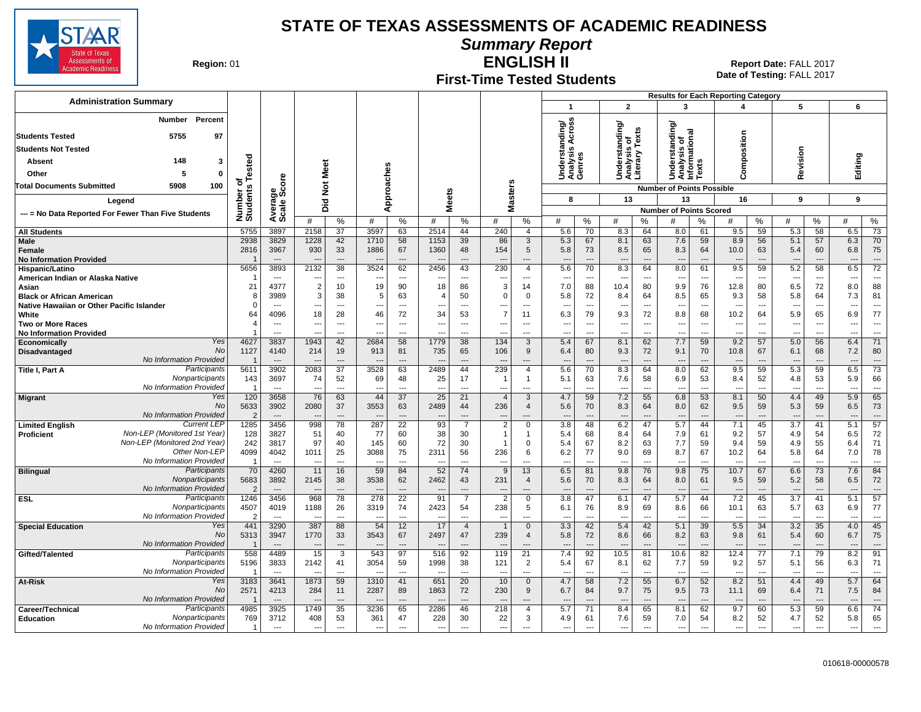# STATE OF TEXAS ASSESSMENTS OF ACADEMIC READINESS

## Summary Report

## ENGLISH II

## First-Time Tested Students

**Region:** 01

**Report Date:** FALL 2017
**Date of Testing:** FALL 2017

### Administration Summary

| | Number | Percent |
|---|---|---|
| Students Tested | 5755 | 97 |
| Students Not Tested | | |
| Absent | 148 | 3 |
| Other | 5 | 0 |
| Total Documents Submitted | 5908 | 100 |

Legend: --- = No Data Reported For Fewer Than Five Students

Results for Each Reporting Category: 1 = Understanding/Analysis Across Genres (8 points possible); 2 = Understanding/Analysis of Literary Texts (13 points possible); 3 = Understanding/Analysis of Informational Texts (13 points possible); 4 = Composition (16 points possible); 5 = Revision (9 points possible); 6 = Editing (9 points possible). Values shown are Number of Points Scored.

| Group | | Number of Students Tested | Average Scale Score | Did Not Meet # | Did Not Meet % | Approaches # | Approaches % | Meets # | Meets % | Masters # | Masters % | 1 # | 1 % | 2 # | 2 % | 3 # | 3 % | 4 # | 4 % | 5 # | 5 % | 6 # | 6 % |
|---|---|---|---|---|---|---|---|---|---|---|---|---|---|---|---|---|---|---|---|---|---|---|---|
| All Students | | 5755 | 3897 | 2158 | 37 | 3597 | 63 | 2514 | 44 | 240 | 4 | 5.6 | 70 | 8.3 | 64 | 8.0 | 61 | 9.5 | 59 | 5.3 | 58 | 6.5 | 73 |
| Male | | 2938 | 3829 | 1228 | 42 | 1710 | 58 | 1153 | 39 | 86 | 3 | 5.3 | 67 | 8.1 | 63 | 7.6 | 59 | 8.9 | 56 | 5.1 | 57 | 6.3 | 70 |
| Female | | 2816 | 3967 | 930 | 33 | 1886 | 67 | 1360 | 48 | 154 | 5 | 5.8 | 73 | 8.5 | 65 | 8.3 | 64 | 10.0 | 63 | 5.4 | 60 | 6.8 | 75 |
| No Information Provided | | 1 | --- | --- | --- | --- | --- | --- | --- | --- | --- | --- | --- | --- | --- | --- | --- | --- | --- | --- | --- | --- | --- |
| Hispanic/Latino | | 5656 | 3893 | 2132 | 38 | 3524 | 62 | 2456 | 43 | 230 | 4 | 5.6 | 70 | 8.3 | 64 | 8.0 | 61 | 9.5 | 59 | 5.2 | 58 | 6.5 | 72 |
| American Indian or Alaska Native | | 1 | --- | --- | --- | --- | --- | --- | --- | --- | --- | --- | --- | --- | --- | --- | --- | --- | --- | --- | --- | --- | --- |
| Asian | | 21 | 4377 | 2 | 10 | 19 | 90 | 18 | 86 | 3 | 14 | 7.0 | 88 | 10.4 | 80 | 9.9 | 76 | 12.8 | 80 | 6.5 | 72 | 8.0 | 88 |
| Black or African American | | 8 | 3989 | 3 | 38 | 5 | 63 | 4 | 50 | 0 | 0 | 5.8 | 72 | 8.4 | 64 | 8.5 | 65 | 9.3 | 58 | 5.8 | 64 | 7.3 | 81 |
| Native Hawaiian or Other Pacific Islander | | 0 | --- | --- | --- | --- | --- | --- | --- | --- | --- | --- | --- | --- | --- | --- | --- | --- | --- | --- | --- | --- | --- |
| White | | 64 | 4096 | 18 | 28 | 46 | 72 | 34 | 53 | 7 | 11 | 6.3 | 79 | 9.3 | 72 | 8.8 | 68 | 10.2 | 64 | 5.9 | 65 | 6.9 | 77 |
| Two or More Races | | 4 | --- | --- | --- | --- | --- | --- | --- | --- | --- | --- | --- | --- | --- | --- | --- | --- | --- | --- | --- | --- | --- |
| No Information Provided | | 1 | --- | --- | --- | --- | --- | --- | --- | --- | --- | --- | --- | --- | --- | --- | --- | --- | --- | --- | --- | --- | --- |
| Economically Disadvantaged | Yes | 4627 | 3837 | 1943 | 42 | 2684 | 58 | 1779 | 38 | 134 | 3 | 5.4 | 67 | 8.1 | 62 | 7.7 | 59 | 9.2 | 57 | 5.0 | 56 | 6.4 | 71 |
| | No | 1127 | 4140 | 214 | 19 | 913 | 81 | 735 | 65 | 106 | 9 | 6.4 | 80 | 9.3 | 72 | 9.1 | 70 | 10.8 | 67 | 6.1 | 68 | 7.2 | 80 |
| | No Information Provided | 1 | --- | --- | --- | --- | --- | --- | --- | --- | --- | --- | --- | --- | --- | --- | --- | --- | --- | --- | --- | --- | --- |
| Title I, Part A | Participants | 5611 | 3902 | 2083 | 37 | 3528 | 63 | 2489 | 44 | 239 | 4 | 5.6 | 70 | 8.3 | 64 | 8.0 | 62 | 9.5 | 59 | 5.3 | 59 | 6.5 | 73 |
| | Nonparticipants | 143 | 3697 | 74 | 52 | 69 | 48 | 25 | 17 | 1 | 1 | 5.1 | 63 | 7.6 | 58 | 6.9 | 53 | 8.4 | 52 | 4.8 | 53 | 5.9 | 66 |
| | No Information Provided | 1 | --- | --- | --- | --- | --- | --- | --- | --- | --- | --- | --- | --- | --- | --- | --- | --- | --- | --- | --- | --- | --- |
| Migrant | Yes | 120 | 3658 | 76 | 63 | 44 | 37 | 25 | 21 | 4 | 3 | 4.7 | 59 | 7.2 | 55 | 6.8 | 53 | 8.1 | 50 | 4.4 | 49 | 5.9 | 65 |
| | No | 5633 | 3902 | 2080 | 37 | 3553 | 63 | 2489 | 44 | 236 | 4 | 5.6 | 70 | 8.3 | 64 | 8.0 | 62 | 9.5 | 59 | 5.3 | 59 | 6.5 | 73 |
| | No Information Provided | 2 | --- | --- | --- | --- | --- | --- | --- | --- | --- | --- | --- | --- | --- | --- | --- | --- | --- | --- | --- | --- | --- |
| Limited English Proficient | Current LEP | 1285 | 3456 | 998 | 78 | 287 | 22 | 93 | 7 | 2 | 0 | 3.8 | 48 | 6.2 | 47 | 5.7 | 44 | 7.1 | 45 | 3.7 | 41 | 5.1 | 57 |
| | Non-LEP (Monitored 1st Year) | 128 | 3827 | 51 | 40 | 77 | 60 | 38 | 30 | 1 | 1 | 5.4 | 68 | 8.4 | 64 | 7.9 | 61 | 9.2 | 57 | 4.9 | 54 | 6.5 | 72 |
| | Non-LEP (Monitored 2nd Year) | 242 | 3817 | 97 | 40 | 145 | 60 | 72 | 30 | 1 | 0 | 5.4 | 67 | 8.2 | 63 | 7.7 | 59 | 9.4 | 59 | 4.9 | 55 | 6.4 | 71 |
| | Other Non-LEP | 4099 | 4042 | 1011 | 25 | 3088 | 75 | 2311 | 56 | 236 | 6 | 6.2 | 77 | 9.0 | 69 | 8.7 | 67 | 10.2 | 64 | 5.8 | 64 | 7.0 | 78 |
| | No Information Provided | 1 | --- | --- | --- | --- | --- | --- | --- | --- | --- | --- | --- | --- | --- | --- | --- | --- | --- | --- | --- | --- | --- |
| Bilingual | Participants | 70 | 4260 | 11 | 16 | 59 | 84 | 52 | 74 | 9 | 13 | 6.5 | 81 | 9.8 | 76 | 9.8 | 75 | 10.7 | 67 | 6.6 | 73 | 7.6 | 84 |
| | Nonparticipants | 5683 | 3892 | 2145 | 38 | 3538 | 62 | 2462 | 43 | 231 | 4 | 5.6 | 70 | 8.3 | 64 | 8.0 | 61 | 9.5 | 59 | 5.2 | 58 | 6.5 | 72 |
| | No Information Provided | 2 | --- | --- | --- | --- | --- | --- | --- | --- | --- | --- | --- | --- | --- | --- | --- | --- | --- | --- | --- | --- | --- |
| ESL | Participants | 1246 | 3456 | 968 | 78 | 278 | 22 | 91 | 7 | 2 | 0 | 3.8 | 47 | 6.1 | 47 | 5.7 | 44 | 7.2 | 45 | 3.7 | 41 | 5.1 | 57 |
| | Nonparticipants | 4507 | 4019 | 1188 | 26 | 3319 | 74 | 2423 | 54 | 238 | 5 | 6.1 | 76 | 8.9 | 69 | 8.6 | 66 | 10.1 | 63 | 5.7 | 63 | 6.9 | 77 |
| | No Information Provided | 2 | --- | --- | --- | --- | --- | --- | --- | --- | --- | --- | --- | --- | --- | --- | --- | --- | --- | --- | --- | --- | --- |
| Special Education | Yes | 441 | 3290 | 387 | 88 | 54 | 12 | 17 | 4 | 1 | 0 | 3.3 | 42 | 5.4 | 42 | 5.1 | 39 | 5.5 | 34 | 3.2 | 35 | 4.0 | 45 |
| | No | 5313 | 3947 | 1770 | 33 | 3543 | 67 | 2497 | 47 | 239 | 4 | 5.8 | 72 | 8.6 | 66 | 8.2 | 63 | 9.8 | 61 | 5.4 | 60 | 6.7 | 75 |
| | No Information Provided | 1 | --- | --- | --- | --- | --- | --- | --- | --- | --- | --- | --- | --- | --- | --- | --- | --- | --- | --- | --- | --- | --- |
| Gifted/Talented | Participants | 558 | 4489 | 15 | 3 | 543 | 97 | 516 | 92 | 119 | 21 | 7.4 | 92 | 10.5 | 81 | 10.6 | 82 | 12.4 | 77 | 7.1 | 79 | 8.2 | 91 |
| | Nonparticipants | 5196 | 3833 | 2142 | 41 | 3054 | 59 | 1998 | 38 | 121 | 2 | 5.4 | 67 | 8.1 | 62 | 7.7 | 59 | 9.2 | 57 | 5.1 | 56 | 6.3 | 71 |
| | No Information Provided | 1 | --- | --- | --- | --- | --- | --- | --- | --- | --- | --- | --- | --- | --- | --- | --- | --- | --- | --- | --- | --- | --- |
| At-Risk | Yes | 3183 | 3641 | 1873 | 59 | 1310 | 41 | 651 | 20 | 10 | 0 | 4.7 | 58 | 7.2 | 55 | 6.7 | 52 | 8.2 | 51 | 4.4 | 49 | 5.7 | 64 |
| | No | 2571 | 4213 | 284 | 11 | 2287 | 89 | 1863 | 72 | 230 | 9 | 6.7 | 84 | 9.7 | 75 | 9.5 | 73 | 11.1 | 69 | 6.4 | 71 | 7.5 | 84 |
| | No Information Provided | 1 | --- | --- | --- | --- | --- | --- | --- | --- | --- | --- | --- | --- | --- | --- | --- | --- | --- | --- | --- | --- | --- |
| Career/Technical Education | Participants | 4985 | 3925 | 1749 | 35 | 3236 | 65 | 2286 | 46 | 218 | 4 | 5.7 | 71 | 8.4 | 65 | 8.1 | 62 | 9.7 | 60 | 5.3 | 59 | 6.6 | 74 |
| | Nonparticipants | 769 | 3712 | 408 | 53 | 361 | 47 | 228 | 30 | 22 | 3 | 4.9 | 61 | 7.6 | 59 | 7.0 | 54 | 8.2 | 52 | 4.7 | 52 | 5.8 | 65 |
| | No Information Provided | 1 | --- | --- | --- | --- | --- | --- | --- | --- | --- | --- | --- | --- | --- | --- | --- | --- | --- | --- | --- | --- | --- |

010618-00000578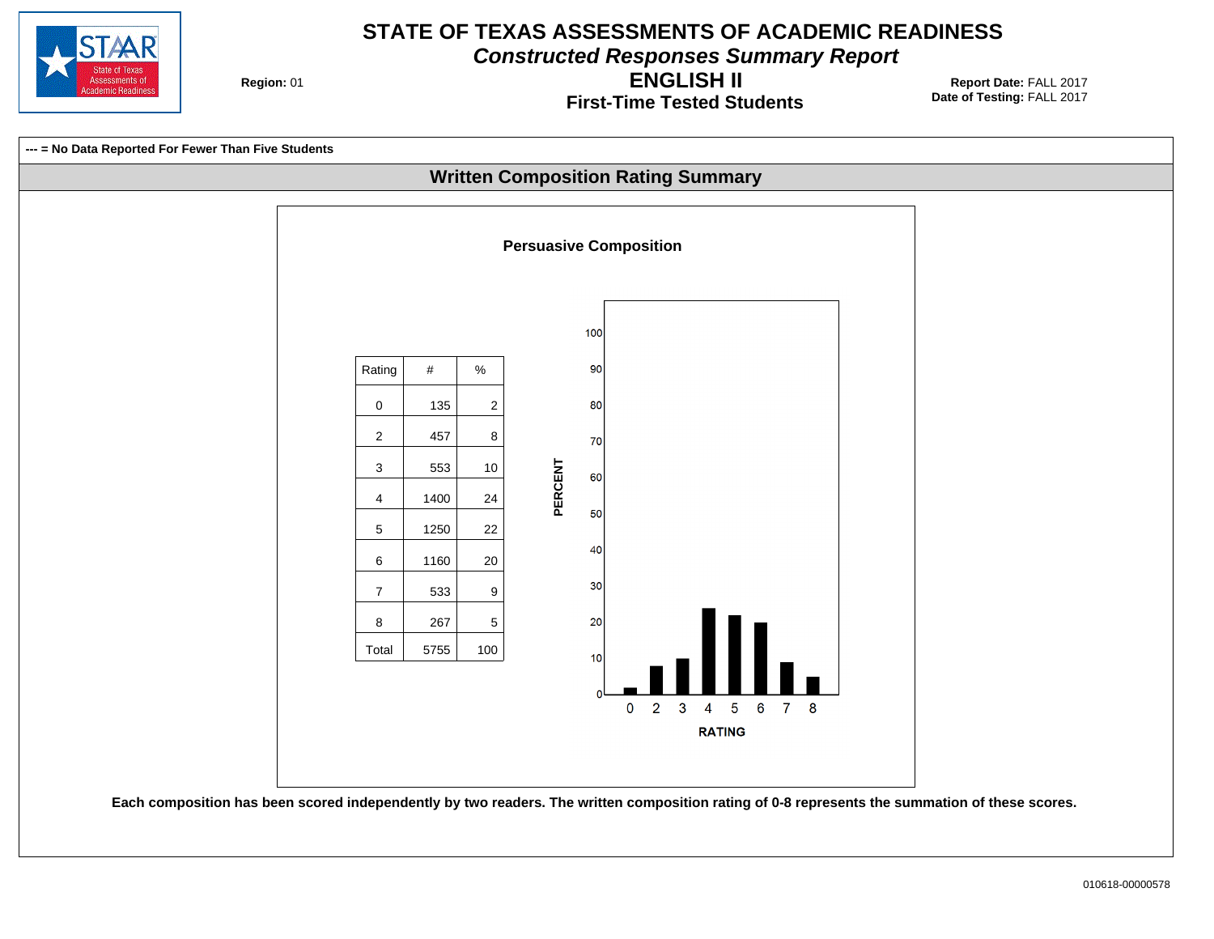# STATE OF TEXAS ASSESSMENTS OF ACADEMIC READINESS

## *Constructed Responses Summary Report*

## ENGLISH II

### First-Time Tested Students

**Region:** 01

**Report Date:** FALL 2017
**Date of Testing:** FALL 2017

**--- = No Data Reported For Fewer Than Five Students**

## Written Composition Rating Summary

### Persuasive Composition

| Rating | # | % |
|---|---|---|
| 0 | 135 | 2 |
| 2 | 457 | 8 |
| 3 | 553 | 10 |
| 4 | 1400 | 24 |
| 5 | 1250 | 22 |
| 6 | 1160 | 20 |
| 7 | 533 | 9 |
| 8 | 267 | 5 |
| Total | 5755 | 100 |

**Each composition has been scored independently by two readers. The written composition rating of 0-8 represents the summation of these scores.**

010618-00000578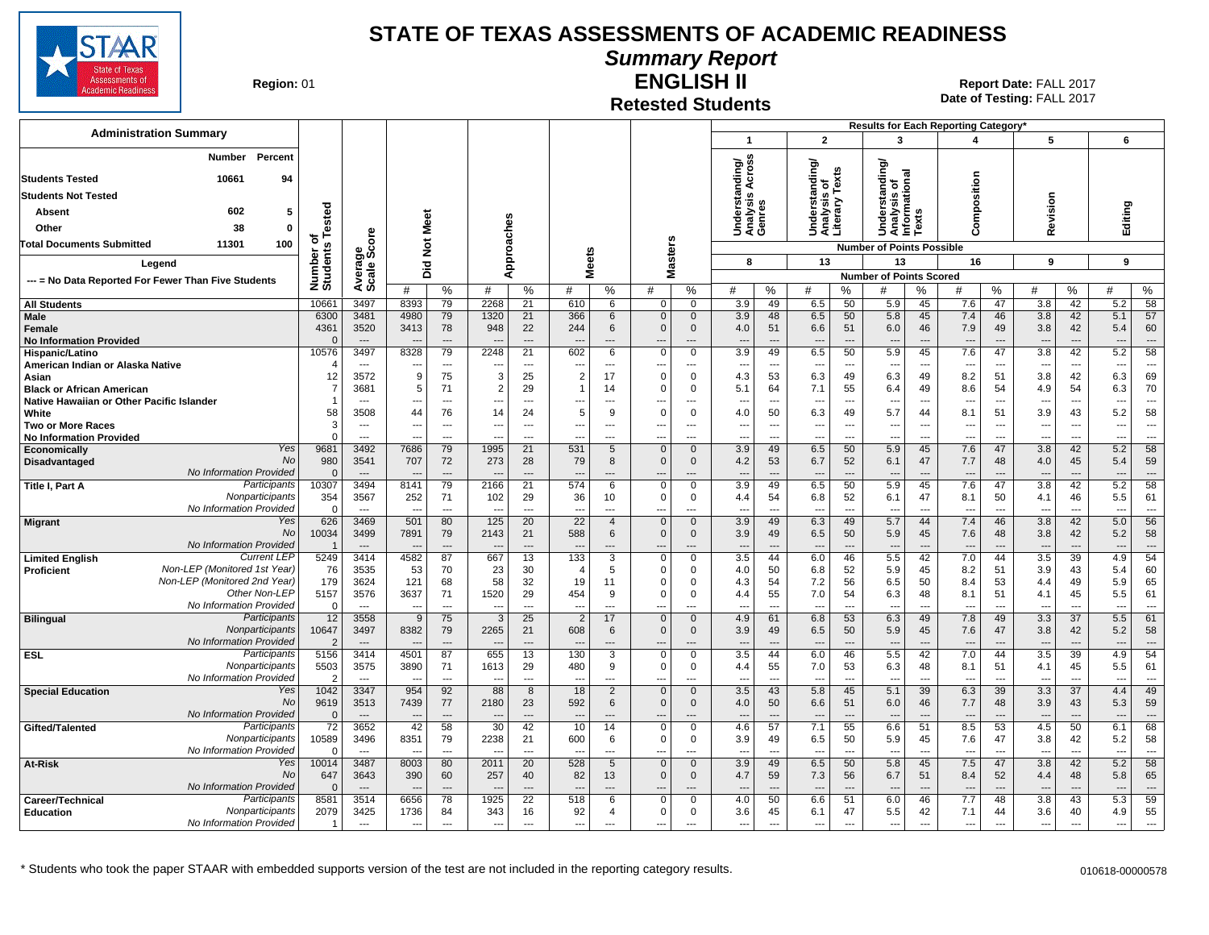# STATE OF TEXAS ASSESSMENTS OF ACADEMIC READINESS

## Summary Report

## ENGLISH II

### Retested Students

**Region:** 01

**Report Date:** FALL 2017
**Date of Testing:** FALL 2017

### Administration Summary

| | Number | Percent |
|---|---|---|
| Students Tested | 10661 | 94 |
| Students Not Tested | | |
| Absent | 602 | 5 |
| Other | 38 | 0 |
| Total Documents Submitted | 11301 | 100 |

Legend: --- = No Data Reported For Fewer Than Five Students

Results for Each Reporting Category*: 1 = Understanding/Analysis Across Genres (8 points possible); 2 = Understanding/Analysis of Literary Texts (13 points possible); 3 = Understanding/Analysis of Informational Texts (13 points possible); 4 = Composition (16 points possible); 5 = Revision (9 points possible); 6 = Editing (9 points possible). Values are Number of Points Scored.

| Group | | Number of Students Tested | Average Scale Score | Did Not Meet # | Did Not Meet % | Approaches # | Approaches % | Meets # | Meets % | Masters # | Masters % | 1 # | 1 % | 2 # | 2 % | 3 # | 3 % | 4 # | 4 % | 5 # | 5 % | 6 # | 6 % |
|---|---|---|---|---|---|---|---|---|---|---|---|---|---|---|---|---|---|---|---|---|---|---|---|
| All Students | | 10661 | 3497 | 8393 | 79 | 2268 | 21 | 610 | 6 | 0 | 0 | 3.9 | 49 | 6.5 | 50 | 5.9 | 45 | 7.6 | 47 | 3.8 | 42 | 5.2 | 58 |
| Male | | 6300 | 3481 | 4980 | 79 | 1320 | 21 | 366 | 6 | 0 | 0 | 3.9 | 48 | 6.5 | 50 | 5.8 | 45 | 7.4 | 46 | 3.8 | 42 | 5.1 | 57 |
| Female | | 4361 | 3520 | 3413 | 78 | 948 | 22 | 244 | 6 | 0 | 0 | 4.0 | 51 | 6.6 | 51 | 6.0 | 46 | 7.9 | 49 | 3.8 | 42 | 5.4 | 60 |
| No Information Provided | | 0 | --- | --- | --- | --- | --- | --- | --- | --- | --- | --- | --- | --- | --- | --- | --- | --- | --- | --- | --- | --- | --- |
| Hispanic/Latino | | 10576 | 3497 | 8328 | 79 | 2248 | 21 | 602 | 6 | 0 | 0 | 3.9 | 49 | 6.5 | 50 | 5.9 | 45 | 7.6 | 47 | 3.8 | 42 | 5.2 | 58 |
| American Indian or Alaska Native | | 4 | --- | --- | --- | --- | --- | --- | --- | --- | --- | --- | --- | --- | --- | --- | --- | --- | --- | --- | --- | --- | --- |
| Asian | | 12 | 3572 | 9 | 75 | 3 | 25 | 2 | 17 | 0 | 0 | 4.3 | 53 | 6.3 | 49 | 6.3 | 49 | 8.2 | 51 | 3.8 | 42 | 6.3 | 69 |
| Black or African American | | 7 | 3681 | 5 | 71 | 2 | 29 | 1 | 14 | 0 | 0 | 5.1 | 64 | 7.1 | 55 | 6.4 | 49 | 8.6 | 54 | 4.9 | 54 | 6.3 | 70 |
| Native Hawaiian or Other Pacific Islander | | 1 | --- | --- | --- | --- | --- | --- | --- | --- | --- | --- | --- | --- | --- | --- | --- | --- | --- | --- | --- | --- | --- |
| White | | 58 | 3508 | 44 | 76 | 14 | 24 | 5 | 9 | 0 | 0 | 4.0 | 50 | 6.3 | 49 | 5.7 | 44 | 8.1 | 51 | 3.9 | 43 | 5.2 | 58 |
| Two or More Races | | 3 | --- | --- | --- | --- | --- | --- | --- | --- | --- | --- | --- | --- | --- | --- | --- | --- | --- | --- | --- | --- | --- |
| No Information Provided | | 0 | --- | --- | --- | --- | --- | --- | --- | --- | --- | --- | --- | --- | --- | --- | --- | --- | --- | --- | --- | --- | --- |
| Economically Disadvantaged | Yes | 9681 | 3492 | 7686 | 79 | 1995 | 21 | 531 | 5 | 0 | 0 | 3.9 | 49 | 6.5 | 50 | 5.9 | 45 | 7.6 | 47 | 3.8 | 42 | 5.2 | 58 |
| | No | 980 | 3541 | 707 | 72 | 273 | 28 | 79 | 8 | 0 | 0 | 4.2 | 53 | 6.7 | 52 | 6.1 | 47 | 7.7 | 48 | 4.0 | 45 | 5.4 | 59 |
| | No Information Provided | 0 | --- | --- | --- | --- | --- | --- | --- | --- | --- | --- | --- | --- | --- | --- | --- | --- | --- | --- | --- | --- | --- |
| Title I, Part A | Participants | 10307 | 3494 | 8141 | 79 | 2166 | 21 | 574 | 6 | 0 | 0 | 3.9 | 49 | 6.5 | 50 | 5.9 | 45 | 7.6 | 47 | 3.8 | 42 | 5.2 | 58 |
| | Nonparticipants | 354 | 3567 | 252 | 71 | 102 | 29 | 36 | 10 | 0 | 0 | 4.4 | 54 | 6.8 | 52 | 6.1 | 47 | 8.1 | 50 | 4.1 | 46 | 5.5 | 61 |
| | No Information Provided | 0 | --- | --- | --- | --- | --- | --- | --- | --- | --- | --- | --- | --- | --- | --- | --- | --- | --- | --- | --- | --- | --- |
| Migrant | Yes | 626 | 3469 | 501 | 80 | 125 | 20 | 22 | 4 | 0 | 0 | 3.9 | 49 | 6.3 | 49 | 5.7 | 44 | 7.4 | 46 | 3.8 | 42 | 5.0 | 56 |
| | No | 10034 | 3499 | 7891 | 79 | 2143 | 21 | 588 | 6 | 0 | 0 | 3.9 | 49 | 6.5 | 50 | 5.9 | 45 | 7.6 | 48 | 3.8 | 42 | 5.2 | 58 |
| | No Information Provided | 1 | --- | --- | --- | --- | --- | --- | --- | --- | --- | --- | --- | --- | --- | --- | --- | --- | --- | --- | --- | --- | --- |
| Limited English Proficient | Current LEP | 5249 | 3414 | 4582 | 87 | 667 | 13 | 133 | 3 | 0 | 0 | 3.5 | 44 | 6.0 | 46 | 5.5 | 42 | 7.0 | 44 | 3.5 | 39 | 4.9 | 54 |
| | Non-LEP (Monitored 1st Year) | 76 | 3535 | 53 | 70 | 23 | 30 | 4 | 5 | 0 | 0 | 4.0 | 50 | 6.8 | 52 | 5.9 | 45 | 8.2 | 51 | 3.9 | 43 | 5.4 | 60 |
| | Non-LEP (Monitored 2nd Year) | 179 | 3624 | 121 | 68 | 58 | 32 | 19 | 11 | 0 | 0 | 4.3 | 54 | 7.2 | 56 | 6.5 | 50 | 8.4 | 53 | 4.4 | 49 | 5.9 | 65 |
| | Other Non-LEP | 5157 | 3576 | 3637 | 71 | 1520 | 29 | 454 | 9 | 0 | 0 | 4.4 | 55 | 7.0 | 54 | 6.3 | 48 | 8.1 | 51 | 4.1 | 45 | 5.5 | 61 |
| | No Information Provided | 0 | --- | --- | --- | --- | --- | --- | --- | --- | --- | --- | --- | --- | --- | --- | --- | --- | --- | --- | --- | --- | --- |
| Bilingual | Participants | 12 | 3558 | 9 | 75 | 3 | 25 | 2 | 17 | 0 | 0 | 4.9 | 61 | 6.8 | 53 | 6.3 | 49 | 7.8 | 49 | 3.3 | 37 | 5.5 | 61 |
| | Nonparticipants | 10647 | 3497 | 8382 | 79 | 2265 | 21 | 608 | 6 | 0 | 0 | 3.9 | 49 | 6.5 | 50 | 5.9 | 45 | 7.6 | 47 | 3.8 | 42 | 5.2 | 58 |
| | No Information Provided | 2 | --- | --- | --- | --- | --- | --- | --- | --- | --- | --- | --- | --- | --- | --- | --- | --- | --- | --- | --- | --- | --- |
| ESL | Participants | 5156 | 3414 | 4501 | 87 | 655 | 13 | 130 | 3 | 0 | 0 | 3.5 | 44 | 6.0 | 46 | 5.5 | 42 | 7.0 | 44 | 3.5 | 39 | 4.9 | 54 |
| | Nonparticipants | 5503 | 3575 | 3890 | 71 | 1613 | 29 | 480 | 9 | 0 | 0 | 4.4 | 55 | 7.0 | 53 | 6.3 | 48 | 8.1 | 51 | 4.1 | 45 | 5.5 | 61 |
| | No Information Provided | 2 | --- | --- | --- | --- | --- | --- | --- | --- | --- | --- | --- | --- | --- | --- | --- | --- | --- | --- | --- | --- | --- |
| Special Education | Yes | 1042 | 3347 | 954 | 92 | 88 | 8 | 18 | 2 | 0 | 0 | 3.5 | 43 | 5.8 | 45 | 5.1 | 39 | 6.3 | 39 | 3.3 | 37 | 4.4 | 49 |
| | No | 9619 | 3513 | 7439 | 77 | 2180 | 23 | 592 | 6 | 0 | 0 | 4.0 | 50 | 6.6 | 51 | 6.0 | 46 | 7.7 | 48 | 3.9 | 43 | 5.3 | 59 |
| | No Information Provided | 0 | --- | --- | --- | --- | --- | --- | --- | --- | --- | --- | --- | --- | --- | --- | --- | --- | --- | --- | --- | --- | --- |
| Gifted/Talented | Participants | 72 | 3652 | 42 | 58 | 30 | 42 | 10 | 14 | 0 | 0 | 4.6 | 57 | 7.1 | 55 | 6.6 | 51 | 8.5 | 53 | 4.5 | 50 | 6.1 | 68 |
| | Nonparticipants | 10589 | 3496 | 8351 | 79 | 2238 | 21 | 600 | 6 | 0 | 0 | 3.9 | 49 | 6.5 | 50 | 5.9 | 45 | 7.6 | 47 | 3.8 | 42 | 5.2 | 58 |
| | No Information Provided | 0 | --- | --- | --- | --- | --- | --- | --- | --- | --- | --- | --- | --- | --- | --- | --- | --- | --- | --- | --- | --- | --- |
| At-Risk | Yes | 10014 | 3487 | 8003 | 80 | 2011 | 20 | 528 | 5 | 0 | 0 | 3.9 | 49 | 6.5 | 50 | 5.8 | 45 | 7.5 | 47 | 3.8 | 42 | 5.2 | 58 |
| | No | 647 | 3643 | 390 | 60 | 257 | 40 | 82 | 13 | 0 | 0 | 4.7 | 59 | 7.3 | 56 | 6.7 | 51 | 8.4 | 52 | 4.4 | 48 | 5.8 | 65 |
| | No Information Provided | 0 | --- | --- | --- | --- | --- | --- | --- | --- | --- | --- | --- | --- | --- | --- | --- | --- | --- | --- | --- | --- | --- |
| Career/Technical Education | Participants | 8581 | 3514 | 6656 | 78 | 1925 | 22 | 518 | 6 | 0 | 0 | 4.0 | 50 | 6.6 | 51 | 6.0 | 46 | 7.7 | 48 | 3.8 | 43 | 5.3 | 59 |
| | Nonparticipants | 2079 | 3425 | 1736 | 84 | 343 | 16 | 92 | 4 | 0 | 0 | 3.6 | 45 | 6.1 | 47 | 5.5 | 42 | 7.1 | 44 | 3.6 | 40 | 4.9 | 55 |
| | No Information Provided | 1 | --- | --- | --- | --- | --- | --- | --- | --- | --- | --- | --- | --- | --- | --- | --- | --- | --- | --- | --- | --- | --- |

\* Students who took the paper STAAR with embedded supports version of the test are not included in the reporting category results.

010618-00000578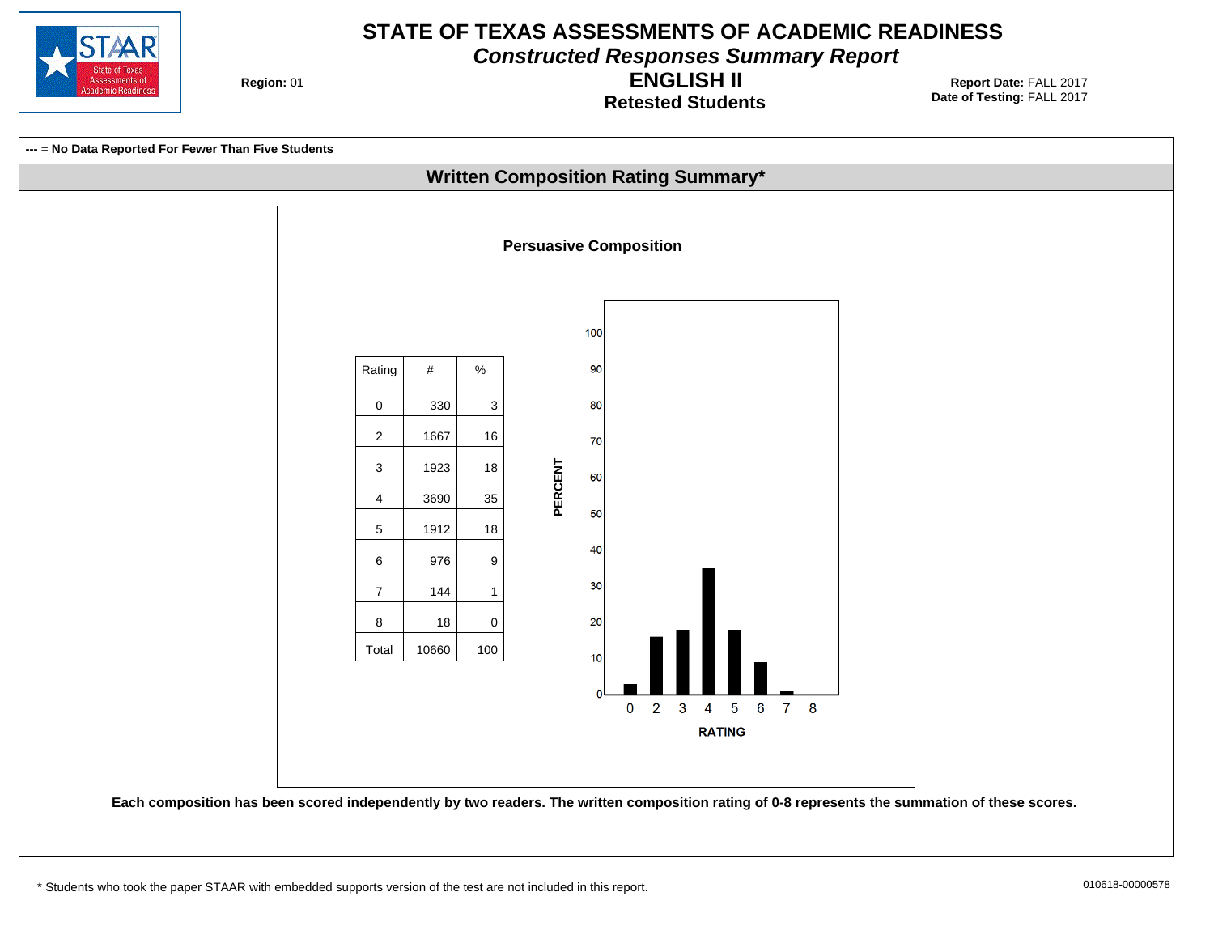# STATE OF TEXAS ASSESSMENTS OF ACADEMIC READINESS

## *Constructed Responses Summary Report*

## ENGLISH II

### Retested Students

**Region:** 01

**Report Date:** FALL 2017
**Date of Testing:** FALL 2017

**--- = No Data Reported For Fewer Than Five Students**

## Written Composition Rating Summary*

### Persuasive Composition

| Rating | # | % |
|---|---|---|
| 0 | 330 | 3 |
| 2 | 1667 | 16 |
| 3 | 1923 | 18 |
| 4 | 3690 | 35 |
| 5 | 1912 | 18 |
| 6 | 976 | 9 |
| 7 | 144 | 1 |
| 8 | 18 | 0 |
| Total | 10660 | 100 |

**Each composition has been scored independently by two readers. The written composition rating of 0-8 represents the summation of these scores.**

\* Students who took the paper STAAR with embedded supports version of the test are not included in this report.

010618-00000578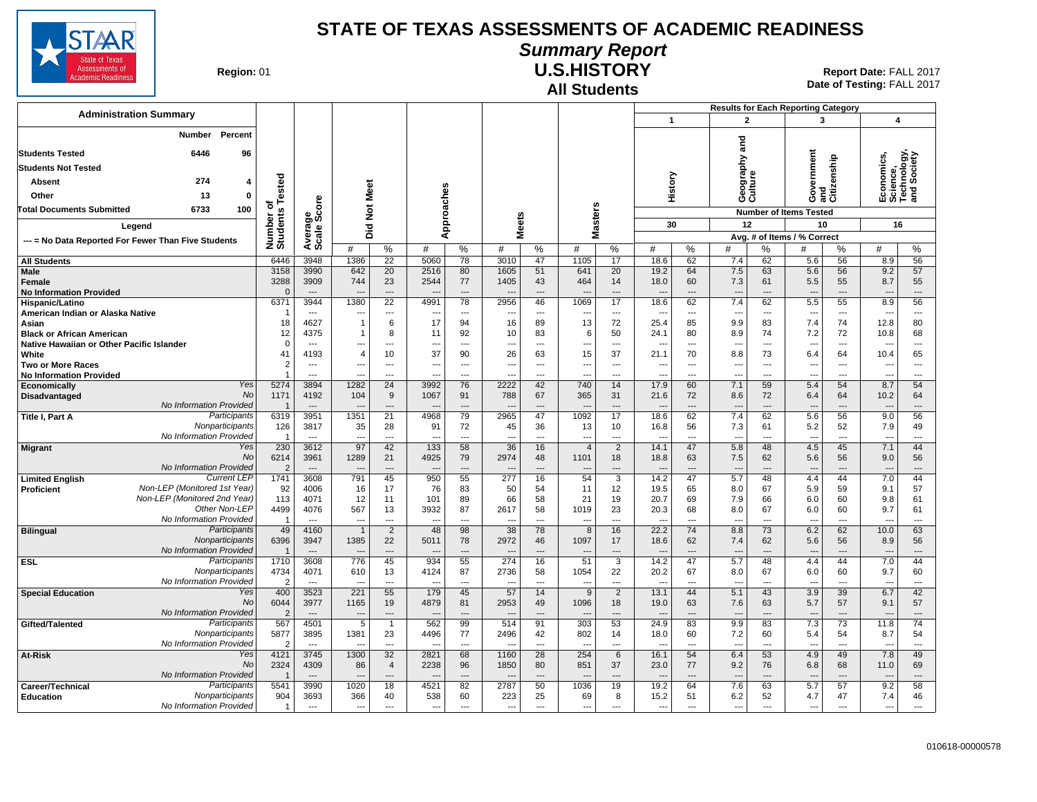# STATE OF TEXAS ASSESSMENTS OF ACADEMIC READINESS

## Summary Report

## U.S.HISTORY

### All Students

**Region:** 01

**Report Date:** FALL 2017
**Date of Testing:** FALL 2017

**Administration Summary**

| | Number | Percent |
|---|---|---|
| Students Tested | 6446 | 96 |
| Students Not Tested | | |
| Absent | 274 | 4 |
| Other | 13 | 0 |
| Total Documents Submitted | 6733 | 100 |

**Legend**

--- = No Data Reported For Fewer Than Five Students

Results for Each Reporting Category: 1 = History (Number of Items Tested: 30); 2 = Geography and Culture (12); 3 = Government and Citizenship (10); 4 = Economics, Science, Technology, and Society (16). Avg. # of Items / % Correct.

| Group | | Number of Students Tested | Average Scale Score | Did Not Meet # | Did Not Meet % | Approaches # | Approaches % | Meets # | Meets % | Masters # | Masters % | 1 History # | 1 History % | 2 Geography and Culture # | 2 Geography and Culture % | 3 Government and Citizenship # | 3 Government and Citizenship % | 4 Economics, Science, Technology, and Society # | 4 Economics, Science, Technology, and Society % |
|---|---|---|---|---|---|---|---|---|---|---|---|---|---|---|---|---|---|---|---|
| All Students | | 6446 | 3948 | 1386 | 22 | 5060 | 78 | 3010 | 47 | 1105 | 17 | 18.6 | 62 | 7.4 | 62 | 5.6 | 56 | 8.9 | 56 |
| Male | | 3158 | 3990 | 642 | 20 | 2516 | 80 | 1605 | 51 | 641 | 20 | 19.2 | 64 | 7.5 | 63 | 5.6 | 56 | 9.2 | 57 |
| Female | | 3288 | 3909 | 744 | 23 | 2544 | 77 | 1405 | 43 | 464 | 14 | 18.0 | 60 | 7.3 | 61 | 5.5 | 55 | 8.7 | 55 |
| No Information Provided | | 0 | --- | --- | --- | --- | --- | --- | --- | --- | --- | --- | --- | --- | --- | --- | --- | --- | --- |
| Hispanic/Latino | | 6371 | 3944 | 1380 | 22 | 4991 | 78 | 2956 | 46 | 1069 | 17 | 18.6 | 62 | 7.4 | 62 | 5.5 | 55 | 8.9 | 56 |
| American Indian or Alaska Native | | 1 | --- | --- | --- | --- | --- | --- | --- | --- | --- | --- | --- | --- | --- | --- | --- | --- | --- |
| Asian | | 18 | 4627 | 1 | 6 | 17 | 94 | 16 | 89 | 13 | 72 | 25.4 | 85 | 9.9 | 83 | 7.4 | 74 | 12.8 | 80 |
| Black or African American | | 12 | 4375 | 1 | 8 | 11 | 92 | 10 | 83 | 6 | 50 | 24.1 | 80 | 8.9 | 74 | 7.2 | 72 | 10.8 | 68 |
| Native Hawaiian or Other Pacific Islander | | 0 | --- | --- | --- | --- | --- | --- | --- | --- | --- | --- | --- | --- | --- | --- | --- | --- | --- |
| White | | 41 | 4193 | 4 | 10 | 37 | 90 | 26 | 63 | 15 | 37 | 21.1 | 70 | 8.8 | 73 | 6.4 | 64 | 10.4 | 65 |
| Two or More Races | | 2 | --- | --- | --- | --- | --- | --- | --- | --- | --- | --- | --- | --- | --- | --- | --- | --- | --- |
| No Information Provided | | 1 | --- | --- | --- | --- | --- | --- | --- | --- | --- | --- | --- | --- | --- | --- | --- | --- | --- |
| Economically Disadvantaged | Yes | 5274 | 3894 | 1282 | 24 | 3992 | 76 | 2222 | 42 | 740 | 14 | 17.9 | 60 | 7.1 | 59 | 5.4 | 54 | 8.7 | 54 |
| | No | 1171 | 4192 | 104 | 9 | 1067 | 91 | 788 | 67 | 365 | 31 | 21.6 | 72 | 8.6 | 72 | 6.4 | 64 | 10.2 | 64 |
| | No Information Provided | 1 | --- | --- | --- | --- | --- | --- | --- | --- | --- | --- | --- | --- | --- | --- | --- | --- | --- |
| Title I, Part A | Participants | 6319 | 3951 | 1351 | 21 | 4968 | 79 | 2965 | 47 | 1092 | 17 | 18.6 | 62 | 7.4 | 62 | 5.6 | 56 | 9.0 | 56 |
| | Nonparticipants | 126 | 3817 | 35 | 28 | 91 | 72 | 45 | 36 | 13 | 10 | 16.8 | 56 | 7.3 | 61 | 5.2 | 52 | 7.9 | 49 |
| | No Information Provided | 1 | --- | --- | --- | --- | --- | --- | --- | --- | --- | --- | --- | --- | --- | --- | --- | --- | --- |
| Migrant | Yes | 230 | 3612 | 97 | 42 | 133 | 58 | 36 | 16 | 4 | 2 | 14.1 | 47 | 5.8 | 48 | 4.5 | 45 | 7.1 | 44 |
| | No | 6214 | 3961 | 1289 | 21 | 4925 | 79 | 2974 | 48 | 1101 | 18 | 18.8 | 63 | 7.5 | 62 | 5.6 | 56 | 9.0 | 56 |
| | No Information Provided | 2 | --- | --- | --- | --- | --- | --- | --- | --- | --- | --- | --- | --- | --- | --- | --- | --- | --- |
| Limited English Proficient | Current LEP | 1741 | 3608 | 791 | 45 | 950 | 55 | 277 | 16 | 54 | 3 | 14.2 | 47 | 5.7 | 48 | 4.4 | 44 | 7.0 | 44 |
| | Non-LEP (Monitored 1st Year) | 92 | 4006 | 16 | 17 | 76 | 83 | 50 | 54 | 11 | 12 | 19.5 | 65 | 8.0 | 67 | 5.9 | 59 | 9.1 | 57 |
| | Non-LEP (Monitored 2nd Year) | 113 | 4071 | 12 | 11 | 101 | 89 | 66 | 58 | 21 | 19 | 20.7 | 69 | 7.9 | 66 | 6.0 | 60 | 9.8 | 61 |
| | Other Non-LEP | 4499 | 4076 | 567 | 13 | 3932 | 87 | 2617 | 58 | 1019 | 23 | 20.3 | 68 | 8.0 | 67 | 6.0 | 60 | 9.7 | 61 |
| | No Information Provided | 1 | --- | --- | --- | --- | --- | --- | --- | --- | --- | --- | --- | --- | --- | --- | --- | --- | --- |
| Bilingual | Participants | 49 | 4160 | 1 | 2 | 48 | 98 | 38 | 78 | 8 | 16 | 22.2 | 74 | 8.8 | 73 | 6.2 | 62 | 10.0 | 63 |
| | Nonparticipants | 6396 | 3947 | 1385 | 22 | 5011 | 78 | 2972 | 46 | 1097 | 17 | 18.6 | 62 | 7.4 | 62 | 5.6 | 56 | 8.9 | 56 |
| | No Information Provided | 1 | --- | --- | --- | --- | --- | --- | --- | --- | --- | --- | --- | --- | --- | --- | --- | --- | --- |
| ESL | Participants | 1710 | 3608 | 776 | 45 | 934 | 55 | 274 | 16 | 51 | 3 | 14.2 | 47 | 5.7 | 48 | 4.4 | 44 | 7.0 | 44 |
| | Nonparticipants | 4734 | 4071 | 610 | 13 | 4124 | 87 | 2736 | 58 | 1054 | 22 | 20.2 | 67 | 8.0 | 67 | 6.0 | 60 | 9.7 | 60 |
| | No Information Provided | 2 | --- | --- | --- | --- | --- | --- | --- | --- | --- | --- | --- | --- | --- | --- | --- | --- | --- |
| Special Education | Yes | 400 | 3523 | 221 | 55 | 179 | 45 | 57 | 14 | 9 | 2 | 13.1 | 44 | 5.1 | 43 | 3.9 | 39 | 6.7 | 42 |
| | No | 6044 | 3977 | 1165 | 19 | 4879 | 81 | 2953 | 49 | 1096 | 18 | 19.0 | 63 | 7.6 | 63 | 5.7 | 57 | 9.1 | 57 |
| | No Information Provided | 2 | --- | --- | --- | --- | --- | --- | --- | --- | --- | --- | --- | --- | --- | --- | --- | --- | --- |
| Gifted/Talented | Participants | 567 | 4501 | 5 | 1 | 562 | 99 | 514 | 91 | 303 | 53 | 24.9 | 83 | 9.9 | 83 | 7.3 | 73 | 11.8 | 74 |
| | Nonparticipants | 5877 | 3895 | 1381 | 23 | 4496 | 77 | 2496 | 42 | 802 | 14 | 18.0 | 60 | 7.2 | 60 | 5.4 | 54 | 8.7 | 54 |
| | No Information Provided | 2 | --- | --- | --- | --- | --- | --- | --- | --- | --- | --- | --- | --- | --- | --- | --- | --- | --- |
| At-Risk | Yes | 4121 | 3745 | 1300 | 32 | 2821 | 68 | 1160 | 28 | 254 | 6 | 16.1 | 54 | 6.4 | 53 | 4.9 | 49 | 7.8 | 49 |
| | No | 2324 | 4309 | 86 | 4 | 2238 | 96 | 1850 | 80 | 851 | 37 | 23.0 | 77 | 9.2 | 76 | 6.8 | 68 | 11.0 | 69 |
| | No Information Provided | 1 | --- | --- | --- | --- | --- | --- | --- | --- | --- | --- | --- | --- | --- | --- | --- | --- | --- |
| Career/Technical Education | Participants | 5541 | 3990 | 1020 | 18 | 4521 | 82 | 2787 | 50 | 1036 | 19 | 19.2 | 64 | 7.6 | 63 | 5.7 | 57 | 9.2 | 58 |
| | Nonparticipants | 904 | 3693 | 366 | 40 | 538 | 60 | 223 | 25 | 69 | 8 | 15.2 | 51 | 6.2 | 52 | 4.7 | 47 | 7.4 | 46 |
| | No Information Provided | 1 | --- | --- | --- | --- | --- | --- | --- | --- | --- | --- | --- | --- | --- | --- | --- | --- | --- |

010618-00000578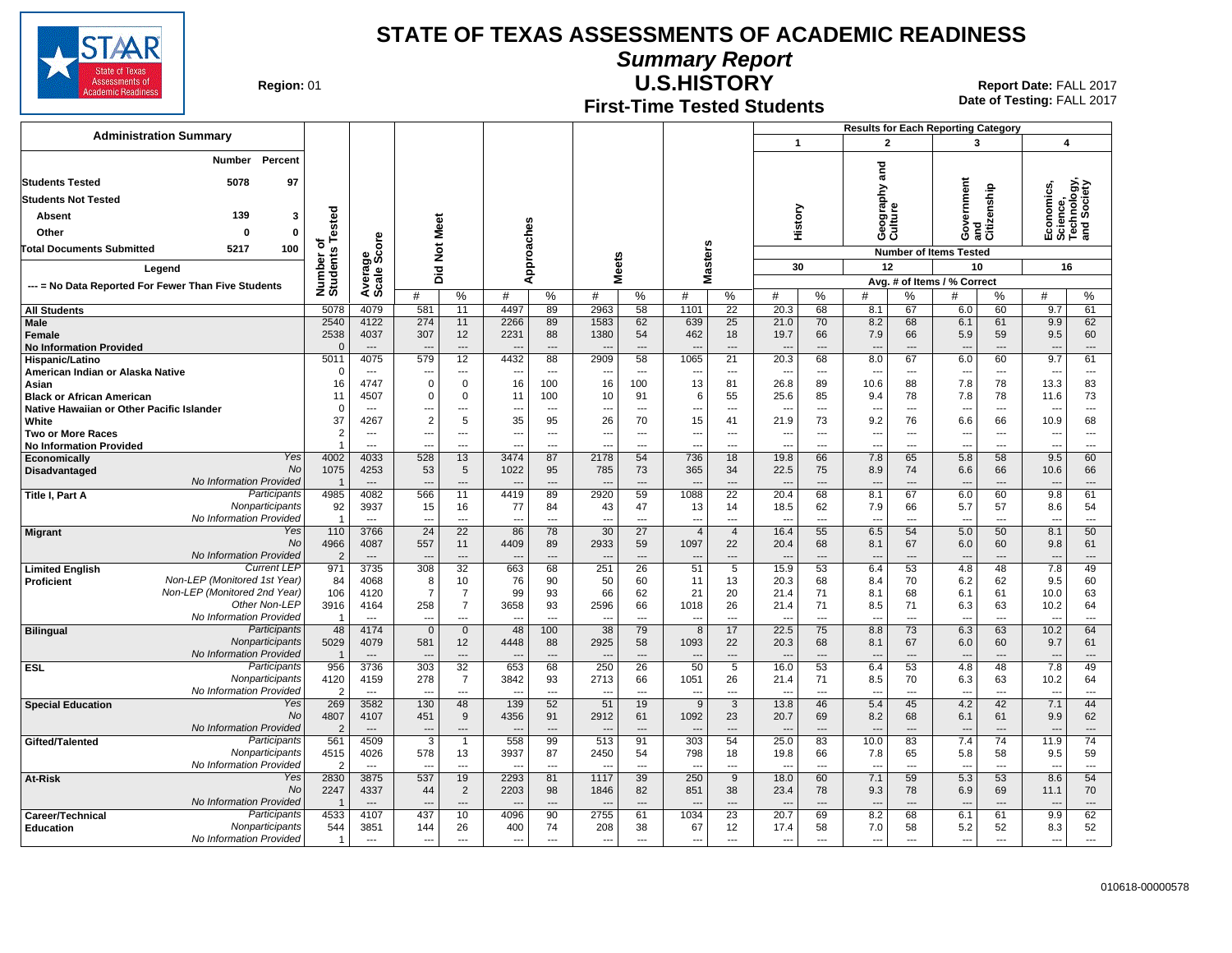# STATE OF TEXAS ASSESSMENTS OF ACADEMIC READINESS

## Summary Report

## U.S.HISTORY

### First-Time Tested Students

**Region:** 01

**Report Date:** FALL 2017
**Date of Testing:** FALL 2017

**Administration Summary**

| | Number | Percent |
|---|---|---|
| Students Tested | 5078 | 97 |
| Students Not Tested | | |
| Absent | 139 | 3 |
| Other | 0 | 0 |
| Total Documents Submitted | 5217 | 100 |

Legend

--- = No Data Reported For Fewer Than Five Students

Results for Each Reporting Category: 1 = History (30 items), 2 = Geography and Culture (12 items), 3 = Government and Citizenship (10 items), 4 = Economics, Science, Technology, and Society (16 items). Values are Avg. # of Items / % Correct.

| Group | | Number of Students Tested | Average Scale Score | Did Not Meet # | Did Not Meet % | Approaches # | Approaches % | Meets # | Meets % | Masters # | Masters % | 1 History # | 1 History % | 2 Geography and Culture # | 2 % | 3 Government and Citizenship # | 3 % | 4 Economics, Science, Technology, and Society # | 4 % |
|---|---|---|---|---|---|---|---|---|---|---|---|---|---|---|---|---|---|---|---|
| All Students | | 5078 | 4079 | 581 | 11 | 4497 | 89 | 2963 | 58 | 1101 | 22 | 20.3 | 68 | 8.1 | 67 | 6.0 | 60 | 9.7 | 61 |
| Male | | 2540 | 4122 | 274 | 11 | 2266 | 89 | 1583 | 62 | 639 | 25 | 21.0 | 70 | 8.2 | 68 | 6.1 | 61 | 9.9 | 62 |
| Female | | 2538 | 4037 | 307 | 12 | 2231 | 88 | 1380 | 54 | 462 | 18 | 19.7 | 66 | 7.9 | 66 | 5.9 | 59 | 9.5 | 60 |
| No Information Provided | | 0 | --- | --- | --- | --- | --- | --- | --- | --- | --- | --- | --- | --- | --- | --- | --- | --- | --- |
| Hispanic/Latino | | 5011 | 4075 | 579 | 12 | 4432 | 88 | 2909 | 58 | 1065 | 21 | 20.3 | 68 | 8.0 | 67 | 6.0 | 60 | 9.7 | 61 |
| American Indian or Alaska Native | | 0 | --- | --- | --- | --- | --- | --- | --- | --- | --- | --- | --- | --- | --- | --- | --- | --- | --- |
| Asian | | 16 | 4747 | 0 | 0 | 16 | 100 | 16 | 100 | 13 | 81 | 26.8 | 89 | 10.6 | 88 | 7.8 | 78 | 13.3 | 83 |
| Black or African American | | 11 | 4507 | 0 | 0 | 11 | 100 | 10 | 91 | 6 | 55 | 25.6 | 85 | 9.4 | 78 | 7.8 | 78 | 11.6 | 73 |
| Native Hawaiian or Other Pacific Islander | | 0 | --- | --- | --- | --- | --- | --- | --- | --- | --- | --- | --- | --- | --- | --- | --- | --- | --- |
| White | | 37 | 4267 | 2 | 5 | 35 | 95 | 26 | 70 | 15 | 41 | 21.9 | 73 | 9.2 | 76 | 6.6 | 66 | 10.9 | 68 |
| Two or More Races | | 2 | --- | --- | --- | --- | --- | --- | --- | --- | --- | --- | --- | --- | --- | --- | --- | --- | --- |
| No Information Provided | | 1 | --- | --- | --- | --- | --- | --- | --- | --- | --- | --- | --- | --- | --- | --- | --- | --- | --- |
| Economically Disadvantaged | Yes | 4002 | 4033 | 528 | 13 | 3474 | 87 | 2178 | 54 | 736 | 18 | 19.8 | 66 | 7.8 | 65 | 5.8 | 58 | 9.5 | 60 |
| | No | 1075 | 4253 | 53 | 5 | 1022 | 95 | 785 | 73 | 365 | 34 | 22.5 | 75 | 8.9 | 74 | 6.6 | 66 | 10.6 | 66 |
| | No Information Provided | 1 | --- | --- | --- | --- | --- | --- | --- | --- | --- | --- | --- | --- | --- | --- | --- | --- | --- |
| Title I, Part A | Participants | 4985 | 4082 | 566 | 11 | 4419 | 89 | 2920 | 59 | 1088 | 22 | 20.4 | 68 | 8.1 | 67 | 6.0 | 60 | 9.8 | 61 |
| | Nonparticipants | 92 | 3937 | 15 | 16 | 77 | 84 | 43 | 47 | 13 | 14 | 18.5 | 62 | 7.9 | 66 | 5.7 | 57 | 8.6 | 54 |
| | No Information Provided | 1 | --- | --- | --- | --- | --- | --- | --- | --- | --- | --- | --- | --- | --- | --- | --- | --- | --- |
| Migrant | Yes | 110 | 3766 | 24 | 22 | 86 | 78 | 30 | 27 | 4 | 4 | 16.4 | 55 | 6.5 | 54 | 5.0 | 50 | 8.1 | 50 |
| | No | 4966 | 4087 | 557 | 11 | 4409 | 89 | 2933 | 59 | 1097 | 22 | 20.4 | 68 | 8.1 | 67 | 6.0 | 60 | 9.8 | 61 |
| | No Information Provided | 2 | --- | --- | --- | --- | --- | --- | --- | --- | --- | --- | --- | --- | --- | --- | --- | --- | --- |
| Limited English Proficient | Current LEP | 971 | 3735 | 308 | 32 | 663 | 68 | 251 | 26 | 51 | 5 | 15.9 | 53 | 6.4 | 53 | 4.8 | 48 | 7.8 | 49 |
| | Non-LEP (Monitored 1st Year) | 84 | 4068 | 8 | 10 | 76 | 90 | 50 | 60 | 11 | 13 | 20.3 | 68 | 8.4 | 70 | 6.2 | 62 | 9.5 | 60 |
| | Non-LEP (Monitored 2nd Year) | 106 | 4120 | 7 | 7 | 99 | 93 | 66 | 62 | 21 | 20 | 21.4 | 71 | 8.1 | 68 | 6.1 | 61 | 10.0 | 63 |
| | Other Non-LEP | 3916 | 4164 | 258 | 7 | 3658 | 93 | 2596 | 66 | 1018 | 26 | 21.4 | 71 | 8.5 | 71 | 6.3 | 63 | 10.2 | 64 |
| | No Information Provided | 1 | --- | --- | --- | --- | --- | --- | --- | --- | --- | --- | --- | --- | --- | --- | --- | --- | --- |
| Bilingual | Participants | 48 | 4174 | 0 | 0 | 48 | 100 | 38 | 79 | 8 | 17 | 22.5 | 75 | 8.8 | 73 | 6.3 | 63 | 10.2 | 64 |
| | Nonparticipants | 5029 | 4079 | 581 | 12 | 4448 | 88 | 2925 | 58 | 1093 | 22 | 20.3 | 68 | 8.1 | 67 | 6.0 | 60 | 9.7 | 61 |
| | No Information Provided | 1 | --- | --- | --- | --- | --- | --- | --- | --- | --- | --- | --- | --- | --- | --- | --- | --- | --- |
| ESL | Participants | 956 | 3736 | 303 | 32 | 653 | 68 | 250 | 26 | 50 | 5 | 16.0 | 53 | 6.4 | 53 | 4.8 | 48 | 7.8 | 49 |
| | Nonparticipants | 4120 | 4159 | 278 | 7 | 3842 | 93 | 2713 | 66 | 1051 | 26 | 21.4 | 71 | 8.5 | 70 | 6.3 | 63 | 10.2 | 64 |
| | No Information Provided | 2 | --- | --- | --- | --- | --- | --- | --- | --- | --- | --- | --- | --- | --- | --- | --- | --- | --- |
| Special Education | Yes | 269 | 3582 | 130 | 48 | 139 | 52 | 51 | 19 | 9 | 3 | 13.8 | 46 | 5.4 | 45 | 4.2 | 42 | 7.1 | 44 |
| | No | 4807 | 4107 | 451 | 9 | 4356 | 91 | 2912 | 61 | 1092 | 23 | 20.7 | 69 | 8.2 | 68 | 6.1 | 61 | 9.9 | 62 |
| | No Information Provided | 2 | --- | --- | --- | --- | --- | --- | --- | --- | --- | --- | --- | --- | --- | --- | --- | --- | --- |
| Gifted/Talented | Participants | 561 | 4509 | 3 | 1 | 558 | 99 | 513 | 91 | 303 | 54 | 25.0 | 83 | 10.0 | 83 | 7.4 | 74 | 11.9 | 74 |
| | Nonparticipants | 4515 | 4026 | 578 | 13 | 3937 | 87 | 2450 | 54 | 798 | 18 | 19.8 | 66 | 7.8 | 65 | 5.8 | 58 | 9.5 | 59 |
| | No Information Provided | 2 | --- | --- | --- | --- | --- | --- | --- | --- | --- | --- | --- | --- | --- | --- | --- | --- | --- |
| At-Risk | Yes | 2830 | 3875 | 537 | 19 | 2293 | 81 | 1117 | 39 | 250 | 9 | 18.0 | 60 | 7.1 | 59 | 5.3 | 53 | 8.6 | 54 |
| | No | 2247 | 4337 | 44 | 2 | 2203 | 98 | 1846 | 82 | 851 | 38 | 23.4 | 78 | 9.3 | 78 | 6.9 | 69 | 11.1 | 70 |
| | No Information Provided | 1 | --- | --- | --- | --- | --- | --- | --- | --- | --- | --- | --- | --- | --- | --- | --- | --- | --- |
| Career/Technical Education | Participants | 4533 | 4107 | 437 | 10 | 4096 | 90 | 2755 | 61 | 1034 | 23 | 20.7 | 69 | 8.2 | 68 | 6.1 | 61 | 9.9 | 62 |
| | Nonparticipants | 544 | 3851 | 144 | 26 | 400 | 74 | 208 | 38 | 67 | 12 | 17.4 | 58 | 7.0 | 58 | 5.2 | 52 | 8.3 | 52 |
| | No Information Provided | 1 | --- | --- | --- | --- | --- | --- | --- | --- | --- | --- | --- | --- | --- | --- | --- | --- | --- |

010618-00000578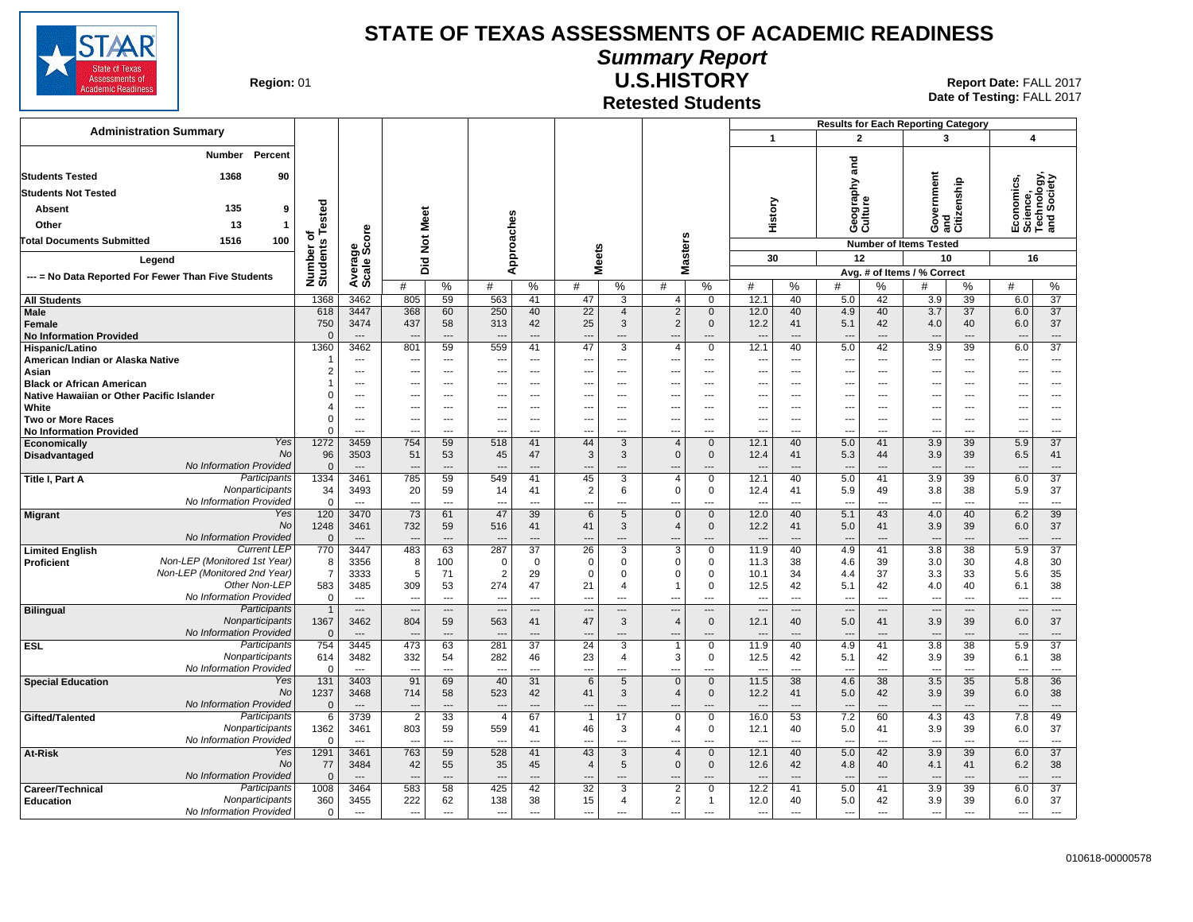# STATE OF TEXAS ASSESSMENTS OF ACADEMIC READINESS

## *Summary Report*

## U.S.HISTORY

### Retested Students

**Region:** 01

**Report Date:** FALL 2017
**Date of Testing:** FALL 2017

| Administration Summary | Number | Percent |
|---|---|---|
| Students Tested | 1368 | 90 |
| Students Not Tested | | |
| Absent | 135 | 9 |
| Other | 13 | 1 |
| Total Documents Submitted | 1516 | 100 |

Legend

--- = No Data Reported For Fewer Than Five Students

Results for Each Reporting Category: 1 History (Number of Items Tested: 30); 2 Geography and Culture (12); 3 Government and Citizenship (10); 4 Economics, Science, Technology, and Society (16). Avg. # of Items / % Correct.

| Group | | Number of Students Tested | Average Scale Score | Did Not Meet # | Did Not Meet % | Approaches # | Approaches % | Meets # | Meets % | Masters # | Masters % | 1 History # | 1 History % | 2 Geography and Culture # | 2 Geography and Culture % | 3 Government and Citizenship # | 3 Government and Citizenship % | 4 Economics, Science, Technology, and Society # | 4 Economics, Science, Technology, and Society % |
|---|---|---|---|---|---|---|---|---|---|---|---|---|---|---|---|---|---|---|---|
| All Students | | 1368 | 3462 | 805 | 59 | 563 | 41 | 47 | 3 | 4 | 0 | 12.1 | 40 | 5.0 | 42 | 3.9 | 39 | 6.0 | 37 |
| Male | | 618 | 3447 | 368 | 60 | 250 | 40 | 22 | 4 | 2 | 0 | 12.0 | 40 | 4.9 | 40 | 3.7 | 37 | 6.0 | 37 |
| Female | | 750 | 3474 | 437 | 58 | 313 | 42 | 25 | 3 | 2 | 0 | 12.2 | 41 | 5.1 | 42 | 4.0 | 40 | 6.0 | 37 |
| No Information Provided | | 0 | --- | --- | --- | --- | --- | --- | --- | --- | --- | --- | --- | --- | --- | --- | --- | --- | --- |
| Hispanic/Latino | | 1360 | 3462 | 801 | 59 | 559 | 41 | 47 | 3 | 4 | 0 | 12.1 | 40 | 5.0 | 42 | 3.9 | 39 | 6.0 | 37 |
| American Indian or Alaska Native | | 1 | --- | --- | --- | --- | --- | --- | --- | --- | --- | --- | --- | --- | --- | --- | --- | --- | --- |
| Asian | | 2 | --- | --- | --- | --- | --- | --- | --- | --- | --- | --- | --- | --- | --- | --- | --- | --- | --- |
| Black or African American | | 1 | --- | --- | --- | --- | --- | --- | --- | --- | --- | --- | --- | --- | --- | --- | --- | --- | --- |
| Native Hawaiian or Other Pacific Islander | | 0 | --- | --- | --- | --- | --- | --- | --- | --- | --- | --- | --- | --- | --- | --- | --- | --- | --- |
| White | | 4 | --- | --- | --- | --- | --- | --- | --- | --- | --- | --- | --- | --- | --- | --- | --- | --- | --- |
| Two or More Races | | 0 | --- | --- | --- | --- | --- | --- | --- | --- | --- | --- | --- | --- | --- | --- | --- | --- | --- |
| No Information Provided | | 0 | --- | --- | --- | --- | --- | --- | --- | --- | --- | --- | --- | --- | --- | --- | --- | --- | --- |
| Economically Disadvantaged | *Yes* | 1272 | 3459 | 754 | 59 | 518 | 41 | 44 | 3 | 4 | 0 | 12.1 | 40 | 5.0 | 41 | 3.9 | 39 | 5.9 | 37 |
| | *No* | 96 | 3503 | 51 | 53 | 45 | 47 | 3 | 3 | 0 | 0 | 12.4 | 41 | 5.3 | 44 | 3.9 | 39 | 6.5 | 41 |
| | *No Information Provided* | 0 | --- | --- | --- | --- | --- | --- | --- | --- | --- | --- | --- | --- | --- | --- | --- | --- | --- |
| Title I, Part A | *Participants* | 1334 | 3461 | 785 | 59 | 549 | 41 | 45 | 3 | 4 | 0 | 12.1 | 40 | 5.0 | 41 | 3.9 | 39 | 6.0 | 37 |
| | *Nonparticipants* | 34 | 3493 | 20 | 59 | 14 | 41 | 2 | 6 | 0 | 0 | 12.4 | 41 | 5.9 | 49 | 3.8 | 38 | 5.9 | 37 |
| | *No Information Provided* | 0 | --- | --- | --- | --- | --- | --- | --- | --- | --- | --- | --- | --- | --- | --- | --- | --- | --- |
| Migrant | *Yes* | 120 | 3470 | 73 | 61 | 47 | 39 | 6 | 5 | 0 | 0 | 12.0 | 40 | 5.1 | 43 | 4.0 | 40 | 6.2 | 39 |
| | *No* | 1248 | 3461 | 732 | 59 | 516 | 41 | 41 | 3 | 4 | 0 | 12.2 | 41 | 5.0 | 41 | 3.9 | 39 | 6.0 | 37 |
| | *No Information Provided* | 0 | --- | --- | --- | --- | --- | --- | --- | --- | --- | --- | --- | --- | --- | --- | --- | --- | --- |
| Limited English Proficient | *Current LEP* | 770 | 3447 | 483 | 63 | 287 | 37 | 26 | 3 | 3 | 0 | 11.9 | 40 | 4.9 | 41 | 3.8 | 38 | 5.9 | 37 |
| | *Non-LEP (Monitored 1st Year)* | 8 | 3356 | 8 | 100 | 0 | 0 | 0 | 0 | 0 | 0 | 11.3 | 38 | 4.6 | 39 | 3.0 | 30 | 4.8 | 30 |
| | *Non-LEP (Monitored 2nd Year)* | 7 | 3333 | 5 | 71 | 2 | 29 | 0 | 0 | 0 | 0 | 10.1 | 34 | 4.4 | 37 | 3.3 | 33 | 5.6 | 35 |
| | *Other Non-LEP* | 583 | 3485 | 309 | 53 | 274 | 47 | 21 | 4 | 1 | 0 | 12.5 | 42 | 5.1 | 42 | 4.0 | 40 | 6.1 | 38 |
| | *No Information Provided* | 0 | --- | --- | --- | --- | --- | --- | --- | --- | --- | --- | --- | --- | --- | --- | --- | --- | --- |
| Bilingual | *Participants* | 1 | --- | --- | --- | --- | --- | --- | --- | --- | --- | --- | --- | --- | --- | --- | --- | --- | --- |
| | *Nonparticipants* | 1367 | 3462 | 804 | 59 | 563 | 41 | 47 | 3 | 4 | 0 | 12.1 | 40 | 5.0 | 41 | 3.9 | 39 | 6.0 | 37 |
| | *No Information Provided* | 0 | --- | --- | --- | --- | --- | --- | --- | --- | --- | --- | --- | --- | --- | --- | --- | --- | --- |
| ESL | *Participants* | 754 | 3445 | 473 | 63 | 281 | 37 | 24 | 3 | 1 | 0 | 11.9 | 40 | 4.9 | 41 | 3.8 | 38 | 5.9 | 37 |
| | *Nonparticipants* | 614 | 3482 | 332 | 54 | 282 | 46 | 23 | 4 | 3 | 0 | 12.5 | 42 | 5.1 | 42 | 3.9 | 39 | 6.1 | 38 |
| | *No Information Provided* | 0 | --- | --- | --- | --- | --- | --- | --- | --- | --- | --- | --- | --- | --- | --- | --- | --- | --- |
| Special Education | *Yes* | 131 | 3403 | 91 | 69 | 40 | 31 | 6 | 5 | 0 | 0 | 11.5 | 38 | 4.6 | 38 | 3.5 | 35 | 5.8 | 36 |
| | *No* | 1237 | 3468 | 714 | 58 | 523 | 42 | 41 | 3 | 4 | 0 | 12.2 | 41 | 5.0 | 42 | 3.9 | 39 | 6.0 | 38 |
| | *No Information Provided* | 0 | --- | --- | --- | --- | --- | --- | --- | --- | --- | --- | --- | --- | --- | --- | --- | --- | --- |
| Gifted/Talented | *Participants* | 6 | 3739 | 2 | 33 | 4 | 67 | 1 | 17 | 0 | 0 | 16.0 | 53 | 7.2 | 60 | 4.3 | 43 | 7.8 | 49 |
| | *Nonparticipants* | 1362 | 3461 | 803 | 59 | 559 | 41 | 46 | 3 | 4 | 0 | 12.1 | 40 | 5.0 | 41 | 3.9 | 39 | 6.0 | 37 |
| | *No Information Provided* | 0 | --- | --- | --- | --- | --- | --- | --- | --- | --- | --- | --- | --- | --- | --- | --- | --- | --- |
| At-Risk | *Yes* | 1291 | 3461 | 763 | 59 | 528 | 41 | 43 | 3 | 4 | 0 | 12.1 | 40 | 5.0 | 42 | 3.9 | 39 | 6.0 | 37 |
| | *No* | 77 | 3484 | 42 | 55 | 35 | 45 | 4 | 5 | 0 | 0 | 12.6 | 42 | 4.8 | 40 | 4.1 | 41 | 6.2 | 38 |
| | *No Information Provided* | 0 | --- | --- | --- | --- | --- | --- | --- | --- | --- | --- | --- | --- | --- | --- | --- | --- | --- |
| Career/Technical Education | *Participants* | 1008 | 3464 | 583 | 58 | 425 | 42 | 32 | 3 | 2 | 0 | 12.2 | 41 | 5.0 | 41 | 3.9 | 39 | 6.0 | 37 |
| | *Nonparticipants* | 360 | 3455 | 222 | 62 | 138 | 38 | 15 | 4 | 2 | 1 | 12.0 | 40 | 5.0 | 42 | 3.9 | 39 | 6.0 | 37 |
| | *No Information Provided* | 0 | --- | --- | --- | --- | --- | --- | --- | --- | --- | --- | --- | --- | --- | --- | --- | --- | --- |

010618-00000578